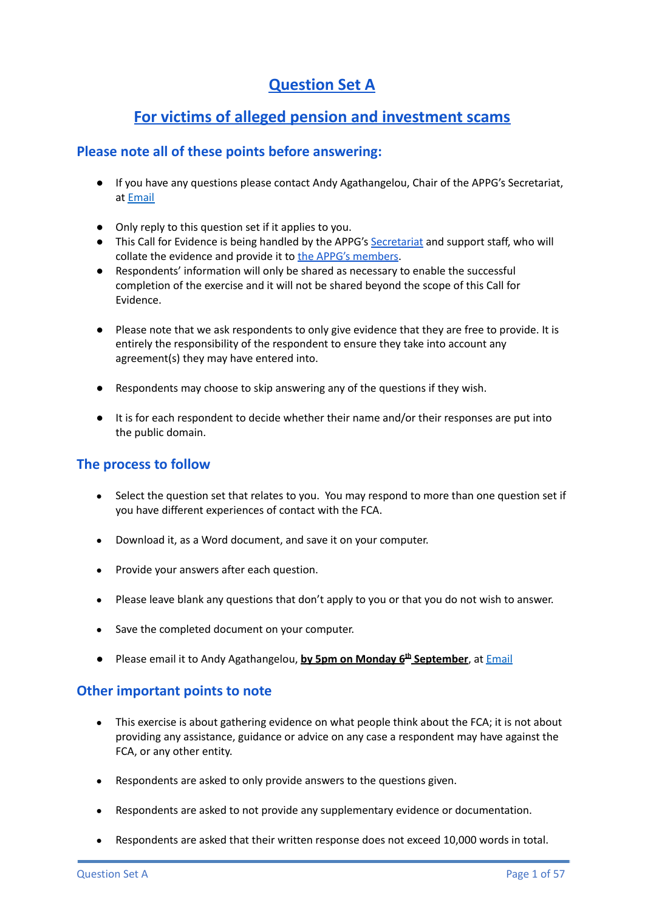# Question Set A

## For victims of alleged pension and investment scams

### Please note all of these points before answering:

- If you have any questions please contact Andy Agathangelou, Chair of the APPG's Secretariat, at Email
- Only reply to this question set if it applies to you.
- This Call for Evidence is being handled by the APPG's Secretariat and support staff, who will collate the evidence and provide it to the APPG's members.
- Respondents' information will only be shared as necessary to enable the successful completion of the exercise and it will not be shared beyond the scope of this Call for Evidence.
- Please note that we ask respondents to only give evidence that they are free to provide. It is entirely the responsibility of the respondent to ensure they take into account any agreement(s) they may have entered into.
- Respondents may choose to skip answering any of the questions if they wish.
- It is for each respondent to decide whether their name and/or their responses are put into the public domain.

### The process to follow

- Select the question set that relates to you. You may respond to more than one question set if you have different experiences of contact with the FCA.
- Download it, as a Word document, and save it on your computer.
- Provide your answers after each question.
- Please leave blank any questions that don't apply to you or that you do not wish to answer.
- Save the completed document on your computer.
- Please email it to Andy Agathangelou, **by 5pm on Monday 6th September**, at Email

### Other important points to note

- This exercise is about gathering evidence on what people think about the FCA; it is not about providing any assistance, guidance or advice on any case a respondent may have against the FCA, or any other entity.
- Respondents are asked to only provide answers to the questions given.
- Respondents are asked to not provide any supplementary evidence or documentation.
- Respondents are asked that their written response does not exceed 10,000 words in total.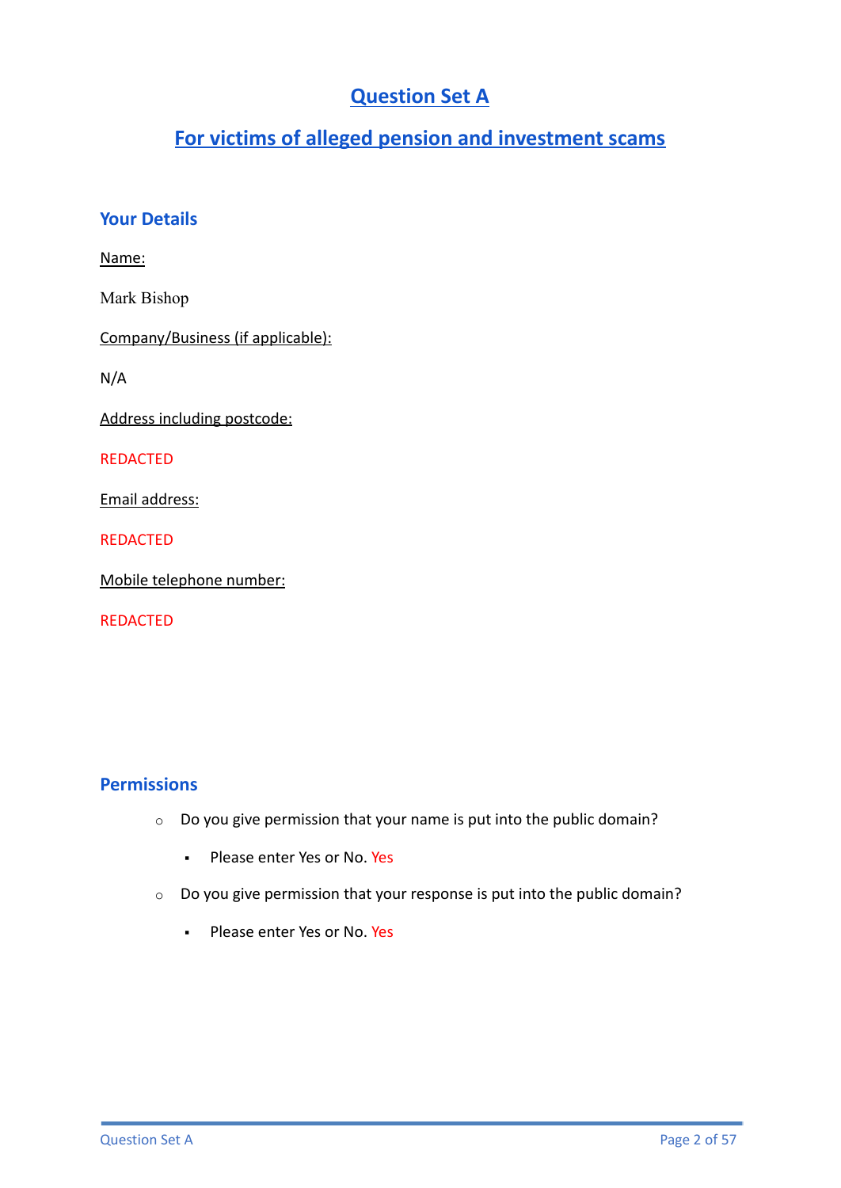# Question Set A

## For victims of alleged pension and investment scams

### Your Details

Name:

Mark Bishop

Company/Business (if applicable):

N/A

Address including postcode:

REDACTED

Email address:

REDACTED

Mobile telephone number:

REDACTED

### Permissions

- Do you give permission that your name is put into the public domain?
  - Please enter Yes or No. Yes
- Do you give permission that your response is put into the public domain?
  - Please enter Yes or No. Yes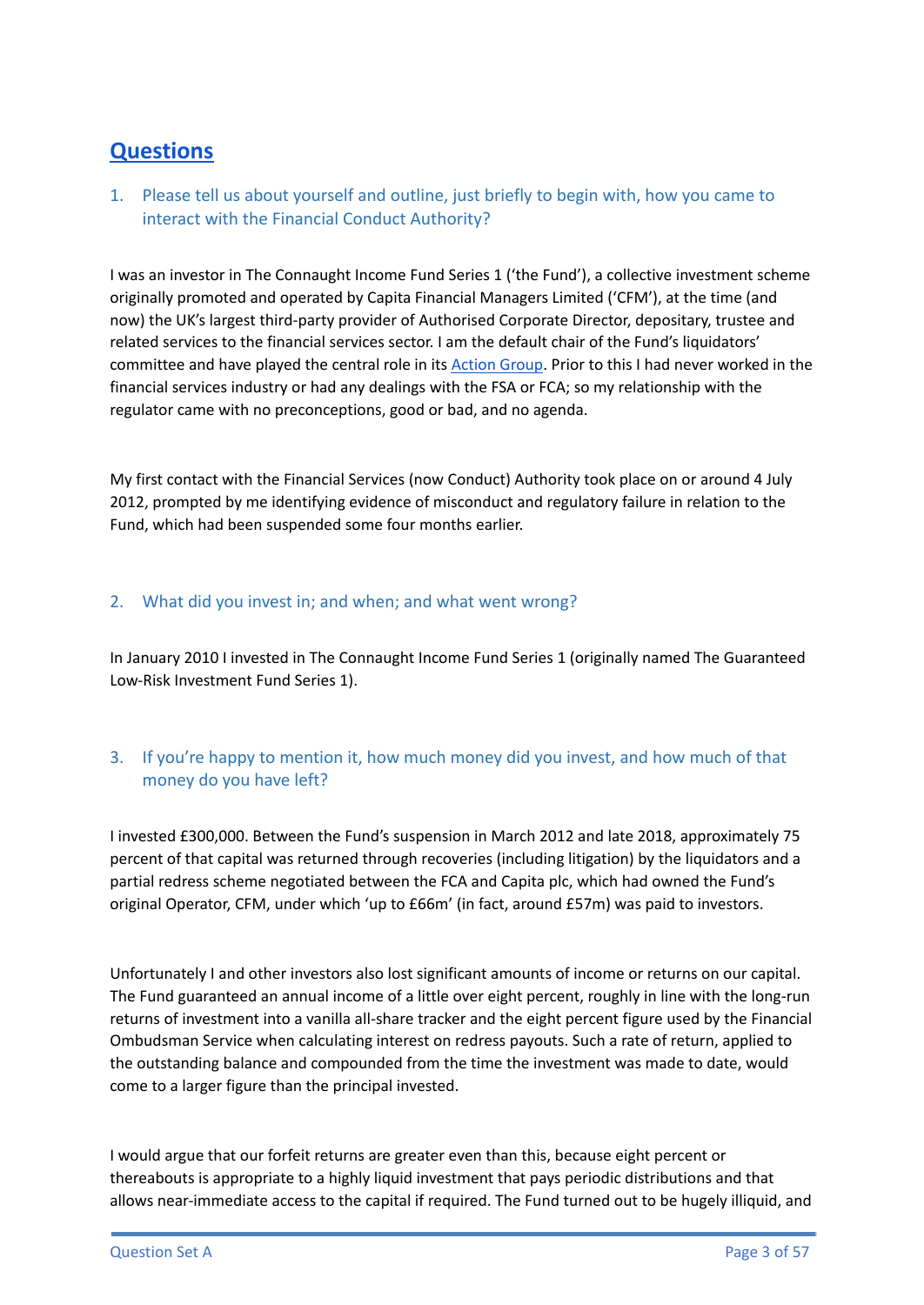## Questions

### 1. Please tell us about yourself and outline, just briefly to begin with, how you came to interact with the Financial Conduct Authority?

I was an investor in The Connaught Income Fund Series 1 ('the Fund'), a collective investment scheme originally promoted and operated by Capita Financial Managers Limited ('CFM'), at the time (and now) the UK's largest third-party provider of Authorised Corporate Director, depositary, trustee and related services to the financial services sector. I am the default chair of the Fund's liquidators' committee and have played the central role in its Action Group. Prior to this I had never worked in the financial services industry or had any dealings with the FSA or FCA; so my relationship with the regulator came with no preconceptions, good or bad, and no agenda.

My first contact with the Financial Services (now Conduct) Authority took place on or around 4 July 2012, prompted by me identifying evidence of misconduct and regulatory failure in relation to the Fund, which had been suspended some four months earlier.

### 2. What did you invest in; and when; and what went wrong?

In January 2010 I invested in The Connaught Income Fund Series 1 (originally named The Guaranteed Low-Risk Investment Fund Series 1).

### 3. If you're happy to mention it, how much money did you invest, and how much of that money do you have left?

I invested £300,000. Between the Fund's suspension in March 2012 and late 2018, approximately 75 percent of that capital was returned through recoveries (including litigation) by the liquidators and a partial redress scheme negotiated between the FCA and Capita plc, which had owned the Fund's original Operator, CFM, under which 'up to £66m' (in fact, around £57m) was paid to investors.

Unfortunately I and other investors also lost significant amounts of income or returns on our capital. The Fund guaranteed an annual income of a little over eight percent, roughly in line with the long-run returns of investment into a vanilla all-share tracker and the eight percent figure used by the Financial Ombudsman Service when calculating interest on redress payouts. Such a rate of return, applied to the outstanding balance and compounded from the time the investment was made to date, would come to a larger figure than the principal invested.

I would argue that our forfeit returns are greater even than this, because eight percent or thereabouts is appropriate to a highly liquid investment that pays periodic distributions and that allows near-immediate access to the capital if required. The Fund turned out to be hugely illiquid, and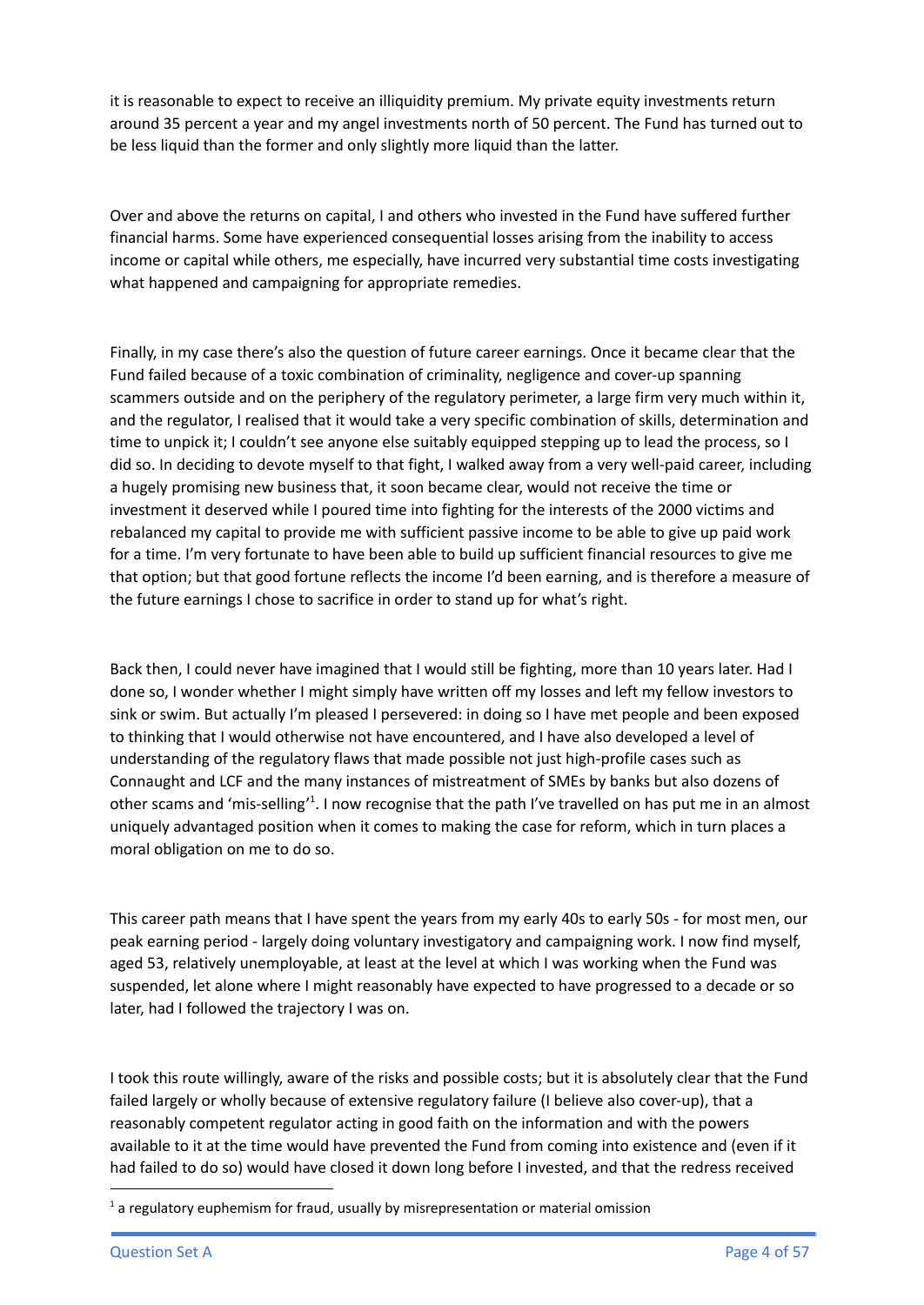it is reasonable to expect to receive an illiquidity premium. My private equity investments return around 35 percent a year and my angel investments north of 50 percent. The Fund has turned out to be less liquid than the former and only slightly more liquid than the latter.

Over and above the returns on capital, I and others who invested in the Fund have suffered further financial harms. Some have experienced consequential losses arising from the inability to access income or capital while others, me especially, have incurred very substantial time costs investigating what happened and campaigning for appropriate remedies.

Finally, in my case there's also the question of future career earnings. Once it became clear that the Fund failed because of a toxic combination of criminality, negligence and cover-up spanning scammers outside and on the periphery of the regulatory perimeter, a large firm very much within it, and the regulator, I realised that it would take a very specific combination of skills, determination and time to unpick it; I couldn't see anyone else suitably equipped stepping up to lead the process, so I did so. In deciding to devote myself to that fight, I walked away from a very well-paid career, including a hugely promising new business that, it soon became clear, would not receive the time or investment it deserved while I poured time into fighting for the interests of the 2000 victims and rebalanced my capital to provide me with sufficient passive income to be able to give up paid work for a time. I'm very fortunate to have been able to build up sufficient financial resources to give me that option; but that good fortune reflects the income I'd been earning, and is therefore a measure of the future earnings I chose to sacrifice in order to stand up for what's right.

Back then, I could never have imagined that I would still be fighting, more than 10 years later. Had I done so, I wonder whether I might simply have written off my losses and left my fellow investors to sink or swim. But actually I'm pleased I persevered: in doing so I have met people and been exposed to thinking that I would otherwise not have encountered, and I have also developed a level of understanding of the regulatory flaws that made possible not just high-profile cases such as Connaught and LCF and the many instances of mistreatment of SMEs by banks but also dozens of other scams and 'mis-selling'[1]. I now recognise that the path I've travelled on has put me in an almost uniquely advantaged position when it comes to making the case for reform, which in turn places a moral obligation on me to do so.

This career path means that I have spent the years from my early 40s to early 50s - for most men, our peak earning period - largely doing voluntary investigatory and campaigning work. I now find myself, aged 53, relatively unemployable, at least at the level at which I was working when the Fund was suspended, let alone where I might reasonably have expected to have progressed to a decade or so later, had I followed the trajectory I was on.

I took this route willingly, aware of the risks and possible costs; but it is absolutely clear that the Fund failed largely or wholly because of extensive regulatory failure (I believe also cover-up), that a reasonably competent regulator acting in good faith on the information and with the powers available to it at the time would have prevented the Fund from coming into existence and (even if it had failed to do so) would have closed it down long before I invested, and that the redress received

[1] a regulatory euphemism for fraud, usually by misrepresentation or material omission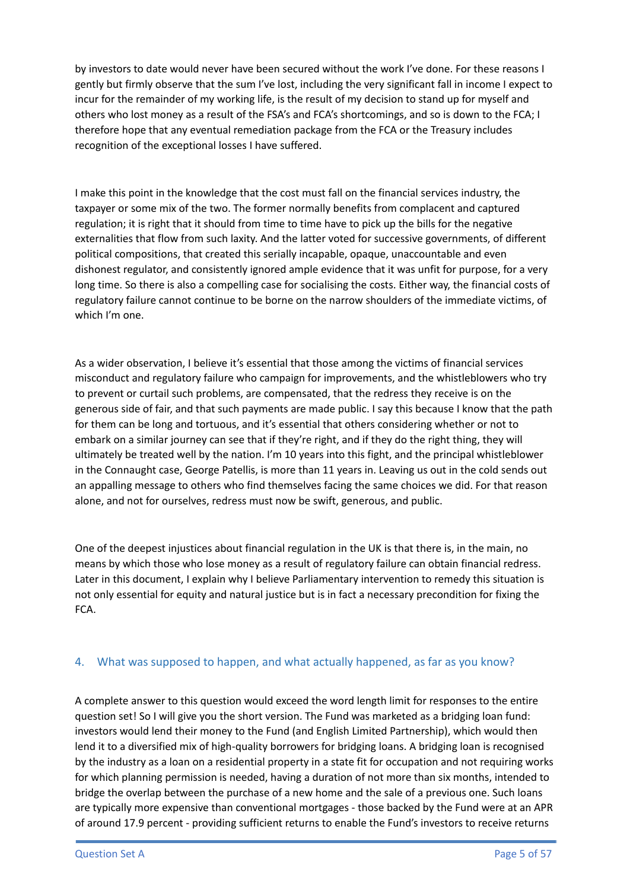by investors to date would never have been secured without the work I've done. For these reasons I gently but firmly observe that the sum I've lost, including the very significant fall in income I expect to incur for the remainder of my working life, is the result of my decision to stand up for myself and others who lost money as a result of the FSA's and FCA's shortcomings, and so is down to the FCA; I therefore hope that any eventual remediation package from the FCA or the Treasury includes recognition of the exceptional losses I have suffered.

I make this point in the knowledge that the cost must fall on the financial services industry, the taxpayer or some mix of the two. The former normally benefits from complacent and captured regulation; it is right that it should from time to time have to pick up the bills for the negative externalities that flow from such laxity. And the latter voted for successive governments, of different political compositions, that created this serially incapable, opaque, unaccountable and even dishonest regulator, and consistently ignored ample evidence that it was unfit for purpose, for a very long time. So there is also a compelling case for socialising the costs. Either way, the financial costs of regulatory failure cannot continue to be borne on the narrow shoulders of the immediate victims, of which I'm one.

As a wider observation, I believe it's essential that those among the victims of financial services misconduct and regulatory failure who campaign for improvements, and the whistleblowers who try to prevent or curtail such problems, are compensated, that the redress they receive is on the generous side of fair, and that such payments are made public. I say this because I know that the path for them can be long and tortuous, and it's essential that others considering whether or not to embark on a similar journey can see that if they're right, and if they do the right thing, they will ultimately be treated well by the nation. I'm 10 years into this fight, and the principal whistleblower in the Connaught case, George Patellis, is more than 11 years in. Leaving us out in the cold sends out an appalling message to others who find themselves facing the same choices we did. For that reason alone, and not for ourselves, redress must now be swift, generous, and public.

One of the deepest injustices about financial regulation in the UK is that there is, in the main, no means by which those who lose money as a result of regulatory failure can obtain financial redress. Later in this document, I explain why I believe Parliamentary intervention to remedy this situation is not only essential for equity and natural justice but is in fact a necessary precondition for fixing the FCA.

## 4. What was supposed to happen, and what actually happened, as far as you know?

A complete answer to this question would exceed the word length limit for responses to the entire question set! So I will give you the short version. The Fund was marketed as a bridging loan fund: investors would lend their money to the Fund (and English Limited Partnership), which would then lend it to a diversified mix of high-quality borrowers for bridging loans. A bridging loan is recognised by the industry as a loan on a residential property in a state fit for occupation and not requiring works for which planning permission is needed, having a duration of not more than six months, intended to bridge the overlap between the purchase of a new home and the sale of a previous one. Such loans are typically more expensive than conventional mortgages - those backed by the Fund were at an APR of around 17.9 percent - providing sufficient returns to enable the Fund's investors to receive returns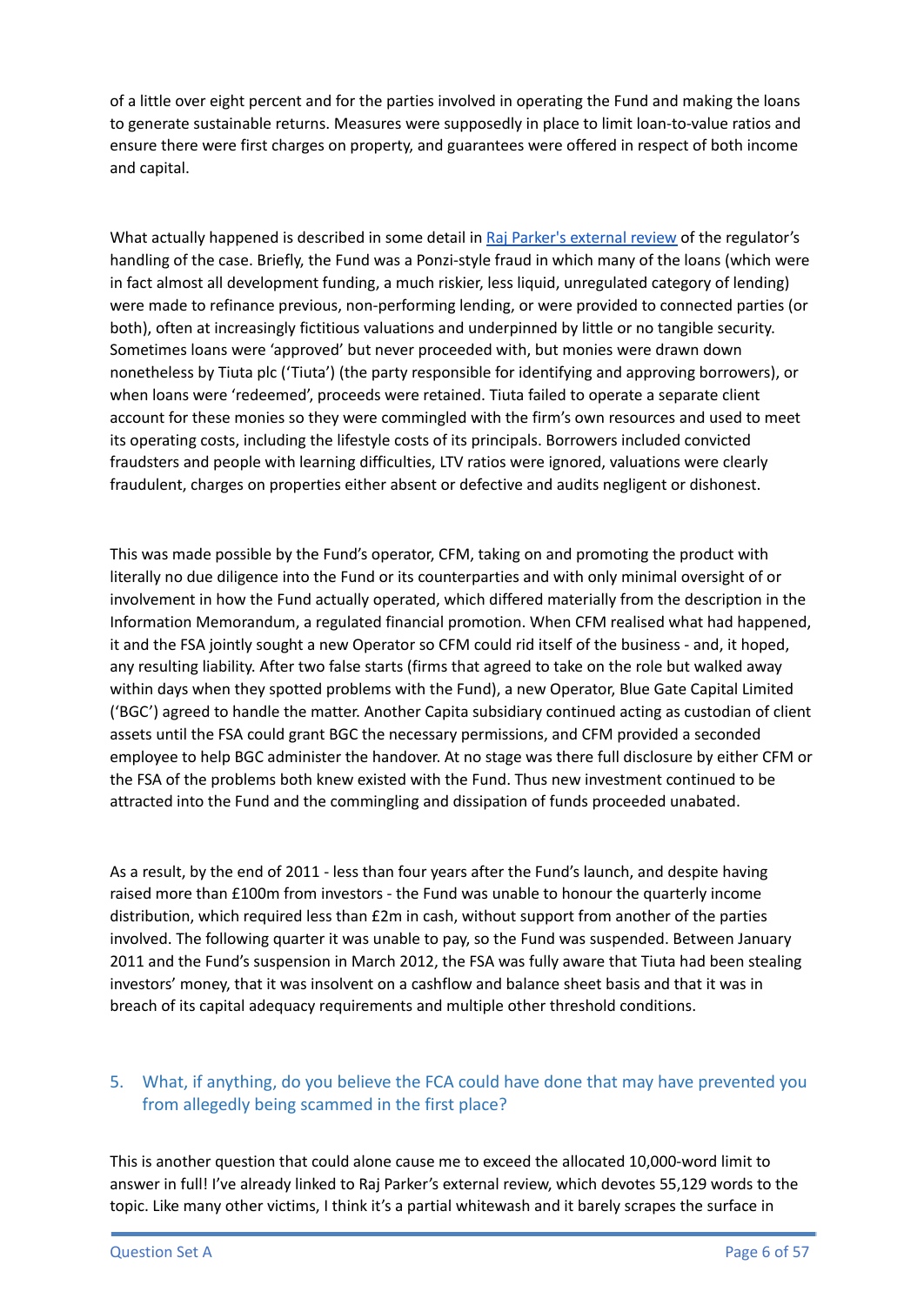of a little over eight percent and for the parties involved in operating the Fund and making the loans to generate sustainable returns. Measures were supposedly in place to limit loan-to-value ratios and ensure there were first charges on property, and guarantees were offered in respect of both income and capital.

What actually happened is described in some detail in [Raj Parker's external review]() of the regulator's handling of the case. Briefly, the Fund was a Ponzi-style fraud in which many of the loans (which were in fact almost all development funding, a much riskier, less liquid, unregulated category of lending) were made to refinance previous, non-performing lending, or were provided to connected parties (or both), often at increasingly fictitious valuations and underpinned by little or no tangible security. Sometimes loans were 'approved' but never proceeded with, but monies were drawn down nonetheless by Tiuta plc ('Tiuta') (the party responsible for identifying and approving borrowers), or when loans were 'redeemed', proceeds were retained. Tiuta failed to operate a separate client account for these monies so they were commingled with the firm's own resources and used to meet its operating costs, including the lifestyle costs of its principals. Borrowers included convicted fraudsters and people with learning difficulties, LTV ratios were ignored, valuations were clearly fraudulent, charges on properties either absent or defective and audits negligent or dishonest.

This was made possible by the Fund's operator, CFM, taking on and promoting the product with literally no due diligence into the Fund or its counterparties and with only minimal oversight of or involvement in how the Fund actually operated, which differed materially from the description in the Information Memorandum, a regulated financial promotion. When CFM realised what had happened, it and the FSA jointly sought a new Operator so CFM could rid itself of the business - and, it hoped, any resulting liability. After two false starts (firms that agreed to take on the role but walked away within days when they spotted problems with the Fund), a new Operator, Blue Gate Capital Limited ('BGC') agreed to handle the matter. Another Capita subsidiary continued acting as custodian of client assets until the FSA could grant BGC the necessary permissions, and CFM provided a seconded employee to help BGC administer the handover. At no stage was there full disclosure by either CFM or the FSA of the problems both knew existed with the Fund. Thus new investment continued to be attracted into the Fund and the commingling and dissipation of funds proceeded unabated.

As a result, by the end of 2011 - less than four years after the Fund's launch, and despite having raised more than £100m from investors - the Fund was unable to honour the quarterly income distribution, which required less than £2m in cash, without support from another of the parties involved. The following quarter it was unable to pay, so the Fund was suspended. Between January 2011 and the Fund's suspension in March 2012, the FSA was fully aware that Tiuta had been stealing investors' money, that it was insolvent on a cashflow and balance sheet basis and that it was in breach of its capital adequacy requirements and multiple other threshold conditions.

## 5. What, if anything, do you believe the FCA could have done that may have prevented you from allegedly being scammed in the first place?

This is another question that could alone cause me to exceed the allocated 10,000-word limit to answer in full! I've already linked to Raj Parker's external review, which devotes 55,129 words to the topic. Like many other victims, I think it's a partial whitewash and it barely scrapes the surface in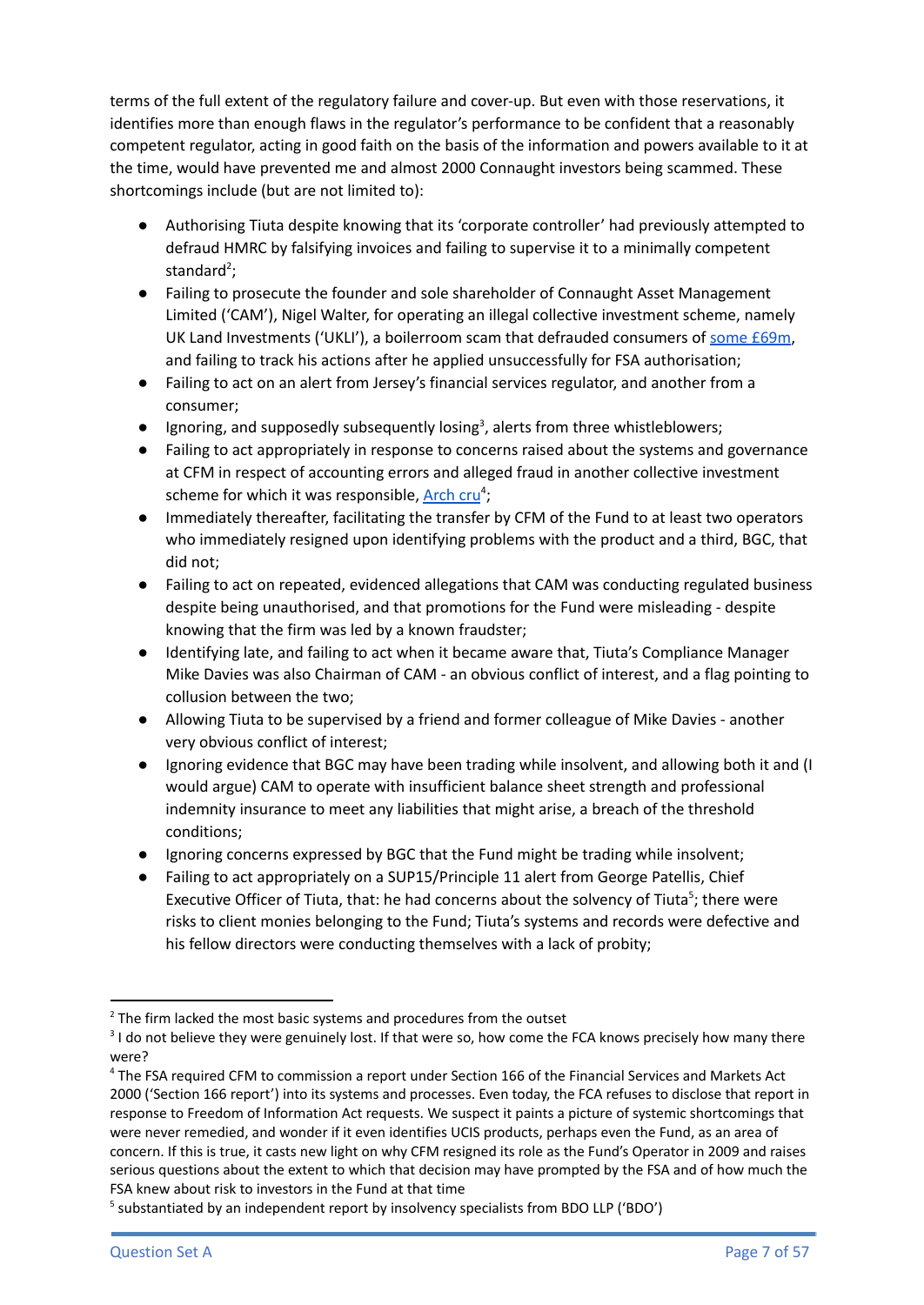terms of the full extent of the regulatory failure and cover-up. But even with those reservations, it identifies more than enough flaws in the regulator's performance to be confident that a reasonably competent regulator, acting in good faith on the basis of the information and powers available to it at the time, would have prevented me and almost 2000 Connaught investors being scammed. These shortcomings include (but are not limited to):

- Authorising Tiuta despite knowing that its 'corporate controller' had previously attempted to defraud HMRC by falsifying invoices and failing to supervise it to a minimally competent standard[2];
- Failing to prosecute the founder and sole shareholder of Connaught Asset Management Limited ('CAM'), Nigel Walter, for operating an illegal collective investment scheme, namely UK Land Investments ('UKLI'), a boilerroom scam that defrauded consumers of some £69m, and failing to track his actions after he applied unsuccessfully for FSA authorisation;
- Failing to act on an alert from Jersey's financial services regulator, and another from a consumer;
- Ignoring, and supposedly subsequently losing[3], alerts from three whistleblowers;
- Failing to act appropriately in response to concerns raised about the systems and governance at CFM in respect of accounting errors and alleged fraud in another collective investment scheme for which it was responsible, Arch cru[4];
- Immediately thereafter, facilitating the transfer by CFM of the Fund to at least two operators who immediately resigned upon identifying problems with the product and a third, BGC, that did not;
- Failing to act on repeated, evidenced allegations that CAM was conducting regulated business despite being unauthorised, and that promotions for the Fund were misleading - despite knowing that the firm was led by a known fraudster;
- Identifying late, and failing to act when it became aware that, Tiuta's Compliance Manager Mike Davies was also Chairman of CAM - an obvious conflict of interest, and a flag pointing to collusion between the two;
- Allowing Tiuta to be supervised by a friend and former colleague of Mike Davies - another very obvious conflict of interest;
- Ignoring evidence that BGC may have been trading while insolvent, and allowing both it and (I would argue) CAM to operate with insufficient balance sheet strength and professional indemnity insurance to meet any liabilities that might arise, a breach of the threshold conditions;
- Ignoring concerns expressed by BGC that the Fund might be trading while insolvent;
- Failing to act appropriately on a SUP15/Principle 11 alert from George Patellis, Chief Executive Officer of Tiuta, that: he had concerns about the solvency of Tiuta[5]; there were risks to client monies belonging to the Fund; Tiuta's systems and records were defective and his fellow directors were conducting themselves with a lack of probity;

---

[2] The firm lacked the most basic systems and procedures from the outset

[3] I do not believe they were genuinely lost. If that were so, how come the FCA knows precisely how many there were?

[4] The FSA required CFM to commission a report under Section 166 of the Financial Services and Markets Act 2000 ('Section 166 report') into its systems and processes. Even today, the FCA refuses to disclose that report in response to Freedom of Information Act requests. We suspect it paints a picture of systemic shortcomings that were never remedied, and wonder if it even identifies UCIS products, perhaps even the Fund, as an area of concern. If this is true, it casts new light on why CFM resigned its role as the Fund's Operator in 2009 and raises serious questions about the extent to which that decision may have prompted by the FSA and of how much the FSA knew about risk to investors in the Fund at that time

[5] substantiated by an independent report by insolvency specialists from BDO LLP ('BDO')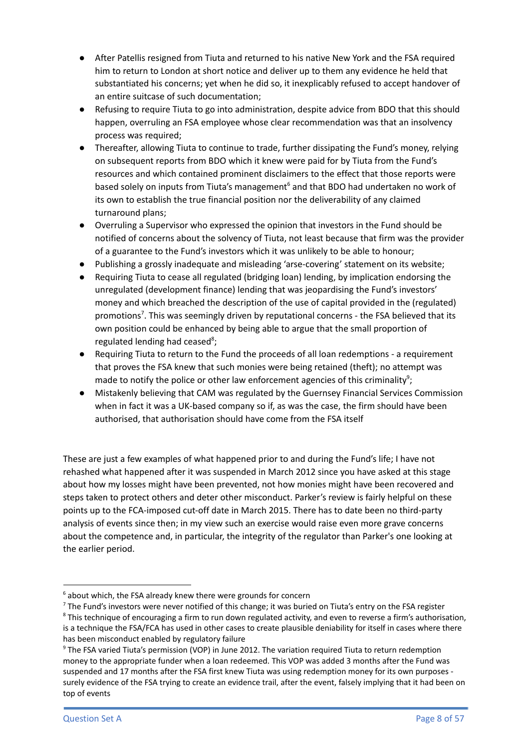- After Patellis resigned from Tiuta and returned to his native New York and the FSA required him to return to London at short notice and deliver up to them any evidence he held that substantiated his concerns; yet when he did so, it inexplicably refused to accept handover of an entire suitcase of such documentation;
- Refusing to require Tiuta to go into administration, despite advice from BDO that this should happen, overruling an FSA employee whose clear recommendation was that an insolvency process was required;
- Thereafter, allowing Tiuta to continue to trade, further dissipating the Fund's money, relying on subsequent reports from BDO which it knew were paid for by Tiuta from the Fund's resources and which contained prominent disclaimers to the effect that those reports were based solely on inputs from Tiuta's management[6] and that BDO had undertaken no work of its own to establish the true financial position nor the deliverability of any claimed turnaround plans;
- Overruling a Supervisor who expressed the opinion that investors in the Fund should be notified of concerns about the solvency of Tiuta, not least because that firm was the provider of a guarantee to the Fund's investors which it was unlikely to be able to honour;
- Publishing a grossly inadequate and misleading 'arse-covering' statement on its website;
- Requiring Tiuta to cease all regulated (bridging loan) lending, by implication endorsing the unregulated (development finance) lending that was jeopardising the Fund's investors' money and which breached the description of the use of capital provided in the (regulated) promotions[7]. This was seemingly driven by reputational concerns - the FSA believed that its own position could be enhanced by being able to argue that the small proportion of regulated lending had ceased[8];
- Requiring Tiuta to return to the Fund the proceeds of all loan redemptions - a requirement that proves the FSA knew that such monies were being retained (theft); no attempt was made to notify the police or other law enforcement agencies of this criminality[9];
- Mistakenly believing that CAM was regulated by the Guernsey Financial Services Commission when in fact it was a UK-based company so if, as was the case, the firm should have been authorised, that authorisation should have come from the FSA itself

These are just a few examples of what happened prior to and during the Fund's life; I have not rehashed what happened after it was suspended in March 2012 since you have asked at this stage about how my losses might have been prevented, not how monies might have been recovered and steps taken to protect others and deter other misconduct. Parker's review is fairly helpful on these points up to the FCA-imposed cut-off date in March 2015. There has to date been no third-party analysis of events since then; in my view such an exercise would raise even more grave concerns about the competence and, in particular, the integrity of the regulator than Parker's one looking at the earlier period.

---

[6] about which, the FSA already knew there were grounds for concern

[7] The Fund's investors were never notified of this change; it was buried on Tiuta's entry on the FSA register

[8] This technique of encouraging a firm to run down regulated activity, and even to reverse a firm's authorisation, is a technique the FSA/FCA has used in other cases to create plausible deniability for itself in cases where there has been misconduct enabled by regulatory failure

[9] The FSA varied Tiuta's permission (VOP) in June 2012. The variation required Tiuta to return redemption money to the appropriate funder when a loan redeemed. This VOP was added 3 months after the Fund was suspended and 17 months after the FSA first knew Tiuta was using redemption money for its own purposes - surely evidence of the FSA trying to create an evidence trail, after the event, falsely implying that it had been on top of events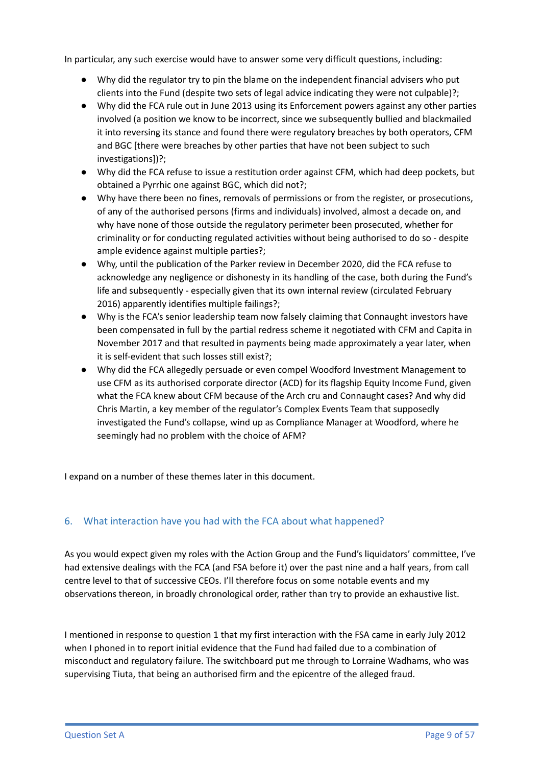In particular, any such exercise would have to answer some very difficult questions, including:

- Why did the regulator try to pin the blame on the independent financial advisers who put clients into the Fund (despite two sets of legal advice indicating they were not culpable)?;
- Why did the FCA rule out in June 2013 using its Enforcement powers against any other parties involved (a position we know to be incorrect, since we subsequently bullied and blackmailed it into reversing its stance and found there were regulatory breaches by both operators, CFM and BGC [there were breaches by other parties that have not been subject to such investigations])?;
- Why did the FCA refuse to issue a restitution order against CFM, which had deep pockets, but obtained a Pyrrhic one against BGC, which did not?;
- Why have there been no fines, removals of permissions or from the register, or prosecutions, of any of the authorised persons (firms and individuals) involved, almost a decade on, and why have none of those outside the regulatory perimeter been prosecuted, whether for criminality or for conducting regulated activities without being authorised to do so - despite ample evidence against multiple parties?;
- Why, until the publication of the Parker review in December 2020, did the FCA refuse to acknowledge any negligence or dishonesty in its handling of the case, both during the Fund's life and subsequently - especially given that its own internal review (circulated February 2016) apparently identifies multiple failings?;
- Why is the FCA's senior leadership team now falsely claiming that Connaught investors have been compensated in full by the partial redress scheme it negotiated with CFM and Capita in November 2017 and that resulted in payments being made approximately a year later, when it is self-evident that such losses still exist?;
- Why did the FCA allegedly persuade or even compel Woodford Investment Management to use CFM as its authorised corporate director (ACD) for its flagship Equity Income Fund, given what the FCA knew about CFM because of the Arch cru and Connaught cases? And why did Chris Martin, a key member of the regulator's Complex Events Team that supposedly investigated the Fund's collapse, wind up as Compliance Manager at Woodford, where he seemingly had no problem with the choice of AFM?

I expand on a number of these themes later in this document.

## 6. What interaction have you had with the FCA about what happened?

As you would expect given my roles with the Action Group and the Fund's liquidators' committee, I've had extensive dealings with the FCA (and FSA before it) over the past nine and a half years, from call centre level to that of successive CEOs. I'll therefore focus on some notable events and my observations thereon, in broadly chronological order, rather than try to provide an exhaustive list.

I mentioned in response to question 1 that my first interaction with the FSA came in early July 2012 when I phoned in to report initial evidence that the Fund had failed due to a combination of misconduct and regulatory failure. The switchboard put me through to Lorraine Wadhams, who was supervising Tiuta, that being an authorised firm and the epicentre of the alleged fraud.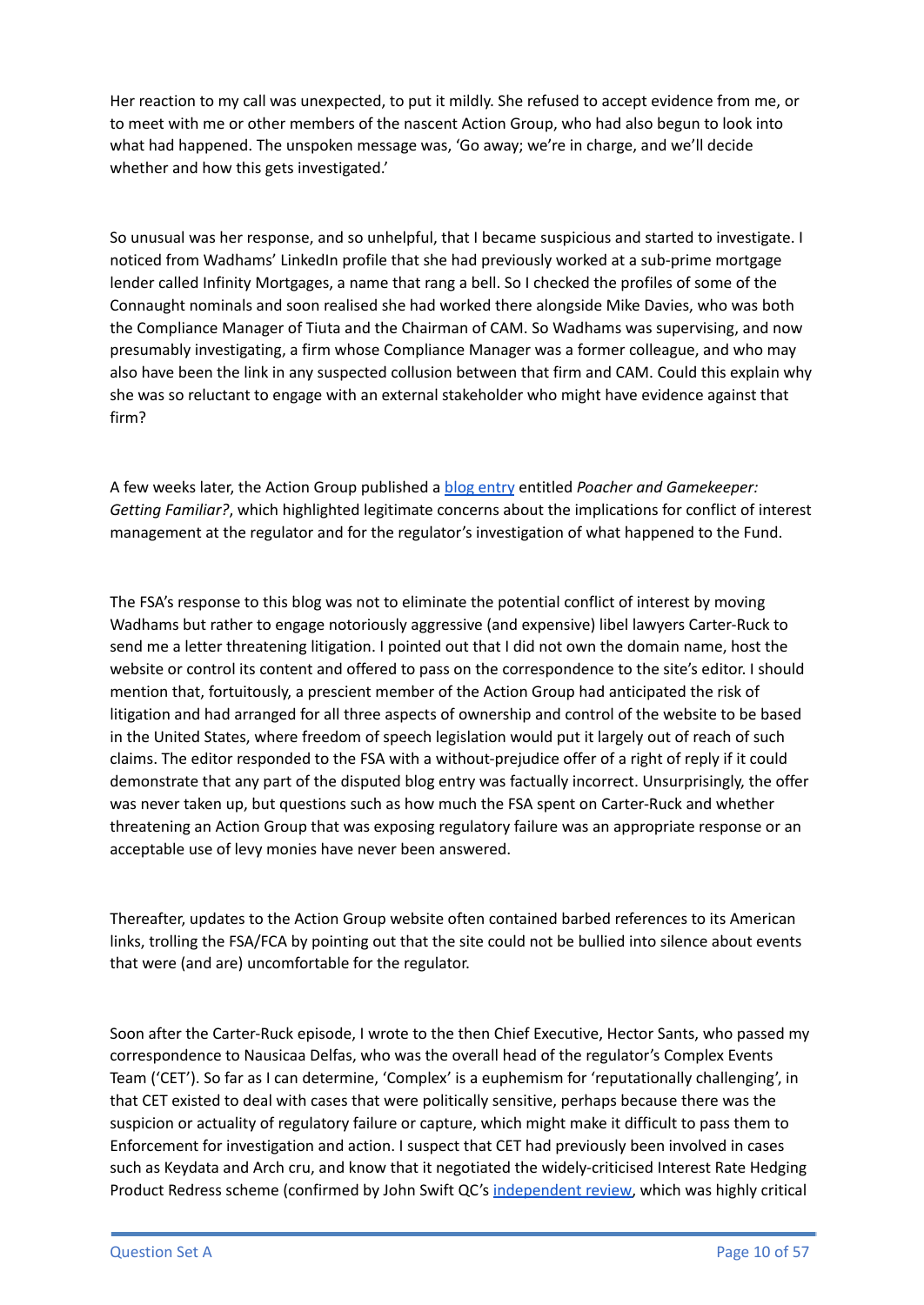Her reaction to my call was unexpected, to put it mildly. She refused to accept evidence from me, or to meet with me or other members of the nascent Action Group, who had also begun to look into what had happened. The unspoken message was, 'Go away; we're in charge, and we'll decide whether and how this gets investigated.'

So unusual was her response, and so unhelpful, that I became suspicious and started to investigate. I noticed from Wadhams' LinkedIn profile that she had previously worked at a sub-prime mortgage lender called Infinity Mortgages, a name that rang a bell. So I checked the profiles of some of the Connaught nominals and soon realised she had worked there alongside Mike Davies, who was both the Compliance Manager of Tiuta and the Chairman of CAM. So Wadhams was supervising, and now presumably investigating, a firm whose Compliance Manager was a former colleague, and who may also have been the link in any suspected collusion between that firm and CAM. Could this explain why she was so reluctant to engage with an external stakeholder who might have evidence against that firm?

A few weeks later, the Action Group published a blog entry entitled *Poacher and Gamekeeper: Getting Familiar?*, which highlighted legitimate concerns about the implications for conflict of interest management at the regulator and for the regulator's investigation of what happened to the Fund.

The FSA's response to this blog was not to eliminate the potential conflict of interest by moving Wadhams but rather to engage notoriously aggressive (and expensive) libel lawyers Carter-Ruck to send me a letter threatening litigation. I pointed out that I did not own the domain name, host the website or control its content and offered to pass on the correspondence to the site's editor. I should mention that, fortuitously, a prescient member of the Action Group had anticipated the risk of litigation and had arranged for all three aspects of ownership and control of the website to be based in the United States, where freedom of speech legislation would put it largely out of reach of such claims. The editor responded to the FSA with a without-prejudice offer of a right of reply if it could demonstrate that any part of the disputed blog entry was factually incorrect. Unsurprisingly, the offer was never taken up, but questions such as how much the FSA spent on Carter-Ruck and whether threatening an Action Group that was exposing regulatory failure was an appropriate response or an acceptable use of levy monies have never been answered.

Thereafter, updates to the Action Group website often contained barbed references to its American links, trolling the FSA/FCA by pointing out that the site could not be bullied into silence about events that were (and are) uncomfortable for the regulator.

Soon after the Carter-Ruck episode, I wrote to the then Chief Executive, Hector Sants, who passed my correspondence to Nausicaa Delfas, who was the overall head of the regulator's Complex Events Team ('CET'). So far as I can determine, 'Complex' is a euphemism for 'reputationally challenging', in that CET existed to deal with cases that were politically sensitive, perhaps because there was the suspicion or actuality of regulatory failure or capture, which might make it difficult to pass them to Enforcement for investigation and action. I suspect that CET had previously been involved in cases such as Keydata and Arch cru, and know that it negotiated the widely-criticised Interest Rate Hedging Product Redress scheme (confirmed by John Swift QC's independent review, which was highly critical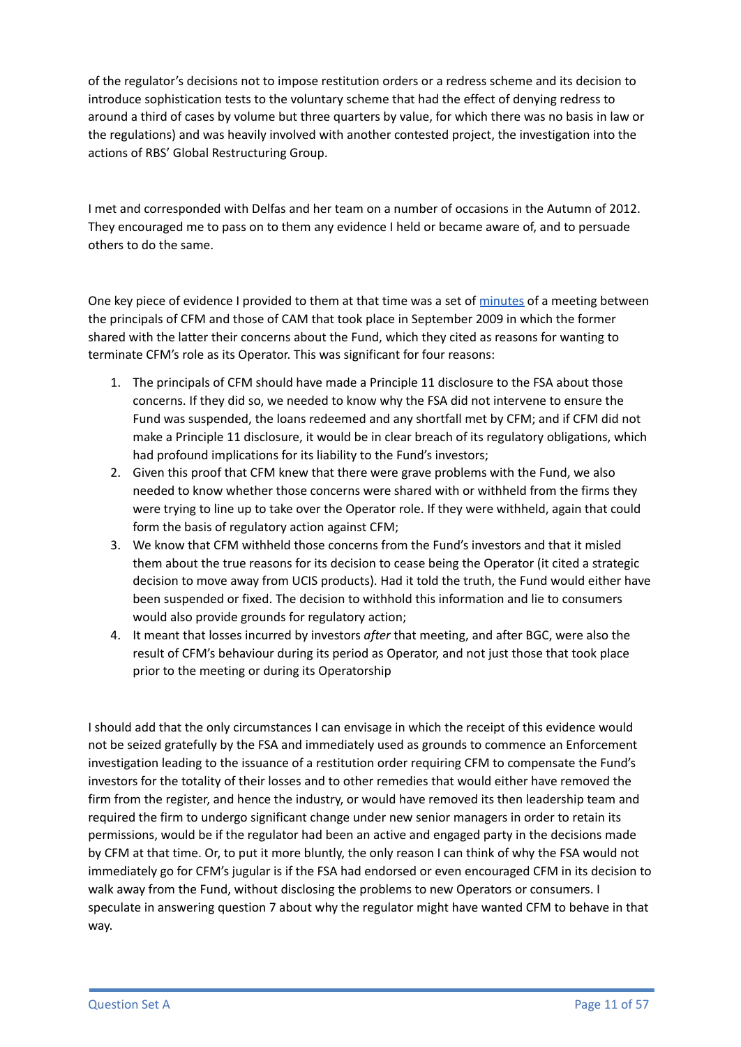of the regulator's decisions not to impose restitution orders or a redress scheme and its decision to introduce sophistication tests to the voluntary scheme that had the effect of denying redress to around a third of cases by volume but three quarters by value, for which there was no basis in law or the regulations) and was heavily involved with another contested project, the investigation into the actions of RBS' Global Restructuring Group.

I met and corresponded with Delfas and her team on a number of occasions in the Autumn of 2012. They encouraged me to pass on to them any evidence I held or became aware of, and to persuade others to do the same.

One key piece of evidence I provided to them at that time was a set of minutes of a meeting between the principals of CFM and those of CAM that took place in September 2009 in which the former shared with the latter their concerns about the Fund, which they cited as reasons for wanting to terminate CFM's role as its Operator. This was significant for four reasons:

1. The principals of CFM should have made a Principle 11 disclosure to the FSA about those concerns. If they did so, we needed to know why the FSA did not intervene to ensure the Fund was suspended, the loans redeemed and any shortfall met by CFM; and if CFM did not make a Principle 11 disclosure, it would be in clear breach of its regulatory obligations, which had profound implications for its liability to the Fund's investors;
2. Given this proof that CFM knew that there were grave problems with the Fund, we also needed to know whether those concerns were shared with or withheld from the firms they were trying to line up to take over the Operator role. If they were withheld, again that could form the basis of regulatory action against CFM;
3. We know that CFM withheld those concerns from the Fund's investors and that it misled them about the true reasons for its decision to cease being the Operator (it cited a strategic decision to move away from UCIS products). Had it told the truth, the Fund would either have been suspended or fixed. The decision to withhold this information and lie to consumers would also provide grounds for regulatory action;
4. It meant that losses incurred by investors *after* that meeting, and after BGC, were also the result of CFM's behaviour during its period as Operator, and not just those that took place prior to the meeting or during its Operatorship

I should add that the only circumstances I can envisage in which the receipt of this evidence would not be seized gratefully by the FSA and immediately used as grounds to commence an Enforcement investigation leading to the issuance of a restitution order requiring CFM to compensate the Fund's investors for the totality of their losses and to other remedies that would either have removed the firm from the register, and hence the industry, or would have removed its then leadership team and required the firm to undergo significant change under new senior managers in order to retain its permissions, would be if the regulator had been an active and engaged party in the decisions made by CFM at that time. Or, to put it more bluntly, the only reason I can think of why the FSA would not immediately go for CFM's jugular is if the FSA had endorsed or even encouraged CFM in its decision to walk away from the Fund, without disclosing the problems to new Operators or consumers. I speculate in answering question 7 about why the regulator might have wanted CFM to behave in that way.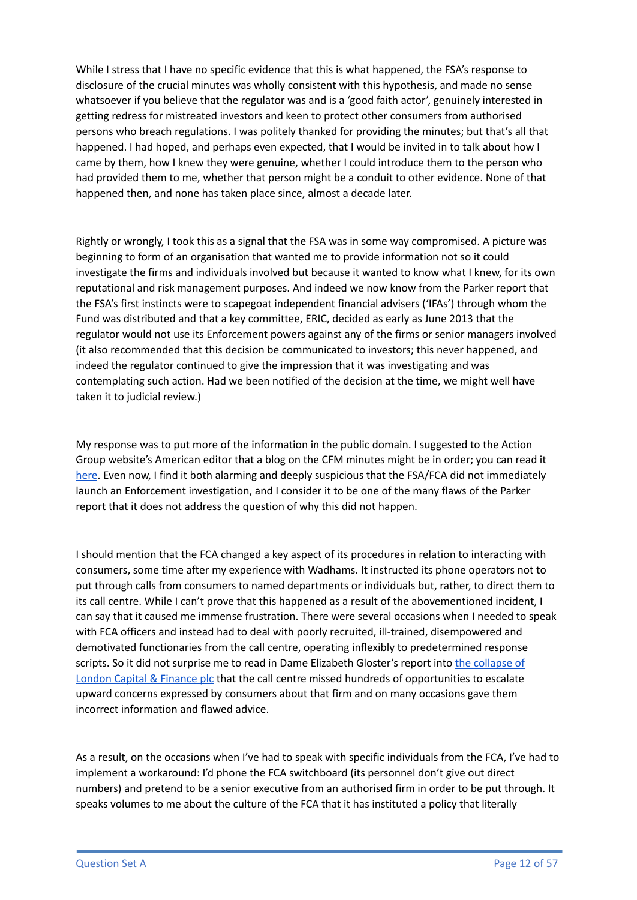While I stress that I have no specific evidence that this is what happened, the FSA's response to disclosure of the crucial minutes was wholly consistent with this hypothesis, and made no sense whatsoever if you believe that the regulator was and is a 'good faith actor', genuinely interested in getting redress for mistreated investors and keen to protect other consumers from authorised persons who breach regulations. I was politely thanked for providing the minutes; but that's all that happened. I had hoped, and perhaps even expected, that I would be invited in to talk about how I came by them, how I knew they were genuine, whether I could introduce them to the person who had provided them to me, whether that person might be a conduit to other evidence. None of that happened then, and none has taken place since, almost a decade later.

Rightly or wrongly, I took this as a signal that the FSA was in some way compromised. A picture was beginning to form of an organisation that wanted me to provide information not so it could investigate the firms and individuals involved but because it wanted to know what I knew, for its own reputational and risk management purposes. And indeed we now know from the Parker report that the FSA's first instincts were to scapegoat independent financial advisers ('IFAs') through whom the Fund was distributed and that a key committee, ERIC, decided as early as June 2013 that the regulator would not use its Enforcement powers against any of the firms or senior managers involved (it also recommended that this decision be communicated to investors; this never happened, and indeed the regulator continued to give the impression that it was investigating and was contemplating such action. Had we been notified of the decision at the time, we might well have taken it to judicial review.)

My response was to put more of the information in the public domain. I suggested to the Action Group website's American editor that a blog on the CFM minutes might be in order; you can read it [here](). Even now, I find it both alarming and deeply suspicious that the FSA/FCA did not immediately launch an Enforcement investigation, and I consider it to be one of the many flaws of the Parker report that it does not address the question of why this did not happen.

I should mention that the FCA changed a key aspect of its procedures in relation to interacting with consumers, some time after my experience with Wadhams. It instructed its phone operators not to put through calls from consumers to named departments or individuals but, rather, to direct them to its call centre. While I can't prove that this happened as a result of the abovementioned incident, I can say that it caused me immense frustration. There were several occasions when I needed to speak with FCA officers and instead had to deal with poorly recruited, ill-trained, disempowered and demotivated functionaries from the call centre, operating inflexibly to predetermined response scripts. So it did not surprise me to read in Dame Elizabeth Gloster's report into [the collapse of London Capital & Finance plc]() that the call centre missed hundreds of opportunities to escalate upward concerns expressed by consumers about that firm and on many occasions gave them incorrect information and flawed advice.

As a result, on the occasions when I've had to speak with specific individuals from the FCA, I've had to implement a workaround: I'd phone the FCA switchboard (its personnel don't give out direct numbers) and pretend to be a senior executive from an authorised firm in order to be put through. It speaks volumes to me about the culture of the FCA that it has instituted a policy that literally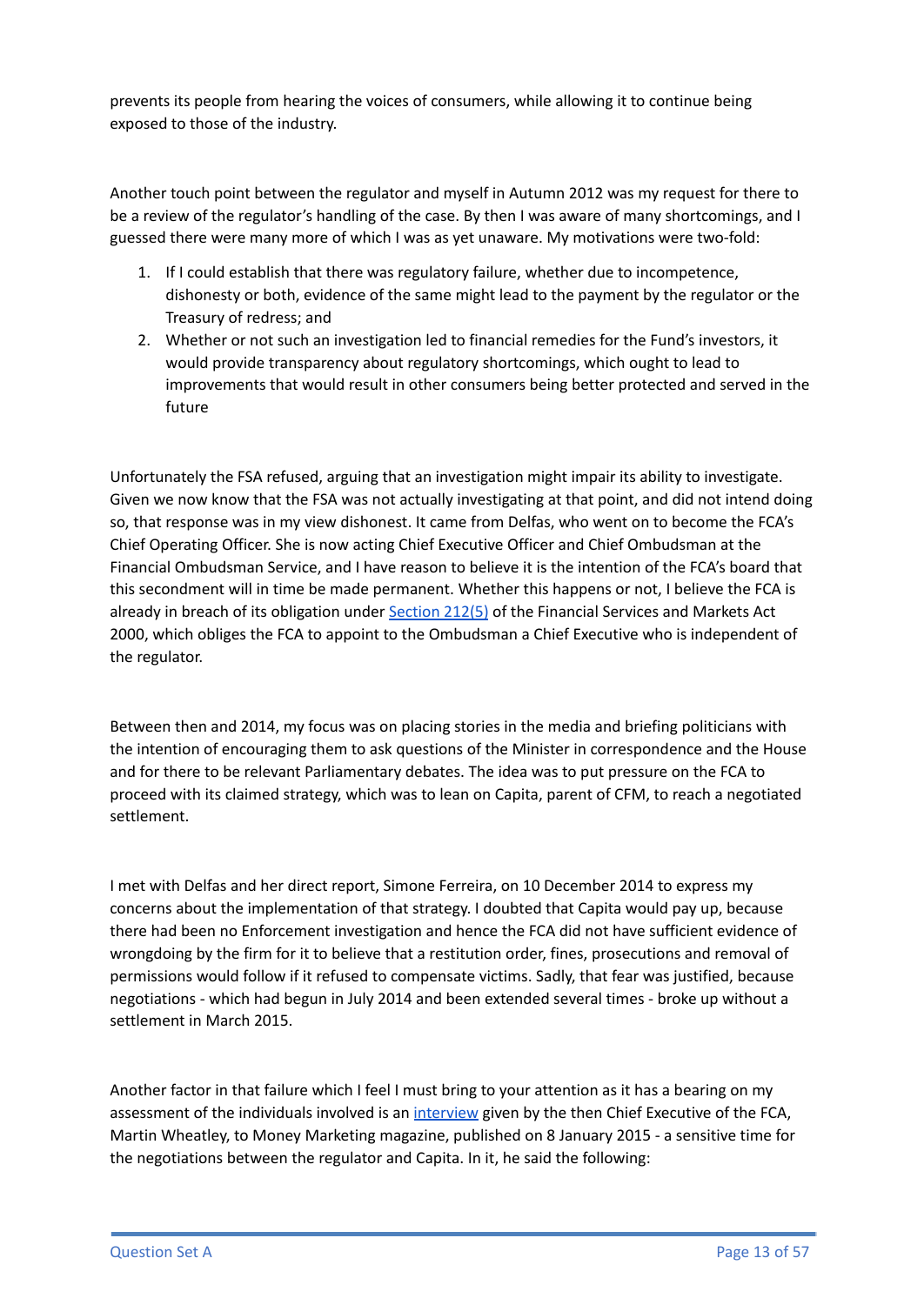prevents its people from hearing the voices of consumers, while allowing it to continue being exposed to those of the industry.

Another touch point between the regulator and myself in Autumn 2012 was my request for there to be a review of the regulator's handling of the case. By then I was aware of many shortcomings, and I guessed there were many more of which I was as yet unaware. My motivations were two-fold:

1. If I could establish that there was regulatory failure, whether due to incompetence, dishonesty or both, evidence of the same might lead to the payment by the regulator or the Treasury of redress; and
2. Whether or not such an investigation led to financial remedies for the Fund's investors, it would provide transparency about regulatory shortcomings, which ought to lead to improvements that would result in other consumers being better protected and served in the future

Unfortunately the FSA refused, arguing that an investigation might impair its ability to investigate. Given we now know that the FSA was not actually investigating at that point, and did not intend doing so, that response was in my view dishonest. It came from Delfas, who went on to become the FCA's Chief Operating Officer. She is now acting Chief Executive Officer and Chief Ombudsman at the Financial Ombudsman Service, and I have reason to believe it is the intention of the FCA's board that this secondment will in time be made permanent. Whether this happens or not, I believe the FCA is already in breach of its obligation under Section 212(5) of the Financial Services and Markets Act 2000, which obliges the FCA to appoint to the Ombudsman a Chief Executive who is independent of the regulator.

Between then and 2014, my focus was on placing stories in the media and briefing politicians with the intention of encouraging them to ask questions of the Minister in correspondence and the House and for there to be relevant Parliamentary debates. The idea was to put pressure on the FCA to proceed with its claimed strategy, which was to lean on Capita, parent of CFM, to reach a negotiated settlement.

I met with Delfas and her direct report, Simone Ferreira, on 10 December 2014 to express my concerns about the implementation of that strategy. I doubted that Capita would pay up, because there had been no Enforcement investigation and hence the FCA did not have sufficient evidence of wrongdoing by the firm for it to believe that a restitution order, fines, prosecutions and removal of permissions would follow if it refused to compensate victims. Sadly, that fear was justified, because negotiations - which had begun in July 2014 and been extended several times - broke up without a settlement in March 2015.

Another factor in that failure which I feel I must bring to your attention as it has a bearing on my assessment of the individuals involved is an interview given by the then Chief Executive of the FCA, Martin Wheatley, to Money Marketing magazine, published on 8 January 2015 - a sensitive time for the negotiations between the regulator and Capita. In it, he said the following: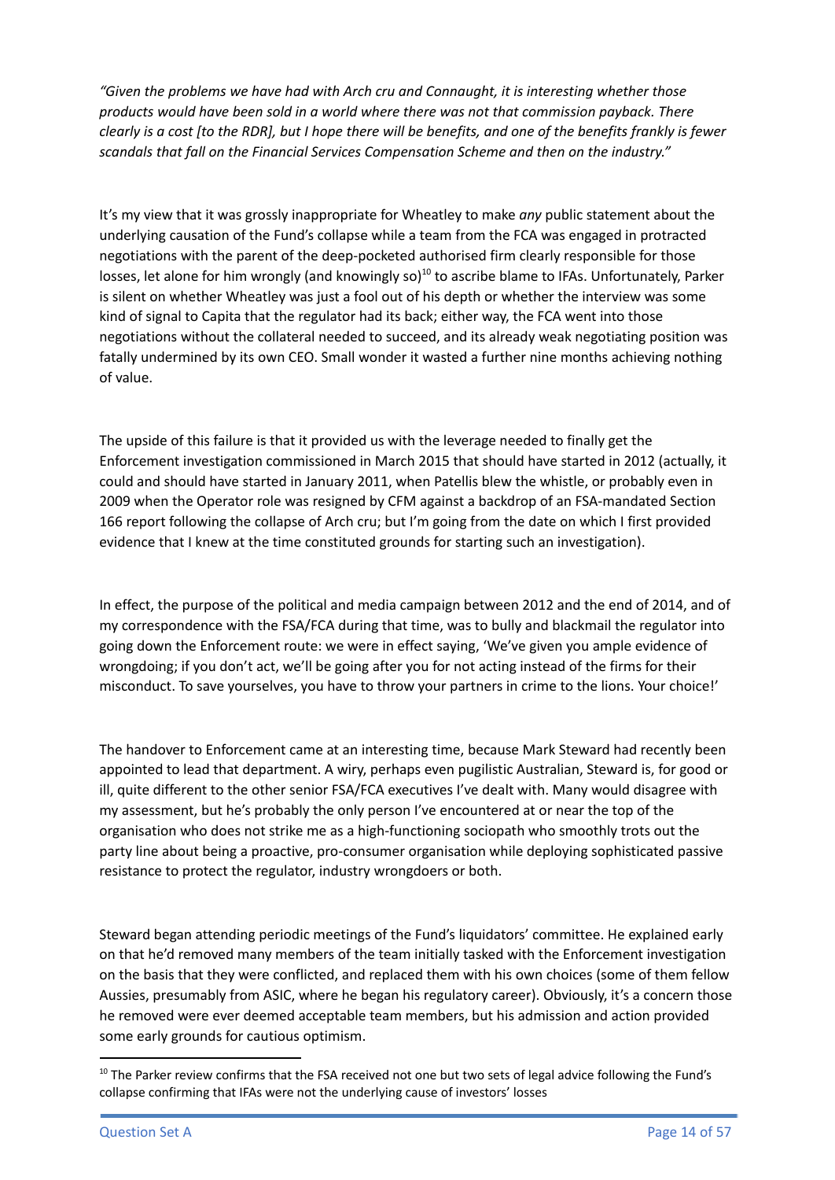*"Given the problems we have had with Arch cru and Connaught, it is interesting whether those products would have been sold in a world where there was not that commission payback. There clearly is a cost [to the RDR], but I hope there will be benefits, and one of the benefits frankly is fewer scandals that fall on the Financial Services Compensation Scheme and then on the industry."*

It's my view that it was grossly inappropriate for Wheatley to make *any* public statement about the underlying causation of the Fund's collapse while a team from the FCA was engaged in protracted negotiations with the parent of the deep-pocketed authorised firm clearly responsible for those losses, let alone for him wrongly (and knowingly so)[10] to ascribe blame to IFAs. Unfortunately, Parker is silent on whether Wheatley was just a fool out of his depth or whether the interview was some kind of signal to Capita that the regulator had its back; either way, the FCA went into those negotiations without the collateral needed to succeed, and its already weak negotiating position was fatally undermined by its own CEO. Small wonder it wasted a further nine months achieving nothing of value.

The upside of this failure is that it provided us with the leverage needed to finally get the Enforcement investigation commissioned in March 2015 that should have started in 2012 (actually, it could and should have started in January 2011, when Patellis blew the whistle, or probably even in 2009 when the Operator role was resigned by CFM against a backdrop of an FSA-mandated Section 166 report following the collapse of Arch cru; but I'm going from the date on which I first provided evidence that I knew at the time constituted grounds for starting such an investigation).

In effect, the purpose of the political and media campaign between 2012 and the end of 2014, and of my correspondence with the FSA/FCA during that time, was to bully and blackmail the regulator into going down the Enforcement route: we were in effect saying, 'We've given you ample evidence of wrongdoing; if you don't act, we'll be going after you for not acting instead of the firms for their misconduct. To save yourselves, you have to throw your partners in crime to the lions. Your choice!'

The handover to Enforcement came at an interesting time, because Mark Steward had recently been appointed to lead that department. A wiry, perhaps even pugilistic Australian, Steward is, for good or ill, quite different to the other senior FSA/FCA executives I've dealt with. Many would disagree with my assessment, but he's probably the only person I've encountered at or near the top of the organisation who does not strike me as a high-functioning sociopath who smoothly trots out the party line about being a proactive, pro-consumer organisation while deploying sophisticated passive resistance to protect the regulator, industry wrongdoers or both.

Steward began attending periodic meetings of the Fund's liquidators' committee. He explained early on that he'd removed many members of the team initially tasked with the Enforcement investigation on the basis that they were conflicted, and replaced them with his own choices (some of them fellow Aussies, presumably from ASIC, where he began his regulatory career). Obviously, it's a concern those he removed were ever deemed acceptable team members, but his admission and action provided some early grounds for cautious optimism.

---

[10] The Parker review confirms that the FSA received not one but two sets of legal advice following the Fund's collapse confirming that IFAs were not the underlying cause of investors' losses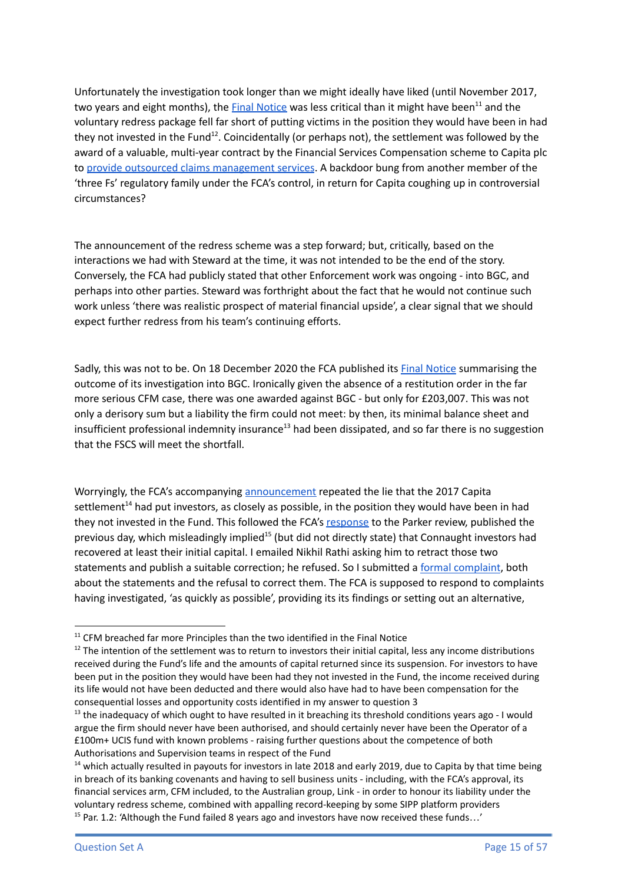Unfortunately the investigation took longer than we might ideally have liked (until November 2017, two years and eight months), the Final Notice was less critical than it might have been[11] and the voluntary redress package fell far short of putting victims in the position they would have been in had they not invested in the Fund[12]. Coincidentally (or perhaps not), the settlement was followed by the award of a valuable, multi-year contract by the Financial Services Compensation scheme to Capita plc to provide outsourced claims management services. A backdoor bung from another member of the 'three Fs' regulatory family under the FCA's control, in return for Capita coughing up in controversial circumstances?

The announcement of the redress scheme was a step forward; but, critically, based on the interactions we had with Steward at the time, it was not intended to be the end of the story. Conversely, the FCA had publicly stated that other Enforcement work was ongoing - into BGC, and perhaps into other parties. Steward was forthright about the fact that he would not continue such work unless 'there was realistic prospect of material financial upside', a clear signal that we should expect further redress from his team's continuing efforts.

Sadly, this was not to be. On 18 December 2020 the FCA published its Final Notice summarising the outcome of its investigation into BGC. Ironically given the absence of a restitution order in the far more serious CFM case, there was one awarded against BGC - but only for £203,007. This was not only a derisory sum but a liability the firm could not meet: by then, its minimal balance sheet and insufficient professional indemnity insurance[13] had been dissipated, and so far there is no suggestion that the FSCS will meet the shortfall.

Worryingly, the FCA's accompanying announcement repeated the lie that the 2017 Capita settlement[14] had put investors, as closely as possible, in the position they would have been in had they not invested in the Fund. This followed the FCA's response to the Parker review, published the previous day, which misleadingly implied[15] (but did not directly state) that Connaught investors had recovered at least their initial capital. I emailed Nikhil Rathi asking him to retract those two statements and publish a suitable correction; he refused. So I submitted a formal complaint, both about the statements and the refusal to correct them. The FCA is supposed to respond to complaints having investigated, 'as quickly as possible', providing its its findings or setting out an alternative,

---

[11] CFM breached far more Principles than the two identified in the Final Notice

[12] The intention of the settlement was to return to investors their initial capital, less any income distributions received during the Fund's life and the amounts of capital returned since its suspension. For investors to have been put in the position they would have been had they not invested in the Fund, the income received during its life would not have been deducted and there would also have had to have been compensation for the consequential losses and opportunity costs identified in my answer to question 3

[13] the inadequacy of which ought to have resulted in it breaching its threshold conditions years ago - I would argue the firm should never have been authorised, and should certainly never have been the Operator of a £100m+ UCIS fund with known problems - raising further questions about the competence of both Authorisations and Supervision teams in respect of the Fund

[14] which actually resulted in payouts for investors in late 2018 and early 2019, due to Capita by that time being in breach of its banking covenants and having to sell business units - including, with the FCA's approval, its financial services arm, CFM included, to the Australian group, Link - in order to honour its liability under the voluntary redress scheme, combined with appalling record-keeping by some SIPP platform providers

[15] Par. 1.2: 'Although the Fund failed 8 years ago and investors have now received these funds…'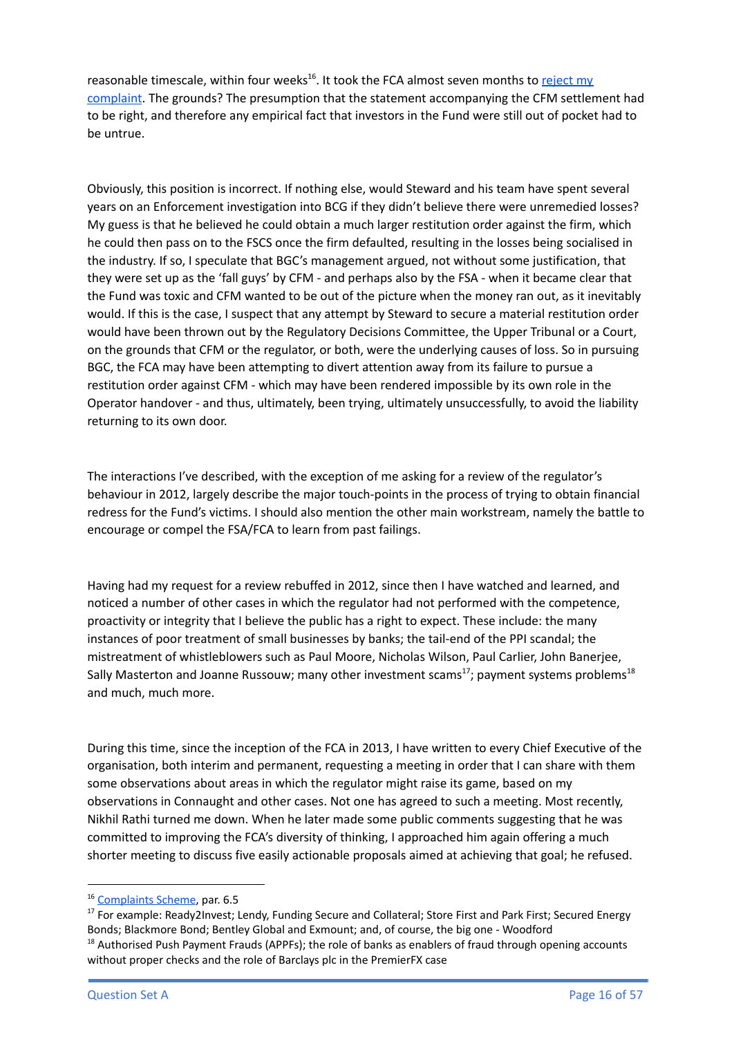reasonable timescale, within four weeks[16]. It took the FCA almost seven months to reject my complaint. The grounds? The presumption that the statement accompanying the CFM settlement had to be right, and therefore any empirical fact that investors in the Fund were still out of pocket had to be untrue.

Obviously, this position is incorrect. If nothing else, would Steward and his team have spent several years on an Enforcement investigation into BCG if they didn't believe there were unremedied losses? My guess is that he believed he could obtain a much larger restitution order against the firm, which he could then pass on to the FSCS once the firm defaulted, resulting in the losses being socialised in the industry. If so, I speculate that BGC's management argued, not without some justification, that they were set up as the 'fall guys' by CFM - and perhaps also by the FSA - when it became clear that the Fund was toxic and CFM wanted to be out of the picture when the money ran out, as it inevitably would. If this is the case, I suspect that any attempt by Steward to secure a material restitution order would have been thrown out by the Regulatory Decisions Committee, the Upper Tribunal or a Court, on the grounds that CFM or the regulator, or both, were the underlying causes of loss. So in pursuing BGC, the FCA may have been attempting to divert attention away from its failure to pursue a restitution order against CFM - which may have been rendered impossible by its own role in the Operator handover - and thus, ultimately, been trying, ultimately unsuccessfully, to avoid the liability returning to its own door.

The interactions I've described, with the exception of me asking for a review of the regulator's behaviour in 2012, largely describe the major touch-points in the process of trying to obtain financial redress for the Fund's victims. I should also mention the other main workstream, namely the battle to encourage or compel the FSA/FCA to learn from past failings.

Having had my request for a review rebuffed in 2012, since then I have watched and learned, and noticed a number of other cases in which the regulator had not performed with the competence, proactivity or integrity that I believe the public has a right to expect. These include: the many instances of poor treatment of small businesses by banks; the tail-end of the PPI scandal; the mistreatment of whistleblowers such as Paul Moore, Nicholas Wilson, Paul Carlier, John Banerjee, Sally Masterton and Joanne Russouw; many other investment scams[17]; payment systems problems[18] and much, much more.

During this time, since the inception of the FCA in 2013, I have written to every Chief Executive of the organisation, both interim and permanent, requesting a meeting in order that I can share with them some observations about areas in which the regulator might raise its game, based on my observations in Connaught and other cases. Not one has agreed to such a meeting. Most recently, Nikhil Rathi turned me down. When he later made some public comments suggesting that he was committed to improving the FCA's diversity of thinking, I approached him again offering a much shorter meeting to discuss five easily actionable proposals aimed at achieving that goal; he refused.

---

[16] Complaints Scheme, par. 6.5

[17] For example: Ready2Invest; Lendy, Funding Secure and Collateral; Store First and Park First; Secured Energy Bonds; Blackmore Bond; Bentley Global and Exmount; and, of course, the big one - Woodford

[18] Authorised Push Payment Frauds (APPFs); the role of banks as enablers of fraud through opening accounts without proper checks and the role of Barclays plc in the PremierFX case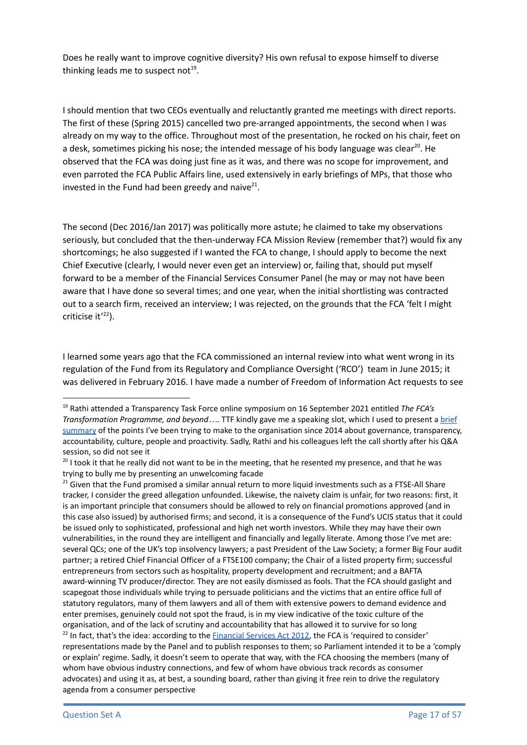Does he really want to improve cognitive diversity? His own refusal to expose himself to diverse thinking leads me to suspect not[19].

I should mention that two CEOs eventually and reluctantly granted me meetings with direct reports. The first of these (Spring 2015) cancelled two pre-arranged appointments, the second when I was already on my way to the office. Throughout most of the presentation, he rocked on his chair, feet on a desk, sometimes picking his nose; the intended message of his body language was clear[20]. He observed that the FCA was doing just fine as it was, and there was no scope for improvement, and even parroted the FCA Public Affairs line, used extensively in early briefings of MPs, that those who invested in the Fund had been greedy and naive[21].

The second (Dec 2016/Jan 2017) was politically more astute; he claimed to take my observations seriously, but concluded that the then-underway FCA Mission Review (remember that?) would fix any shortcomings; he also suggested if I wanted the FCA to change, I should apply to become the next Chief Executive (clearly, I would never even get an interview) or, failing that, should put myself forward to be a member of the Financial Services Consumer Panel (he may or may not have been aware that I have done so several times; and one year, when the initial shortlisting was contracted out to a search firm, received an interview; I was rejected, on the grounds that the FCA 'felt I might criticise it'[22]).

I learned some years ago that the FCA commissioned an internal review into what went wrong in its regulation of the Fund from its Regulatory and Compliance Oversight ('RCO') team in June 2015; it was delivered in February 2016. I have made a number of Freedom of Information Act requests to see

---

[19] Rathi attended a Transparency Task Force online symposium on 16 September 2021 entitled *The FCA's Transformation Programme, and beyond….* TTF kindly gave me a speaking slot, which I used to present a [brief summary]() of the points I've been trying to make to the organisation since 2014 about governance, transparency, accountability, culture, people and proactivity. Sadly, Rathi and his colleagues left the call shortly after his Q&A session, so did not see it

[20] I took it that he really did not want to be in the meeting, that he resented my presence, and that he was trying to bully me by presenting an unwelcoming facade

[21] Given that the Fund promised a similar annual return to more liquid investments such as a FTSE-All Share tracker, I consider the greed allegation unfounded. Likewise, the naivety claim is unfair, for two reasons: first, it is an important principle that consumers should be allowed to rely on financial promotions approved (and in this case also issued) by authorised firms; and second, it is a consequence of the Fund's UCIS status that it could be issued only to sophisticated, professional and high net worth investors. While they may have their own vulnerabilities, in the round they are intelligent and financially and legally literate. Among those I've met are: several QCs; one of the UK's top insolvency lawyers; a past President of the Law Society; a former Big Four audit partner; a retired Chief Financial Officer of a FTSE100 company; the Chair of a listed property firm; successful entrepreneurs from sectors such as hospitality, property development and recruitment; and a BAFTA award-winning TV producer/director. They are not easily dismissed as fools. That the FCA should gaslight and scapegoat those individuals while trying to persuade politicians and the victims that an entire office full of statutory regulators, many of them lawyers and all of them with extensive powers to demand evidence and enter premises, genuinely could not spot the fraud, is in my view indicative of the toxic culture of the organisation, and of the lack of scrutiny and accountability that has allowed it to survive for so long

[22] In fact, that's the idea: according to the [Financial Services Act 2012](), the FCA is 'required to consider' representations made by the Panel and to publish responses to them; so Parliament intended it to be a 'comply or explain' regime. Sadly, it doesn't seem to operate that way, with the FCA choosing the members (many of whom have obvious industry connections, and few of whom have obvious track records as consumer advocates) and using it as, at best, a sounding board, rather than giving it free rein to drive the regulatory agenda from a consumer perspective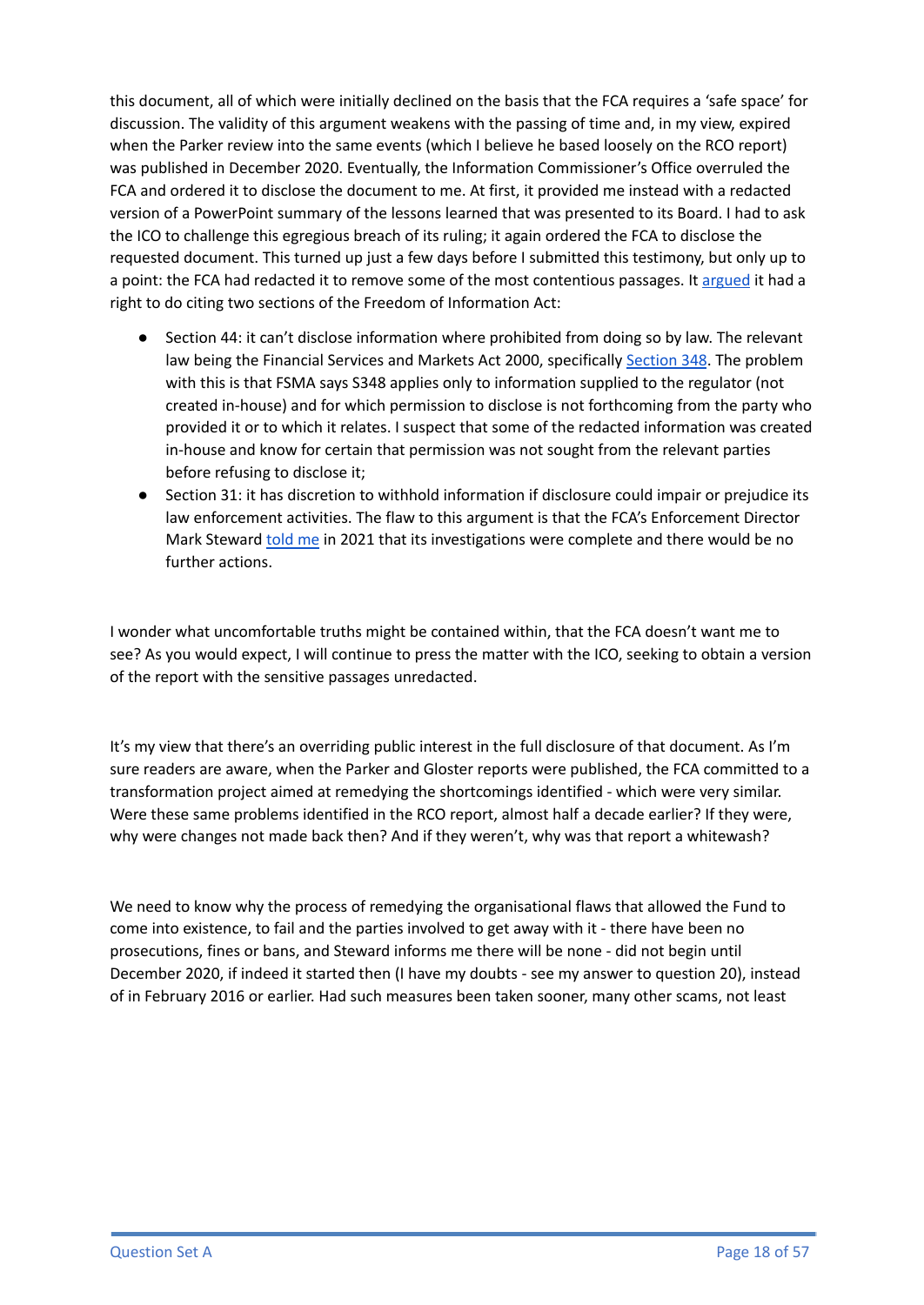this document, all of which were initially declined on the basis that the FCA requires a 'safe space' for discussion. The validity of this argument weakens with the passing of time and, in my view, expired when the Parker review into the same events (which I believe he based loosely on the RCO report) was published in December 2020. Eventually, the Information Commissioner's Office overruled the FCA and ordered it to disclose the document to me. At first, it provided me instead with a redacted version of a PowerPoint summary of the lessons learned that was presented to its Board. I had to ask the ICO to challenge this egregious breach of its ruling; it again ordered the FCA to disclose the requested document. This turned up just a few days before I submitted this testimony, but only up to a point: the FCA had redacted it to remove some of the most contentious passages. It argued it had a right to do citing two sections of the Freedom of Information Act:

- Section 44: it can't disclose information where prohibited from doing so by law. The relevant law being the Financial Services and Markets Act 2000, specifically Section 348. The problem with this is that FSMA says S348 applies only to information supplied to the regulator (not created in-house) and for which permission to disclose is not forthcoming from the party who provided it or to which it relates. I suspect that some of the redacted information was created in-house and know for certain that permission was not sought from the relevant parties before refusing to disclose it;
- Section 31: it has discretion to withhold information if disclosure could impair or prejudice its law enforcement activities. The flaw to this argument is that the FCA's Enforcement Director Mark Steward told me in 2021 that its investigations were complete and there would be no further actions.

I wonder what uncomfortable truths might be contained within, that the FCA doesn't want me to see? As you would expect, I will continue to press the matter with the ICO, seeking to obtain a version of the report with the sensitive passages unredacted.

It's my view that there's an overriding public interest in the full disclosure of that document. As I'm sure readers are aware, when the Parker and Gloster reports were published, the FCA committed to a transformation project aimed at remedying the shortcomings identified - which were very similar. Were these same problems identified in the RCO report, almost half a decade earlier? If they were, why were changes not made back then? And if they weren't, why was that report a whitewash?

We need to know why the process of remedying the organisational flaws that allowed the Fund to come into existence, to fail and the parties involved to get away with it - there have been no prosecutions, fines or bans, and Steward informs me there will be none - did not begin until December 2020, if indeed it started then (I have my doubts - see my answer to question 20), instead of in February 2016 or earlier. Had such measures been taken sooner, many other scams, not least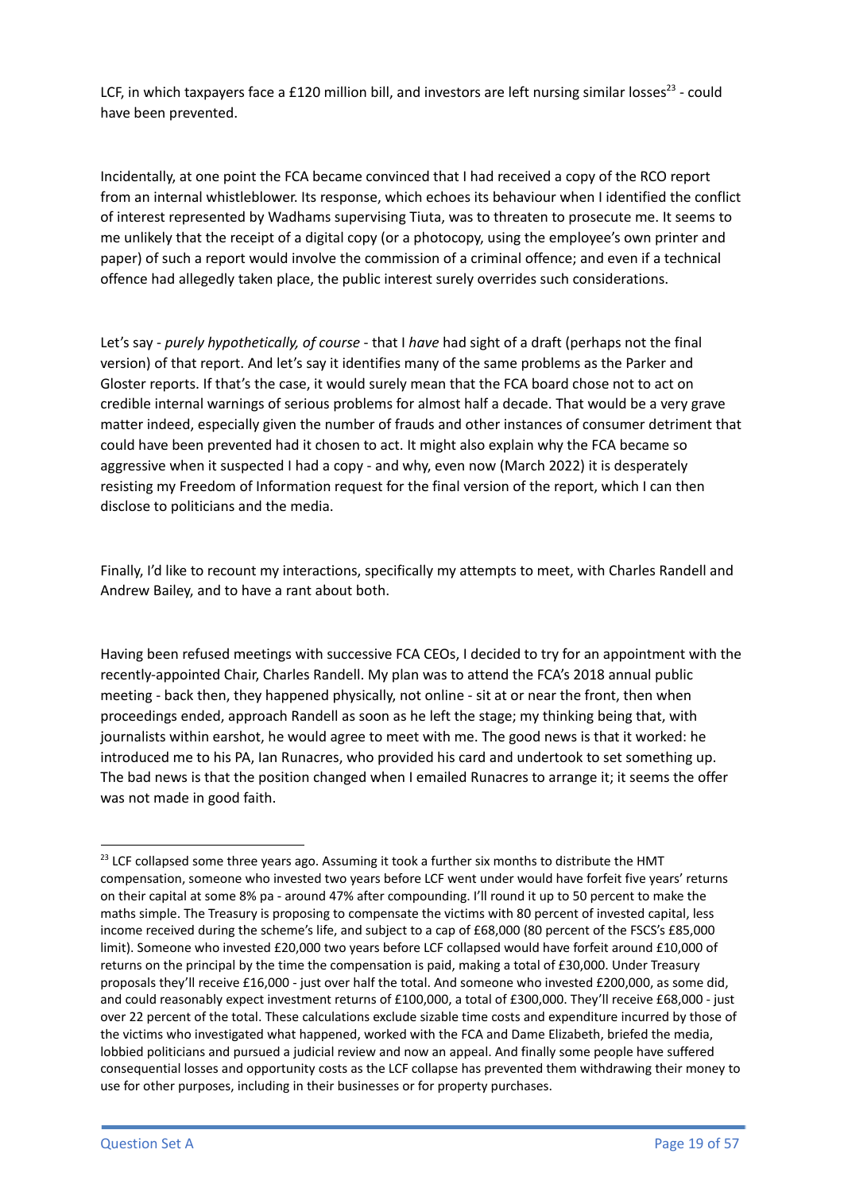LCF, in which taxpayers face a £120 million bill, and investors are left nursing similar losses[23] - could have been prevented.

Incidentally, at one point the FCA became convinced that I had received a copy of the RCO report from an internal whistleblower. Its response, which echoes its behaviour when I identified the conflict of interest represented by Wadhams supervising Tiuta, was to threaten to prosecute me. It seems to me unlikely that the receipt of a digital copy (or a photocopy, using the employee's own printer and paper) of such a report would involve the commission of a criminal offence; and even if a technical offence had allegedly taken place, the public interest surely overrides such considerations.

Let's say - *purely hypothetically, of course* - that I *have* had sight of a draft (perhaps not the final version) of that report. And let's say it identifies many of the same problems as the Parker and Gloster reports. If that's the case, it would surely mean that the FCA board chose not to act on credible internal warnings of serious problems for almost half a decade. That would be a very grave matter indeed, especially given the number of frauds and other instances of consumer detriment that could have been prevented had it chosen to act. It might also explain why the FCA became so aggressive when it suspected I had a copy - and why, even now (March 2022) it is desperately resisting my Freedom of Information request for the final version of the report, which I can then disclose to politicians and the media.

Finally, I'd like to recount my interactions, specifically my attempts to meet, with Charles Randell and Andrew Bailey, and to have a rant about both.

Having been refused meetings with successive FCA CEOs, I decided to try for an appointment with the recently-appointed Chair, Charles Randell. My plan was to attend the FCA's 2018 annual public meeting - back then, they happened physically, not online - sit at or near the front, then when proceedings ended, approach Randell as soon as he left the stage; my thinking being that, with journalists within earshot, he would agree to meet with me. The good news is that it worked: he introduced me to his PA, Ian Runacres, who provided his card and undertook to set something up. The bad news is that the position changed when I emailed Runacres to arrange it; it seems the offer was not made in good faith.

---

[23] LCF collapsed some three years ago. Assuming it took a further six months to distribute the HMT compensation, someone who invested two years before LCF went under would have forfeit five years' returns on their capital at some 8% pa - around 47% after compounding. I'll round it up to 50 percent to make the maths simple. The Treasury is proposing to compensate the victims with 80 percent of invested capital, less income received during the scheme's life, and subject to a cap of £68,000 (80 percent of the FSCS's £85,000 limit). Someone who invested £20,000 two years before LCF collapsed would have forfeit around £10,000 of returns on the principal by the time the compensation is paid, making a total of £30,000. Under Treasury proposals they'll receive £16,000 - just over half the total. And someone who invested £200,000, as some did, and could reasonably expect investment returns of £100,000, a total of £300,000. They'll receive £68,000 - just over 22 percent of the total. These calculations exclude sizable time costs and expenditure incurred by those of the victims who investigated what happened, worked with the FCA and Dame Elizabeth, briefed the media, lobbied politicians and pursued a judicial review and now an appeal. And finally some people have suffered consequential losses and opportunity costs as the LCF collapse has prevented them withdrawing their money to use for other purposes, including in their businesses or for property purchases.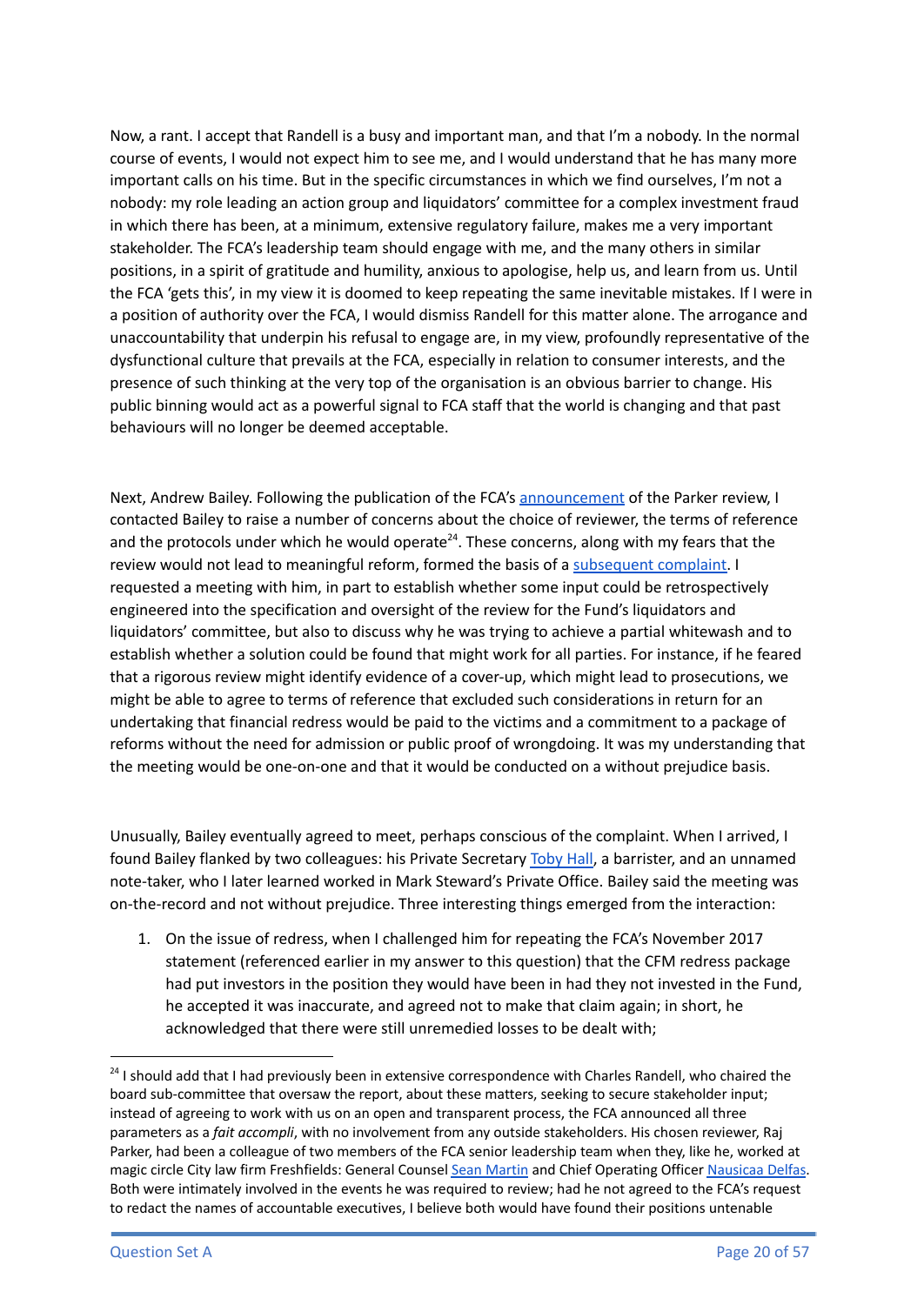Now, a rant. I accept that Randell is a busy and important man, and that I'm a nobody. In the normal course of events, I would not expect him to see me, and I would understand that he has many more important calls on his time. But in the specific circumstances in which we find ourselves, I'm not a nobody: my role leading an action group and liquidators' committee for a complex investment fraud in which there has been, at a minimum, extensive regulatory failure, makes me a very important stakeholder. The FCA's leadership team should engage with me, and the many others in similar positions, in a spirit of gratitude and humility, anxious to apologise, help us, and learn from us. Until the FCA 'gets this', in my view it is doomed to keep repeating the same inevitable mistakes. If I were in a position of authority over the FCA, I would dismiss Randell for this matter alone. The arrogance and unaccountability that underpin his refusal to engage are, in my view, profoundly representative of the dysfunctional culture that prevails at the FCA, especially in relation to consumer interests, and the presence of such thinking at the very top of the organisation is an obvious barrier to change. His public binning would act as a powerful signal to FCA staff that the world is changing and that past behaviours will no longer be deemed acceptable.

Next, Andrew Bailey. Following the publication of the FCA's announcement of the Parker review, I contacted Bailey to raise a number of concerns about the choice of reviewer, the terms of reference and the protocols under which he would operate[24]. These concerns, along with my fears that the review would not lead to meaningful reform, formed the basis of a subsequent complaint. I requested a meeting with him, in part to establish whether some input could be retrospectively engineered into the specification and oversight of the review for the Fund's liquidators and liquidators' committee, but also to discuss why he was trying to achieve a partial whitewash and to establish whether a solution could be found that might work for all parties. For instance, if he feared that a rigorous review might identify evidence of a cover-up, which might lead to prosecutions, we might be able to agree to terms of reference that excluded such considerations in return for an undertaking that financial redress would be paid to the victims and a commitment to a package of reforms without the need for admission or public proof of wrongdoing. It was my understanding that the meeting would be one-on-one and that it would be conducted on a without prejudice basis.

Unusually, Bailey eventually agreed to meet, perhaps conscious of the complaint. When I arrived, I found Bailey flanked by two colleagues: his Private Secretary Toby Hall, a barrister, and an unnamed note-taker, who I later learned worked in Mark Steward's Private Office. Bailey said the meeting was on-the-record and not without prejudice. Three interesting things emerged from the interaction:

1. On the issue of redress, when I challenged him for repeating the FCA's November 2017 statement (referenced earlier in my answer to this question) that the CFM redress package had put investors in the position they would have been in had they not invested in the Fund, he accepted it was inaccurate, and agreed not to make that claim again; in short, he acknowledged that there were still unremedied losses to be dealt with;

---

[24] I should add that I had previously been in extensive correspondence with Charles Randell, who chaired the board sub-committee that oversaw the report, about these matters, seeking to secure stakeholder input; instead of agreeing to work with us on an open and transparent process, the FCA announced all three parameters as a *fait accompli*, with no involvement from any outside stakeholders. His chosen reviewer, Raj Parker, had been a colleague of two members of the FCA senior leadership team when they, like he, worked at magic circle City law firm Freshfields: General Counsel Sean Martin and Chief Operating Officer Nausicaa Delfas. Both were intimately involved in the events he was required to review; had he not agreed to the FCA's request to redact the names of accountable executives, I believe both would have found their positions untenable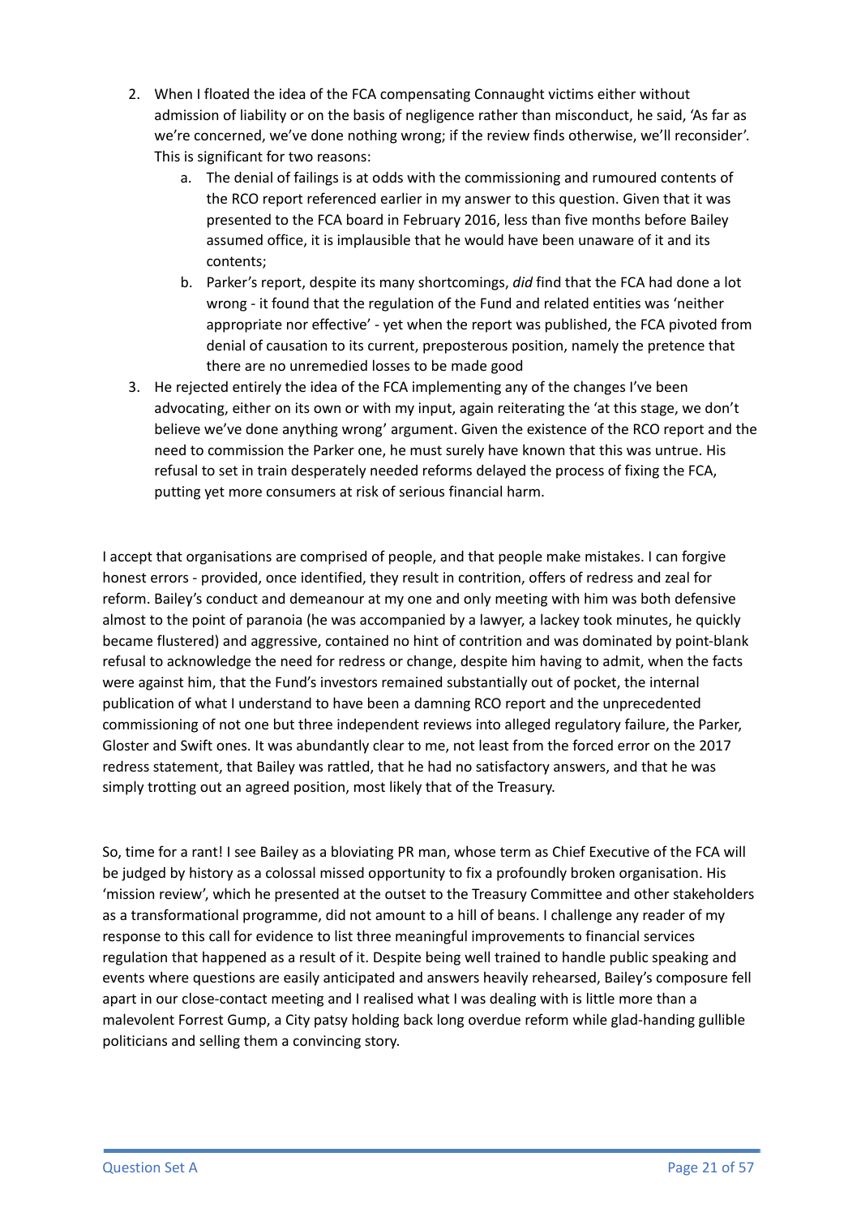2. When I floated the idea of the FCA compensating Connaught victims either without admission of liability or on the basis of negligence rather than misconduct, he said, 'As far as we're concerned, we've done nothing wrong; if the review finds otherwise, we'll reconsider'. This is significant for two reasons:
    a. The denial of failings is at odds with the commissioning and rumoured contents of the RCO report referenced earlier in my answer to this question. Given that it was presented to the FCA board in February 2016, less than five months before Bailey assumed office, it is implausible that he would have been unaware of it and its contents;
    b. Parker's report, despite its many shortcomings, *did* find that the FCA had done a lot wrong - it found that the regulation of the Fund and related entities was 'neither appropriate nor effective' - yet when the report was published, the FCA pivoted from denial of causation to its current, preposterous position, namely the pretence that there are no unremedied losses to be made good
3. He rejected entirely the idea of the FCA implementing any of the changes I've been advocating, either on its own or with my input, again reiterating the 'at this stage, we don't believe we've done anything wrong' argument. Given the existence of the RCO report and the need to commission the Parker one, he must surely have known that this was untrue. His refusal to set in train desperately needed reforms delayed the process of fixing the FCA, putting yet more consumers at risk of serious financial harm.

I accept that organisations are comprised of people, and that people make mistakes. I can forgive honest errors - provided, once identified, they result in contrition, offers of redress and zeal for reform. Bailey's conduct and demeanour at my one and only meeting with him was both defensive almost to the point of paranoia (he was accompanied by a lawyer, a lackey took minutes, he quickly became flustered) and aggressive, contained no hint of contrition and was dominated by point-blank refusal to acknowledge the need for redress or change, despite him having to admit, when the facts were against him, that the Fund's investors remained substantially out of pocket, the internal publication of what I understand to have been a damning RCO report and the unprecedented commissioning of not one but three independent reviews into alleged regulatory failure, the Parker, Gloster and Swift ones. It was abundantly clear to me, not least from the forced error on the 2017 redress statement, that Bailey was rattled, that he had no satisfactory answers, and that he was simply trotting out an agreed position, most likely that of the Treasury.

So, time for a rant! I see Bailey as a bloviating PR man, whose term as Chief Executive of the FCA will be judged by history as a colossal missed opportunity to fix a profoundly broken organisation. His 'mission review', which he presented at the outset to the Treasury Committee and other stakeholders as a transformational programme, did not amount to a hill of beans. I challenge any reader of my response to this call for evidence to list three meaningful improvements to financial services regulation that happened as a result of it. Despite being well trained to handle public speaking and events where questions are easily anticipated and answers heavily rehearsed, Bailey's composure fell apart in our close-contact meeting and I realised what I was dealing with is little more than a malevolent Forrest Gump, a City patsy holding back long overdue reform while glad-handing gullible politicians and selling them a convincing story.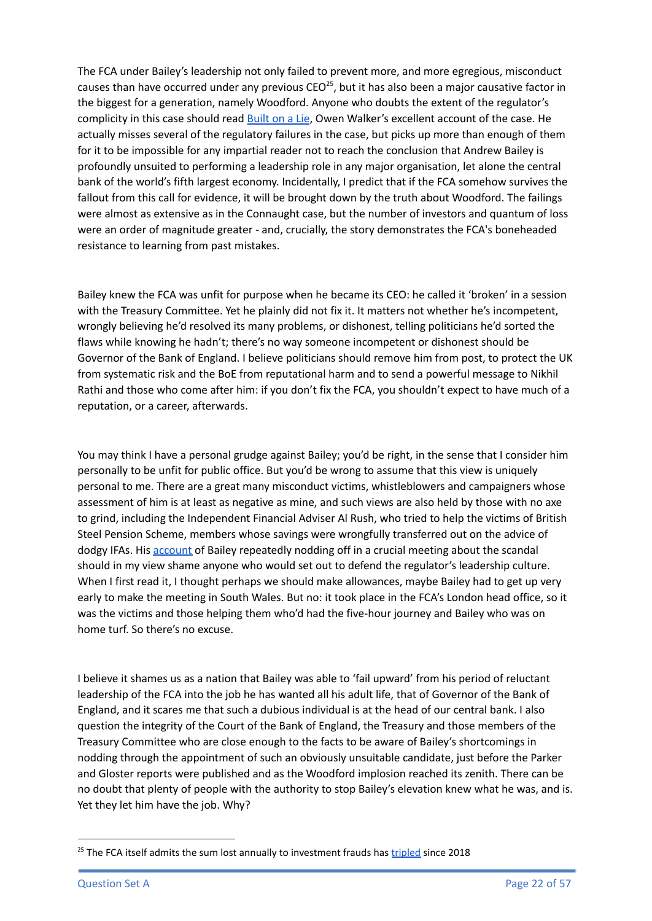The FCA under Bailey's leadership not only failed to prevent more, and more egregious, misconduct causes than have occurred under any previous CEO[25], but it has also been a major causative factor in the biggest for a generation, namely Woodford. Anyone who doubts the extent of the regulator's complicity in this case should read [Built on a Lie](), Owen Walker's excellent account of the case. He actually misses several of the regulatory failures in the case, but picks up more than enough of them for it to be impossible for any impartial reader not to reach the conclusion that Andrew Bailey is profoundly unsuited to performing a leadership role in any major organisation, let alone the central bank of the world's fifth largest economy. Incidentally, I predict that if the FCA somehow survives the fallout from this call for evidence, it will be brought down by the truth about Woodford. The failings were almost as extensive as in the Connaught case, but the number of investors and quantum of loss were an order of magnitude greater - and, crucially, the story demonstrates the FCA's boneheaded resistance to learning from past mistakes.

Bailey knew the FCA was unfit for purpose when he became its CEO: he called it 'broken' in a session with the Treasury Committee. Yet he plainly did not fix it. It matters not whether he's incompetent, wrongly believing he'd resolved its many problems, or dishonest, telling politicians he'd sorted the flaws while knowing he hadn't; there's no way someone incompetent or dishonest should be Governor of the Bank of England. I believe politicians should remove him from post, to protect the UK from systematic risk and the BoE from reputational harm and to send a powerful message to Nikhil Rathi and those who come after him: if you don't fix the FCA, you shouldn't expect to have much of a reputation, or a career, afterwards.

You may think I have a personal grudge against Bailey; you'd be right, in the sense that I consider him personally to be unfit for public office. But you'd be wrong to assume that this view is uniquely personal to me. There are a great many misconduct victims, whistleblowers and campaigners whose assessment of him is at least as negative as mine, and such views are also held by those with no axe to grind, including the Independent Financial Adviser Al Rush, who tried to help the victims of British Steel Pension Scheme, members whose savings were wrongfully transferred out on the advice of dodgy IFAs. His [account]() of Bailey repeatedly nodding off in a crucial meeting about the scandal should in my view shame anyone who would set out to defend the regulator's leadership culture. When I first read it, I thought perhaps we should make allowances, maybe Bailey had to get up very early to make the meeting in South Wales. But no: it took place in the FCA's London head office, so it was the victims and those helping them who'd had the five-hour journey and Bailey who was on home turf. So there's no excuse.

I believe it shames us as a nation that Bailey was able to 'fail upward' from his period of reluctant leadership of the FCA into the job he has wanted all his adult life, that of Governor of the Bank of England, and it scares me that such a dubious individual is at the head of our central bank. I also question the integrity of the Court of the Bank of England, the Treasury and those members of the Treasury Committee who are close enough to the facts to be aware of Bailey's shortcomings in nodding through the appointment of such an obviously unsuitable candidate, just before the Parker and Gloster reports were published and as the Woodford implosion reached its zenith. There can be no doubt that plenty of people with the authority to stop Bailey's elevation knew what he was, and is. Yet they let him have the job. Why?

---

[25] The FCA itself admits the sum lost annually to investment frauds has [tripled]() since 2018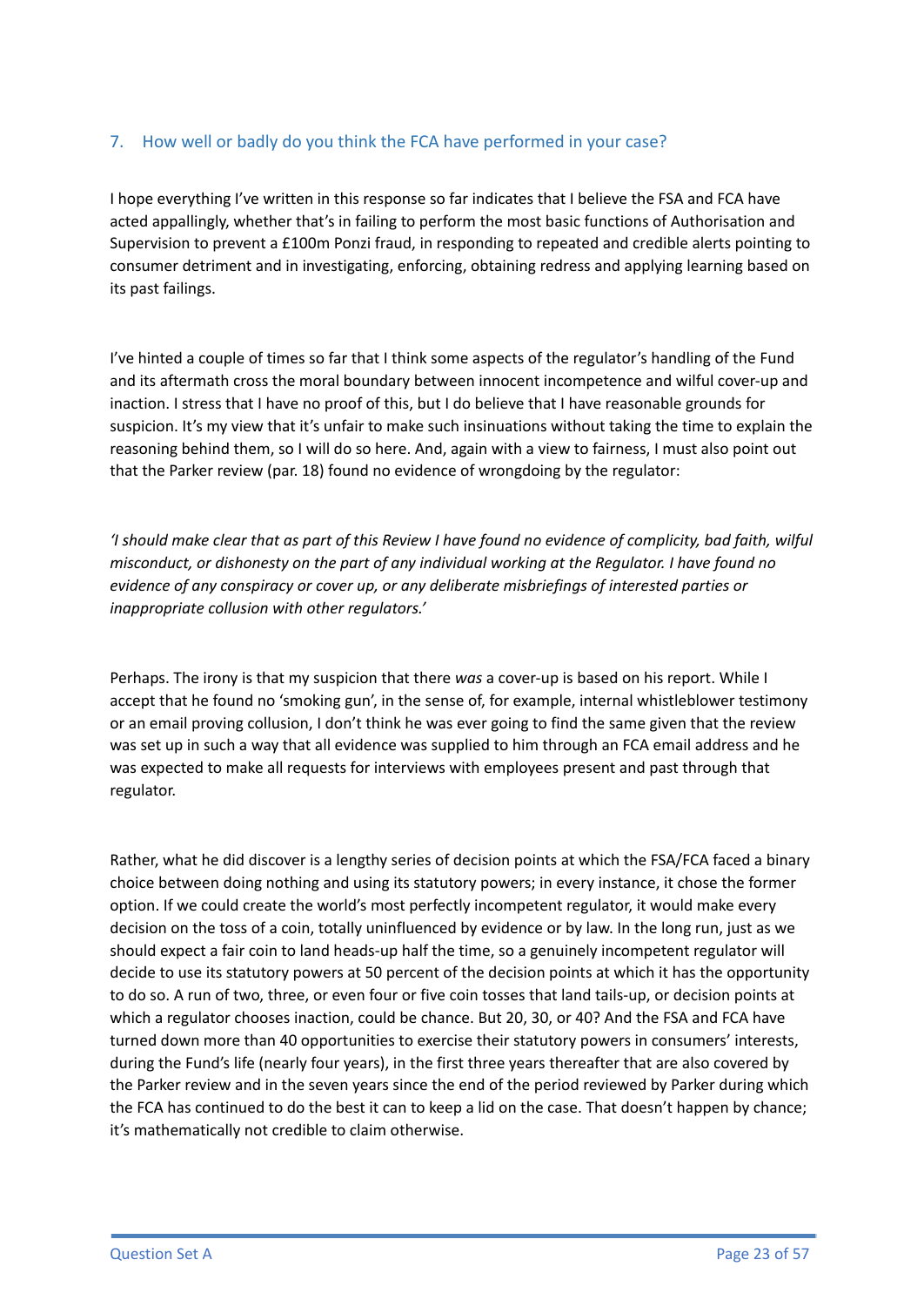## 7. How well or badly do you think the FCA have performed in your case?

I hope everything I've written in this response so far indicates that I believe the FSA and FCA have acted appallingly, whether that's in failing to perform the most basic functions of Authorisation and Supervision to prevent a £100m Ponzi fraud, in responding to repeated and credible alerts pointing to consumer detriment and in investigating, enforcing, obtaining redress and applying learning based on its past failings.

I've hinted a couple of times so far that I think some aspects of the regulator's handling of the Fund and its aftermath cross the moral boundary between innocent incompetence and wilful cover-up and inaction. I stress that I have no proof of this, but I do believe that I have reasonable grounds for suspicion. It's my view that it's unfair to make such insinuations without taking the time to explain the reasoning behind them, so I will do so here. And, again with a view to fairness, I must also point out that the Parker review (par. 18) found no evidence of wrongdoing by the regulator:

*'I should make clear that as part of this Review I have found no evidence of complicity, bad faith, wilful misconduct, or dishonesty on the part of any individual working at the Regulator. I have found no evidence of any conspiracy or cover up, or any deliberate misbriefings of interested parties or inappropriate collusion with other regulators.'*

Perhaps. The irony is that my suspicion that there *was* a cover-up is based on his report. While I accept that he found no 'smoking gun', in the sense of, for example, internal whistleblower testimony or an email proving collusion, I don't think he was ever going to find the same given that the review was set up in such a way that all evidence was supplied to him through an FCA email address and he was expected to make all requests for interviews with employees present and past through that regulator.

Rather, what he did discover is a lengthy series of decision points at which the FSA/FCA faced a binary choice between doing nothing and using its statutory powers; in every instance, it chose the former option. If we could create the world's most perfectly incompetent regulator, it would make every decision on the toss of a coin, totally uninfluenced by evidence or by law. In the long run, just as we should expect a fair coin to land heads-up half the time, so a genuinely incompetent regulator will decide to use its statutory powers at 50 percent of the decision points at which it has the opportunity to do so. A run of two, three, or even four or five coin tosses that land tails-up, or decision points at which a regulator chooses inaction, could be chance. But 20, 30, or 40? And the FSA and FCA have turned down more than 40 opportunities to exercise their statutory powers in consumers' interests, during the Fund's life (nearly four years), in the first three years thereafter that are also covered by the Parker review and in the seven years since the end of the period reviewed by Parker during which the FCA has continued to do the best it can to keep a lid on the case. That doesn't happen by chance; it's mathematically not credible to claim otherwise.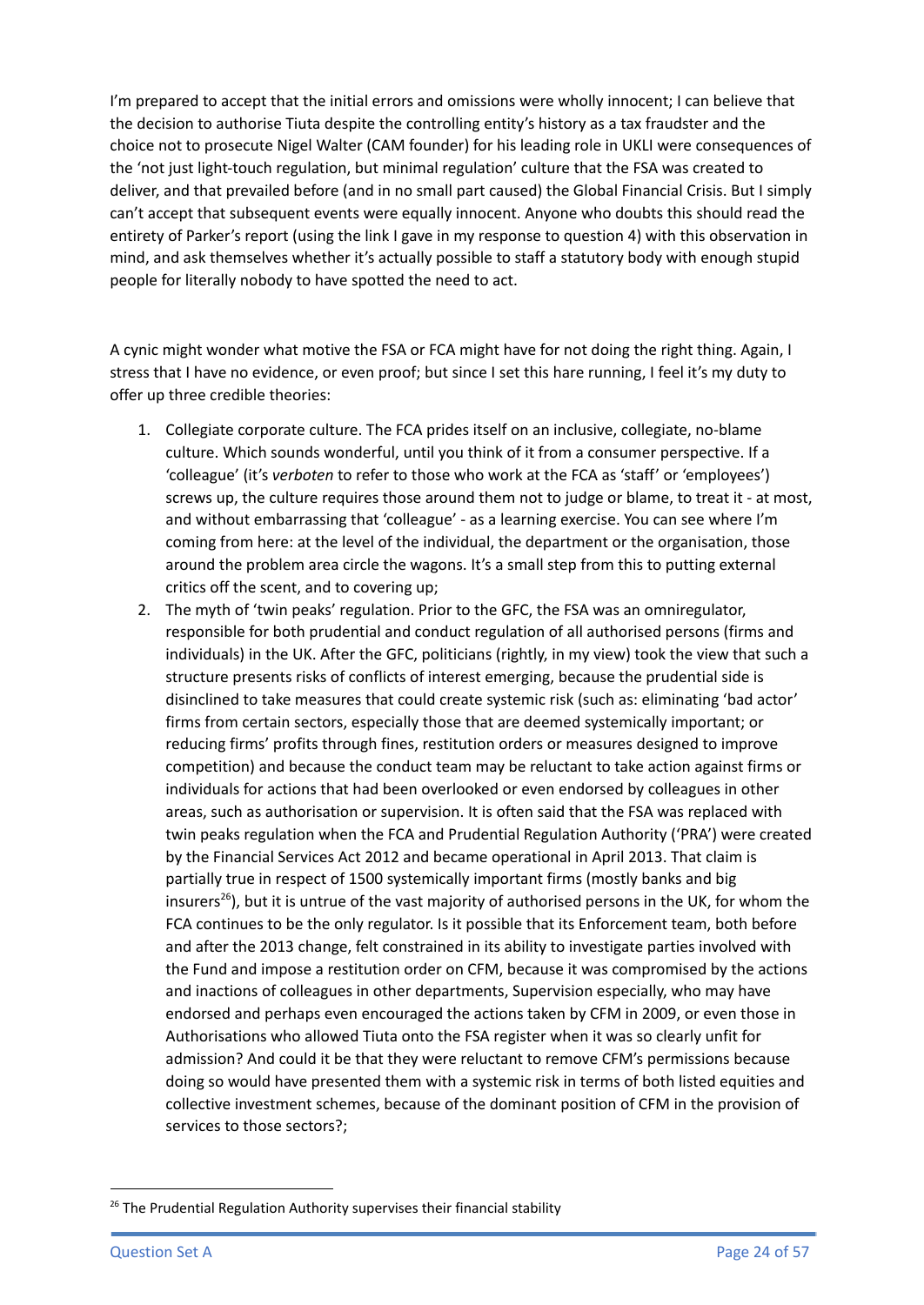I'm prepared to accept that the initial errors and omissions were wholly innocent; I can believe that the decision to authorise Tiuta despite the controlling entity's history as a tax fraudster and the choice not to prosecute Nigel Walter (CAM founder) for his leading role in UKLI were consequences of the 'not just light-touch regulation, but minimal regulation' culture that the FSA was created to deliver, and that prevailed before (and in no small part caused) the Global Financial Crisis. But I simply can't accept that subsequent events were equally innocent. Anyone who doubts this should read the entirety of Parker's report (using the link I gave in my response to question 4) with this observation in mind, and ask themselves whether it's actually possible to staff a statutory body with enough stupid people for literally nobody to have spotted the need to act.

A cynic might wonder what motive the FSA or FCA might have for not doing the right thing. Again, I stress that I have no evidence, or even proof; but since I set this hare running, I feel it's my duty to offer up three credible theories:

1. Collegiate corporate culture. The FCA prides itself on an inclusive, collegiate, no-blame culture. Which sounds wonderful, until you think of it from a consumer perspective. If a 'colleague' (it's *verboten* to refer to those who work at the FCA as 'staff' or 'employees') screws up, the culture requires those around them not to judge or blame, to treat it - at most, and without embarrassing that 'colleague' - as a learning exercise. You can see where I'm coming from here: at the level of the individual, the department or the organisation, those around the problem area circle the wagons. It's a small step from this to putting external critics off the scent, and to covering up;
2. The myth of 'twin peaks' regulation. Prior to the GFC, the FSA was an omniregulator, responsible for both prudential and conduct regulation of all authorised persons (firms and individuals) in the UK. After the GFC, politicians (rightly, in my view) took the view that such a structure presents risks of conflicts of interest emerging, because the prudential side is disinclined to take measures that could create systemic risk (such as: eliminating 'bad actor' firms from certain sectors, especially those that are deemed systemically important; or reducing firms' profits through fines, restitution orders or measures designed to improve competition) and because the conduct team may be reluctant to take action against firms or individuals for actions that had been overlooked or even endorsed by colleagues in other areas, such as authorisation or supervision. It is often said that the FSA was replaced with twin peaks regulation when the FCA and Prudential Regulation Authority ('PRA') were created by the Financial Services Act 2012 and became operational in April 2013. That claim is partially true in respect of 1500 systemically important firms (mostly banks and big insurers[26]), but it is untrue of the vast majority of authorised persons in the UK, for whom the FCA continues to be the only regulator. Is it possible that its Enforcement team, both before and after the 2013 change, felt constrained in its ability to investigate parties involved with the Fund and impose a restitution order on CFM, because it was compromised by the actions and inactions of colleagues in other departments, Supervision especially, who may have endorsed and perhaps even encouraged the actions taken by CFM in 2009, or even those in Authorisations who allowed Tiuta onto the FSA register when it was so clearly unfit for admission? And could it be that they were reluctant to remove CFM's permissions because doing so would have presented them with a systemic risk in terms of both listed equities and collective investment schemes, because of the dominant position of CFM in the provision of services to those sectors?;

[26] The Prudential Regulation Authority supervises their financial stability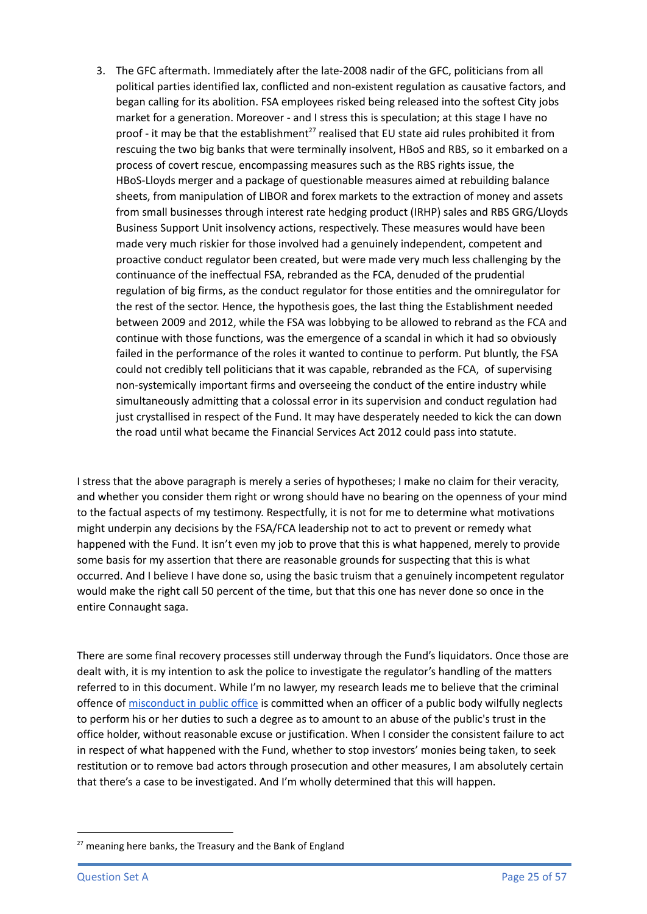3. The GFC aftermath. Immediately after the late-2008 nadir of the GFC, politicians from all political parties identified lax, conflicted and non-existent regulation as causative factors, and began calling for its abolition. FSA employees risked being released into the softest City jobs market for a generation. Moreover - and I stress this is speculation; at this stage I have no proof - it may be that the establishment[27] realised that EU state aid rules prohibited it from rescuing the two big banks that were terminally insolvent, HBoS and RBS, so it embarked on a process of covert rescue, encompassing measures such as the RBS rights issue, the HBoS-Lloyds merger and a package of questionable measures aimed at rebuilding balance sheets, from manipulation of LIBOR and forex markets to the extraction of money and assets from small businesses through interest rate hedging product (IRHP) sales and RBS GRG/Lloyds Business Support Unit insolvency actions, respectively. These measures would have been made very much riskier for those involved had a genuinely independent, competent and proactive conduct regulator been created, but were made very much less challenging by the continuance of the ineffectual FSA, rebranded as the FCA, denuded of the prudential regulation of big firms, as the conduct regulator for those entities and the omniregulator for the rest of the sector. Hence, the hypothesis goes, the last thing the Establishment needed between 2009 and 2012, while the FSA was lobbying to be allowed to rebrand as the FCA and continue with those functions, was the emergence of a scandal in which it had so obviously failed in the performance of the roles it wanted to continue to perform. Put bluntly, the FSA could not credibly tell politicians that it was capable, rebranded as the FCA, of supervising non-systemically important firms and overseeing the conduct of the entire industry while simultaneously admitting that a colossal error in its supervision and conduct regulation had just crystallised in respect of the Fund. It may have desperately needed to kick the can down the road until what became the Financial Services Act 2012 could pass into statute.

I stress that the above paragraph is merely a series of hypotheses; I make no claim for their veracity, and whether you consider them right or wrong should have no bearing on the openness of your mind to the factual aspects of my testimony. Respectfully, it is not for me to determine what motivations might underpin any decisions by the FSA/FCA leadership not to act to prevent or remedy what happened with the Fund. It isn't even my job to prove that this is what happened, merely to provide some basis for my assertion that there are reasonable grounds for suspecting that this is what occurred. And I believe I have done so, using the basic truism that a genuinely incompetent regulator would make the right call 50 percent of the time, but that this one has never done so once in the entire Connaught saga.

There are some final recovery processes still underway through the Fund's liquidators. Once those are dealt with, it is my intention to ask the police to investigate the regulator's handling of the matters referred to in this document. While I'm no lawyer, my research leads me to believe that the criminal offence of [misconduct in public office] is committed when an officer of a public body wilfully neglects to perform his or her duties to such a degree as to amount to an abuse of the public's trust in the office holder, without reasonable excuse or justification. When I consider the consistent failure to act in respect of what happened with the Fund, whether to stop investors' monies being taken, to seek restitution or to remove bad actors through prosecution and other measures, I am absolutely certain that there's a case to be investigated. And I'm wholly determined that this will happen.

---

[27] meaning here banks, the Treasury and the Bank of England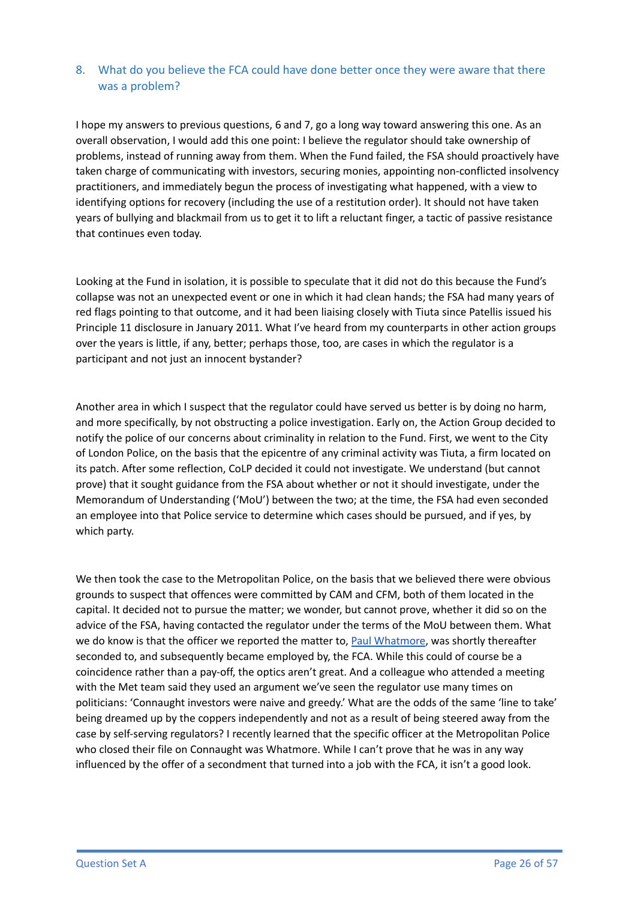## 8. What do you believe the FCA could have done better once they were aware that there was a problem?

I hope my answers to previous questions, 6 and 7, go a long way toward answering this one. As an overall observation, I would add this one point: I believe the regulator should take ownership of problems, instead of running away from them. When the Fund failed, the FSA should proactively have taken charge of communicating with investors, securing monies, appointing non-conflicted insolvency practitioners, and immediately begun the process of investigating what happened, with a view to identifying options for recovery (including the use of a restitution order). It should not have taken years of bullying and blackmail from us to get it to lift a reluctant finger, a tactic of passive resistance that continues even today.

Looking at the Fund in isolation, it is possible to speculate that it did not do this because the Fund's collapse was not an unexpected event or one in which it had clean hands; the FSA had many years of red flags pointing to that outcome, and it had been liaising closely with Tiuta since Patellis issued his Principle 11 disclosure in January 2011. What I've heard from my counterparts in other action groups over the years is little, if any, better; perhaps those, too, are cases in which the regulator is a participant and not just an innocent bystander?

Another area in which I suspect that the regulator could have served us better is by doing no harm, and more specifically, by not obstructing a police investigation. Early on, the Action Group decided to notify the police of our concerns about criminality in relation to the Fund. First, we went to the City of London Police, on the basis that the epicentre of any criminal activity was Tiuta, a firm located on its patch. After some reflection, CoLP decided it could not investigate. We understand (but cannot prove) that it sought guidance from the FSA about whether or not it should investigate, under the Memorandum of Understanding ('MoU') between the two; at the time, the FSA had even seconded an employee into that Police service to determine which cases should be pursued, and if yes, by which party.

We then took the case to the Metropolitan Police, on the basis that we believed there were obvious grounds to suspect that offences were committed by CAM and CFM, both of them located in the capital. It decided not to pursue the matter; we wonder, but cannot prove, whether it did so on the advice of the FSA, having contacted the regulator under the terms of the MoU between them. What we do know is that the officer we reported the matter to, Paul Whatmore, was shortly thereafter seconded to, and subsequently became employed by, the FCA. While this could of course be a coincidence rather than a pay-off, the optics aren't great. And a colleague who attended a meeting with the Met team said they used an argument we've seen the regulator use many times on politicians: 'Connaught investors were naive and greedy.' What are the odds of the same 'line to take' being dreamed up by the coppers independently and not as a result of being steered away from the case by self-serving regulators? I recently learned that the specific officer at the Metropolitan Police who closed their file on Connaught was Whatmore. While I can't prove that he was in any way influenced by the offer of a secondment that turned into a job with the FCA, it isn't a good look.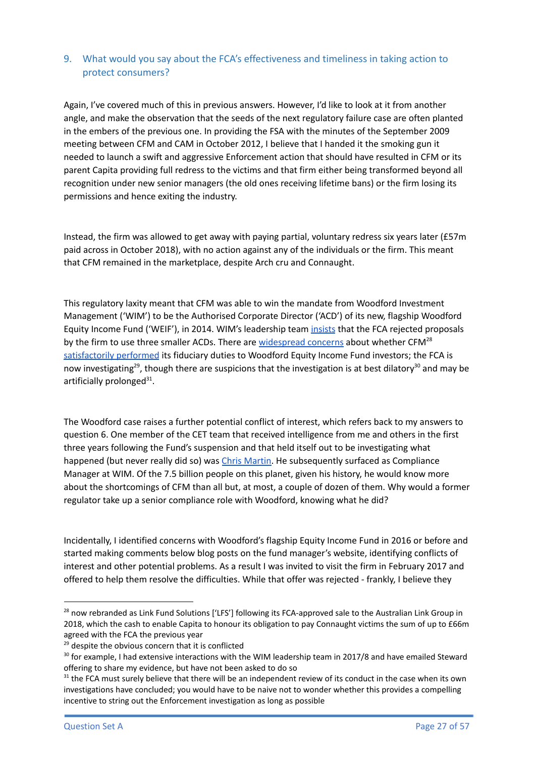## 9. What would you say about the FCA's effectiveness and timeliness in taking action to protect consumers?

Again, I've covered much of this in previous answers. However, I'd like to look at it from another angle, and make the observation that the seeds of the next regulatory failure case are often planted in the embers of the previous one. In providing the FSA with the minutes of the September 2009 meeting between CFM and CAM in October 2012, I believe that I handed it the smoking gun it needed to launch a swift and aggressive Enforcement action that should have resulted in CFM or its parent Capita providing full redress to the victims and that firm either being transformed beyond all recognition under new senior managers (the old ones receiving lifetime bans) or the firm losing its permissions and hence exiting the industry.

Instead, the firm was allowed to get away with paying partial, voluntary redress six years later (£57m paid across in October 2018), with no action against any of the individuals or the firm. This meant that CFM remained in the marketplace, despite Arch cru and Connaught.

This regulatory laxity meant that CFM was able to win the mandate from Woodford Investment Management ('WIM') to be the Authorised Corporate Director ('ACD') of its new, flagship Woodford Equity Income Fund ('WEIF'), in 2014. WIM's leadership team insists that the FCA rejected proposals by the firm to use three smaller ACDs. There are widespread concerns about whether CFM[28] satisfactorily performed its fiduciary duties to Woodford Equity Income Fund investors; the FCA is now investigating[29], though there are suspicions that the investigation is at best dilatory[30] and may be artificially prolonged[31].

The Woodford case raises a further potential conflict of interest, which refers back to my answers to question 6. One member of the CET team that received intelligence from me and others in the first three years following the Fund's suspension and that held itself out to be investigating what happened (but never really did so) was Chris Martin. He subsequently surfaced as Compliance Manager at WIM. Of the 7.5 billion people on this planet, given his history, he would know more about the shortcomings of CFM than all but, at most, a couple of dozen of them. Why would a former regulator take up a senior compliance role with Woodford, knowing what he did?

Incidentally, I identified concerns with Woodford's flagship Equity Income Fund in 2016 or before and started making comments below blog posts on the fund manager's website, identifying conflicts of interest and other potential problems. As a result I was invited to visit the firm in February 2017 and offered to help them resolve the difficulties. While that offer was rejected - frankly, I believe they

---

[28] now rebranded as Link Fund Solutions ['LFS'] following its FCA-approved sale to the Australian Link Group in 2018, which the cash to enable Capita to honour its obligation to pay Connaught victims the sum of up to £66m agreed with the FCA the previous year

[29] despite the obvious concern that it is conflicted

[30] for example, I had extensive interactions with the WIM leadership team in 2017/8 and have emailed Steward offering to share my evidence, but have not been asked to do so

[31] the FCA must surely believe that there will be an independent review of its conduct in the case when its own investigations have concluded; you would have to be naive not to wonder whether this provides a compelling incentive to string out the Enforcement investigation as long as possible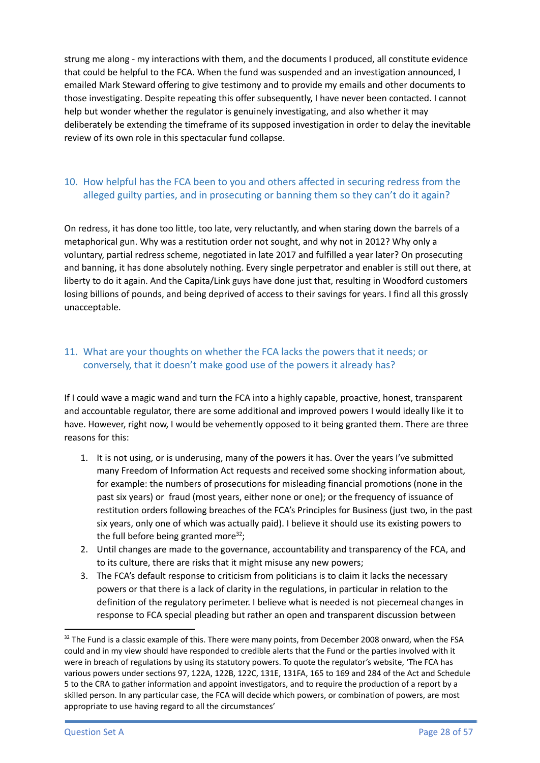strung me along - my interactions with them, and the documents I produced, all constitute evidence that could be helpful to the FCA. When the fund was suspended and an investigation announced, I emailed Mark Steward offering to give testimony and to provide my emails and other documents to those investigating. Despite repeating this offer subsequently, I have never been contacted. I cannot help but wonder whether the regulator is genuinely investigating, and also whether it may deliberately be extending the timeframe of its supposed investigation in order to delay the inevitable review of its own role in this spectacular fund collapse.

## 10. How helpful has the FCA been to you and others affected in securing redress from the alleged guilty parties, and in prosecuting or banning them so they can't do it again?

On redress, it has done too little, too late, very reluctantly, and when staring down the barrels of a metaphorical gun. Why was a restitution order not sought, and why not in 2012? Why only a voluntary, partial redress scheme, negotiated in late 2017 and fulfilled a year later? On prosecuting and banning, it has done absolutely nothing. Every single perpetrator and enabler is still out there, at liberty to do it again. And the Capita/Link guys have done just that, resulting in Woodford customers losing billions of pounds, and being deprived of access to their savings for years. I find all this grossly unacceptable.

## 11. What are your thoughts on whether the FCA lacks the powers that it needs; or conversely, that it doesn't make good use of the powers it already has?

If I could wave a magic wand and turn the FCA into a highly capable, proactive, honest, transparent and accountable regulator, there are some additional and improved powers I would ideally like it to have. However, right now, I would be vehemently opposed to it being granted them. There are three reasons for this:

1. It is not using, or is underusing, many of the powers it has. Over the years I've submitted many Freedom of Information Act requests and received some shocking information about, for example: the numbers of prosecutions for misleading financial promotions (none in the past six years) or fraud (most years, either none or one); or the frequency of issuance of restitution orders following breaches of the FCA's Principles for Business (just two, in the past six years, only one of which was actually paid). I believe it should use its existing powers to the full before being granted more[32];
2. Until changes are made to the governance, accountability and transparency of the FCA, and to its culture, there are risks that it might misuse any new powers;
3. The FCA's default response to criticism from politicians is to claim it lacks the necessary powers or that there is a lack of clarity in the regulations, in particular in relation to the definition of the regulatory perimeter. I believe what is needed is not piecemeal changes in response to FCA special pleading but rather an open and transparent discussion between

[32] The Fund is a classic example of this. There were many points, from December 2008 onward, when the FSA could and in my view should have responded to credible alerts that the Fund or the parties involved with it were in breach of regulations by using its statutory powers. To quote the regulator's website, 'The FCA has various powers under sections 97, 122A, 122B, 122C, 131E, 131FA, 165 to 169 and 284 of the Act and Schedule 5 to the CRA to gather information and appoint investigators, and to require the production of a report by a skilled person. In any particular case, the FCA will decide which powers, or combination of powers, are most appropriate to use having regard to all the circumstances'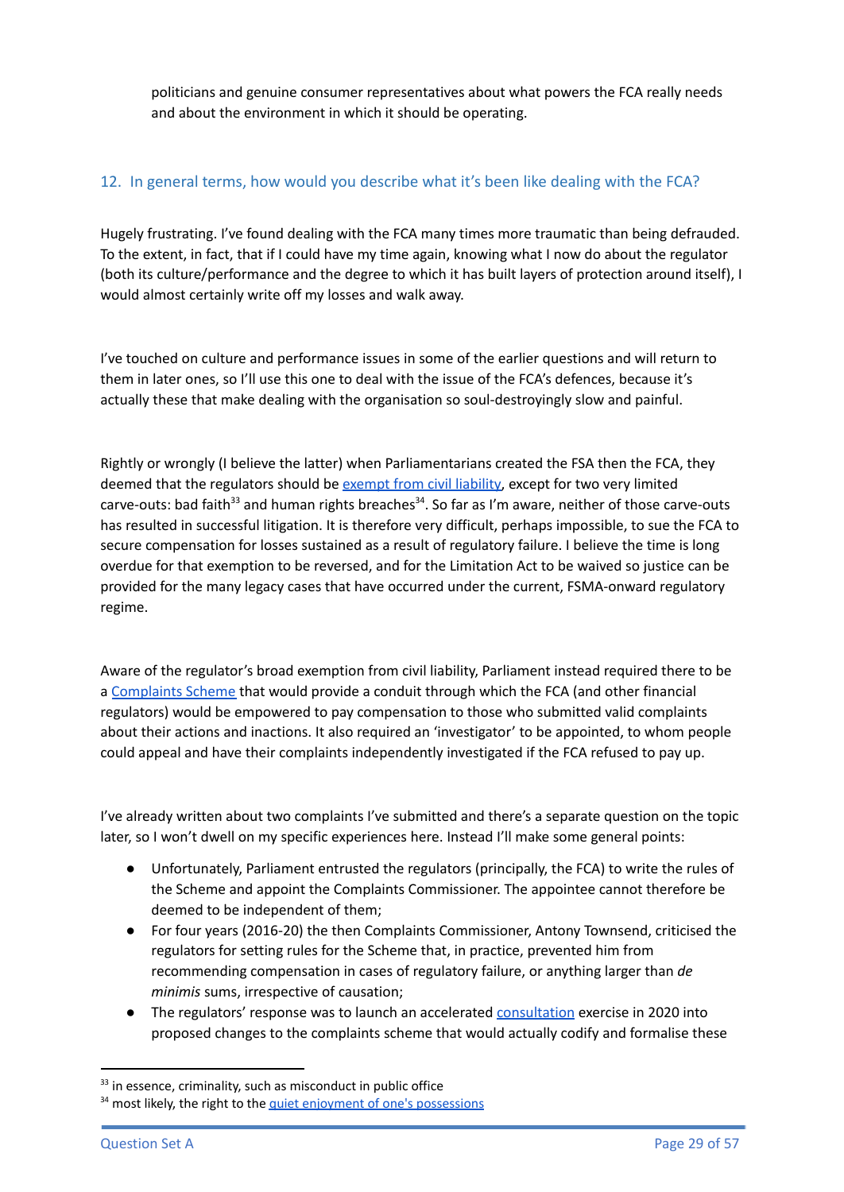politicians and genuine consumer representatives about what powers the FCA really needs and about the environment in which it should be operating.

## 12. In general terms, how would you describe what it's been like dealing with the FCA?

Hugely frustrating. I've found dealing with the FCA many times more traumatic than being defrauded. To the extent, in fact, that if I could have my time again, knowing what I now do about the regulator (both its culture/performance and the degree to which it has built layers of protection around itself), I would almost certainly write off my losses and walk away.

I've touched on culture and performance issues in some of the earlier questions and will return to them in later ones, so I'll use this one to deal with the issue of the FCA's defences, because it's actually these that make dealing with the organisation so soul-destroyingly slow and painful.

Rightly or wrongly (I believe the latter) when Parliamentarians created the FSA then the FCA, they deemed that the regulators should be exempt from civil liability, except for two very limited carve-outs: bad faith[33] and human rights breaches[34]. So far as I'm aware, neither of those carve-outs has resulted in successful litigation. It is therefore very difficult, perhaps impossible, to sue the FCA to secure compensation for losses sustained as a result of regulatory failure. I believe the time is long overdue for that exemption to be reversed, and for the Limitation Act to be waived so justice can be provided for the many legacy cases that have occurred under the current, FSMA-onward regulatory regime.

Aware of the regulator's broad exemption from civil liability, Parliament instead required there to be a Complaints Scheme that would provide a conduit through which the FCA (and other financial regulators) would be empowered to pay compensation to those who submitted valid complaints about their actions and inactions. It also required an 'investigator' to be appointed, to whom people could appeal and have their complaints independently investigated if the FCA refused to pay up.

I've already written about two complaints I've submitted and there's a separate question on the topic later, so I won't dwell on my specific experiences here. Instead I'll make some general points:

- Unfortunately, Parliament entrusted the regulators (principally, the FCA) to write the rules of the Scheme and appoint the Complaints Commissioner. The appointee cannot therefore be deemed to be independent of them;
- For four years (2016-20) the then Complaints Commissioner, Antony Townsend, criticised the regulators for setting rules for the Scheme that, in practice, prevented him from recommending compensation in cases of regulatory failure, or anything larger than *de minimis* sums, irrespective of causation;
- The regulators' response was to launch an accelerated consultation exercise in 2020 into proposed changes to the complaints scheme that would actually codify and formalise these

[33] in essence, criminality, such as misconduct in public office

[34] most likely, the right to the quiet enjoyment of one's possessions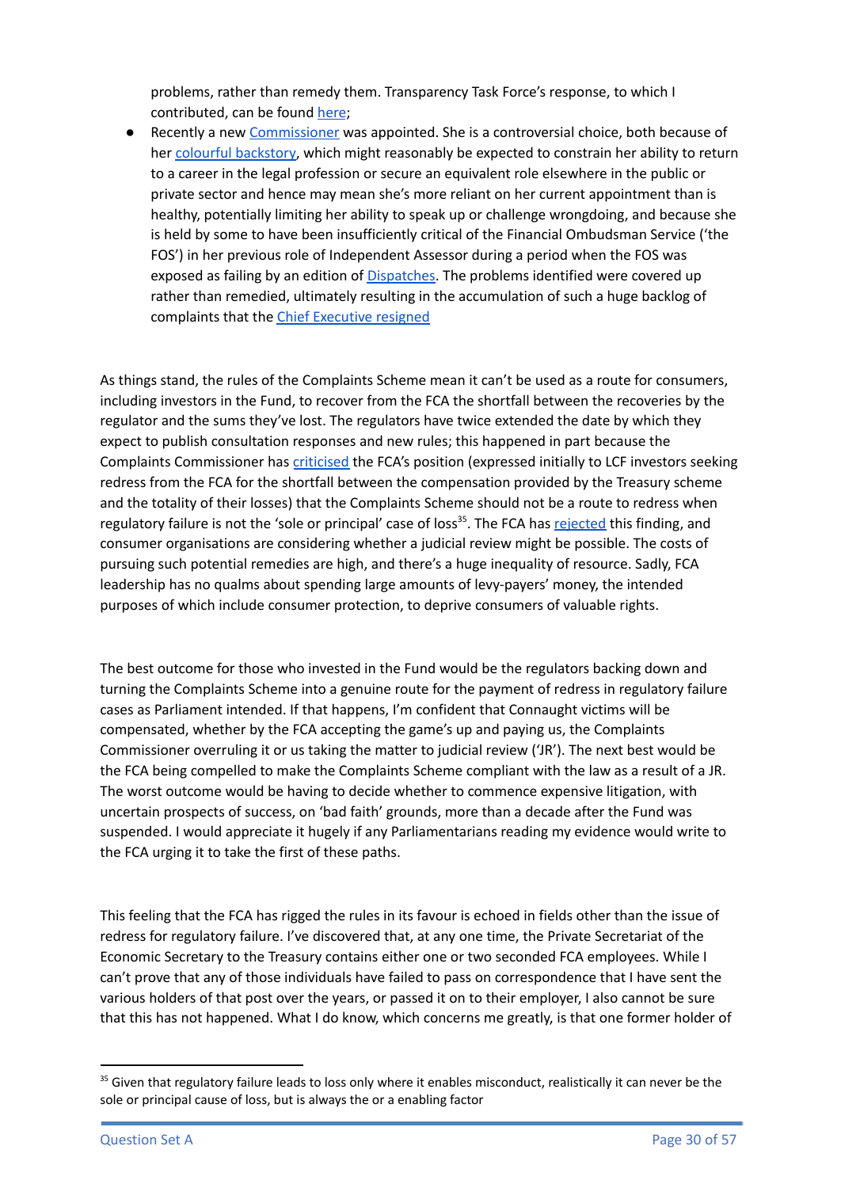problems, rather than remedy them. Transparency Task Force's response, to which I contributed, can be found here;

- Recently a new Commissioner was appointed. She is a controversial choice, both because of her colourful backstory, which might reasonably be expected to constrain her ability to return to a career in the legal profession or secure an equivalent role elsewhere in the public or private sector and hence may mean she's more reliant on her current appointment than is healthy, potentially limiting her ability to speak up or challenge wrongdoing, and because she is held by some to have been insufficiently critical of the Financial Ombudsman Service ('the FOS') in her previous role of Independent Assessor during a period when the FOS was exposed as failing by an edition of Dispatches. The problems identified were covered up rather than remedied, ultimately resulting in the accumulation of such a huge backlog of complaints that the Chief Executive resigned

As things stand, the rules of the Complaints Scheme mean it can't be used as a route for consumers, including investors in the Fund, to recover from the FCA the shortfall between the recoveries by the regulator and the sums they've lost. The regulators have twice extended the date by which they expect to publish consultation responses and new rules; this happened in part because the Complaints Commissioner has criticised the FCA's position (expressed initially to LCF investors seeking redress from the FCA for the shortfall between the compensation provided by the Treasury scheme and the totality of their losses) that the Complaints Scheme should not be a route to redress when regulatory failure is not the 'sole or principal' case of loss[35]. The FCA has rejected this finding, and consumer organisations are considering whether a judicial review might be possible. The costs of pursuing such potential remedies are high, and there's a huge inequality of resource. Sadly, FCA leadership has no qualms about spending large amounts of levy-payers' money, the intended purposes of which include consumer protection, to deprive consumers of valuable rights.

The best outcome for those who invested in the Fund would be the regulators backing down and turning the Complaints Scheme into a genuine route for the payment of redress in regulatory failure cases as Parliament intended. If that happens, I'm confident that Connaught victims will be compensated, whether by the FCA accepting the game's up and paying us, the Complaints Commissioner overruling it or us taking the matter to judicial review ('JR'). The next best would be the FCA being compelled to make the Complaints Scheme compliant with the law as a result of a JR. The worst outcome would be having to decide whether to commence expensive litigation, with uncertain prospects of success, on 'bad faith' grounds, more than a decade after the Fund was suspended. I would appreciate it hugely if any Parliamentarians reading my evidence would write to the FCA urging it to take the first of these paths.

This feeling that the FCA has rigged the rules in its favour is echoed in fields other than the issue of redress for regulatory failure. I've discovered that, at any one time, the Private Secretariat of the Economic Secretary to the Treasury contains either one or two seconded FCA employees. While I can't prove that any of those individuals have failed to pass on correspondence that I have sent the various holders of that post over the years, or passed it on to their employer, I also cannot be sure that this has not happened. What I do know, which concerns me greatly, is that one former holder of

---

[35] Given that regulatory failure leads to loss only where it enables misconduct, realistically it can never be the sole or principal cause of loss, but is always the or a enabling factor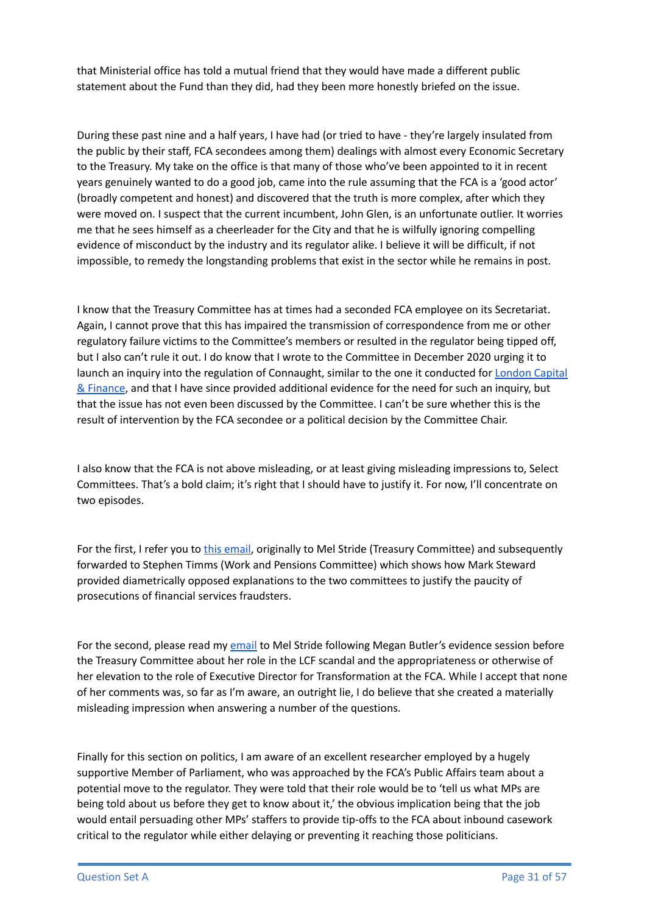that Ministerial office has told a mutual friend that they would have made a different public statement about the Fund than they did, had they been more honestly briefed on the issue.

During these past nine and a half years, I have had (or tried to have - they're largely insulated from the public by their staff, FCA secondees among them) dealings with almost every Economic Secretary to the Treasury. My take on the office is that many of those who've been appointed to it in recent years genuinely wanted to do a good job, came into the rule assuming that the FCA is a 'good actor' (broadly competent and honest) and discovered that the truth is more complex, after which they were moved on. I suspect that the current incumbent, John Glen, is an unfortunate outlier. It worries me that he sees himself as a cheerleader for the City and that he is wilfully ignoring compelling evidence of misconduct by the industry and its regulator alike. I believe it will be difficult, if not impossible, to remedy the longstanding problems that exist in the sector while he remains in post.

I know that the Treasury Committee has at times had a seconded FCA employee on its Secretariat. Again, I cannot prove that this has impaired the transmission of correspondence from me or other regulatory failure victims to the Committee's members or resulted in the regulator being tipped off, but I also can't rule it out. I do know that I wrote to the Committee in December 2020 urging it to launch an inquiry into the regulation of Connaught, similar to the one it conducted for London Capital & Finance, and that I have since provided additional evidence for the need for such an inquiry, but that the issue has not even been discussed by the Committee. I can't be sure whether this is the result of intervention by the FCA secondee or a political decision by the Committee Chair.

I also know that the FCA is not above misleading, or at least giving misleading impressions to, Select Committees. That's a bold claim; it's right that I should have to justify it. For now, I'll concentrate on two episodes.

For the first, I refer you to this email, originally to Mel Stride (Treasury Committee) and subsequently forwarded to Stephen Timms (Work and Pensions Committee) which shows how Mark Steward provided diametrically opposed explanations to the two committees to justify the paucity of prosecutions of financial services fraudsters.

For the second, please read my email to Mel Stride following Megan Butler's evidence session before the Treasury Committee about her role in the LCF scandal and the appropriateness or otherwise of her elevation to the role of Executive Director for Transformation at the FCA. While I accept that none of her comments was, so far as I'm aware, an outright lie, I do believe that she created a materially misleading impression when answering a number of the questions.

Finally for this section on politics, I am aware of an excellent researcher employed by a hugely supportive Member of Parliament, who was approached by the FCA's Public Affairs team about a potential move to the regulator. They were told that their role would be to 'tell us what MPs are being told about us before they get to know about it,' the obvious implication being that the job would entail persuading other MPs' staffers to provide tip-offs to the FCA about inbound casework critical to the regulator while either delaying or preventing it reaching those politicians.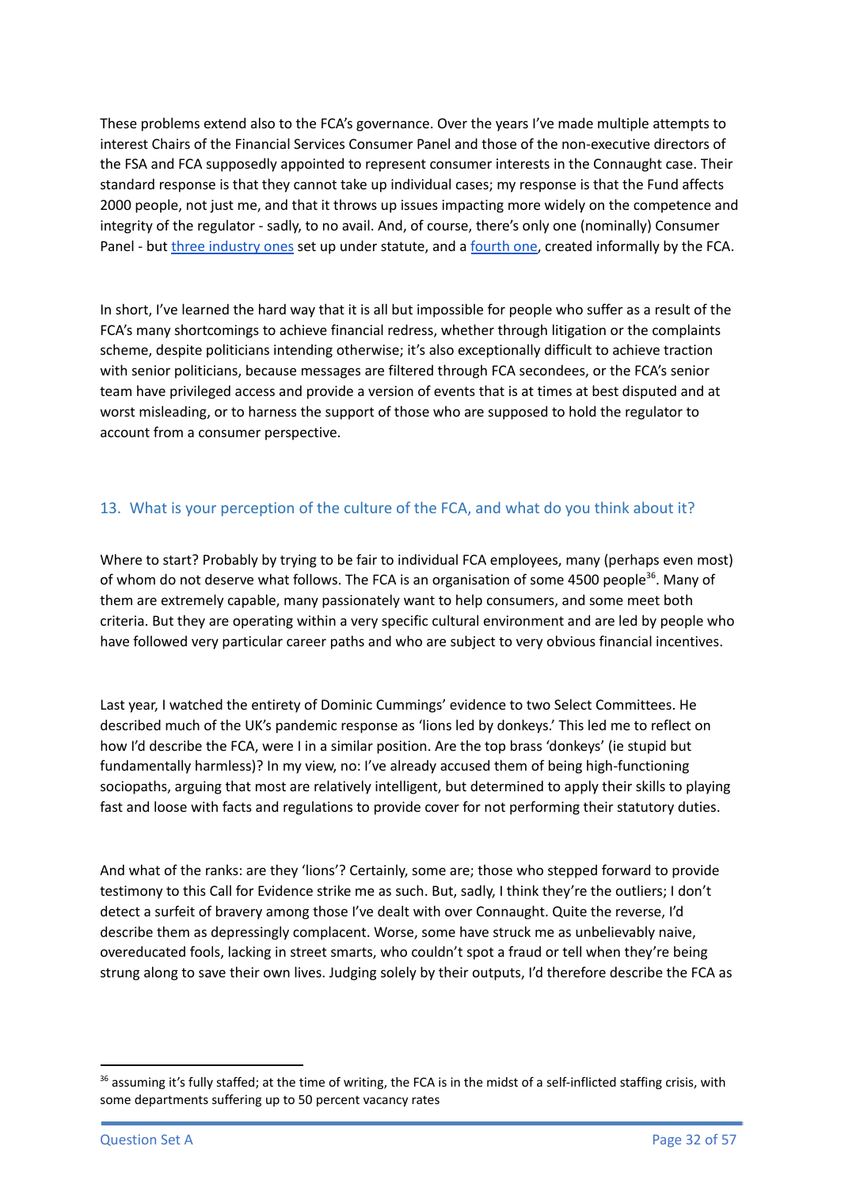These problems extend also to the FCA's governance. Over the years I've made multiple attempts to interest Chairs of the Financial Services Consumer Panel and those of the non-executive directors of the FSA and FCA supposedly appointed to represent consumer interests in the Connaught case. Their standard response is that they cannot take up individual cases; my response is that the Fund affects 2000 people, not just me, and that it throws up issues impacting more widely on the competence and integrity of the regulator - sadly, to no avail. And, of course, there's only one (nominally) Consumer Panel - but three industry ones set up under statute, and a fourth one, created informally by the FCA.

In short, I've learned the hard way that it is all but impossible for people who suffer as a result of the FCA's many shortcomings to achieve financial redress, whether through litigation or the complaints scheme, despite politicians intending otherwise; it's also exceptionally difficult to achieve traction with senior politicians, because messages are filtered through FCA secondees, or the FCA's senior team have privileged access and provide a version of events that is at times at best disputed and at worst misleading, or to harness the support of those who are supposed to hold the regulator to account from a consumer perspective.

## 13. What is your perception of the culture of the FCA, and what do you think about it?

Where to start? Probably by trying to be fair to individual FCA employees, many (perhaps even most) of whom do not deserve what follows. The FCA is an organisation of some 4500 people[36]. Many of them are extremely capable, many passionately want to help consumers, and some meet both criteria. But they are operating within a very specific cultural environment and are led by people who have followed very particular career paths and who are subject to very obvious financial incentives.

Last year, I watched the entirety of Dominic Cummings' evidence to two Select Committees. He described much of the UK's pandemic response as 'lions led by donkeys.' This led me to reflect on how I'd describe the FCA, were I in a similar position. Are the top brass 'donkeys' (ie stupid but fundamentally harmless)? In my view, no: I've already accused them of being high-functioning sociopaths, arguing that most are relatively intelligent, but determined to apply their skills to playing fast and loose with facts and regulations to provide cover for not performing their statutory duties.

And what of the ranks: are they 'lions'? Certainly, some are; those who stepped forward to provide testimony to this Call for Evidence strike me as such. But, sadly, I think they're the outliers; I don't detect a surfeit of bravery among those I've dealt with over Connaught. Quite the reverse, I'd describe them as depressingly complacent. Worse, some have struck me as unbelievably naive, overeducated fools, lacking in street smarts, who couldn't spot a fraud or tell when they're being strung along to save their own lives. Judging solely by their outputs, I'd therefore describe the FCA as

[36] assuming it's fully staffed; at the time of writing, the FCA is in the midst of a self-inflicted staffing crisis, with some departments suffering up to 50 percent vacancy rates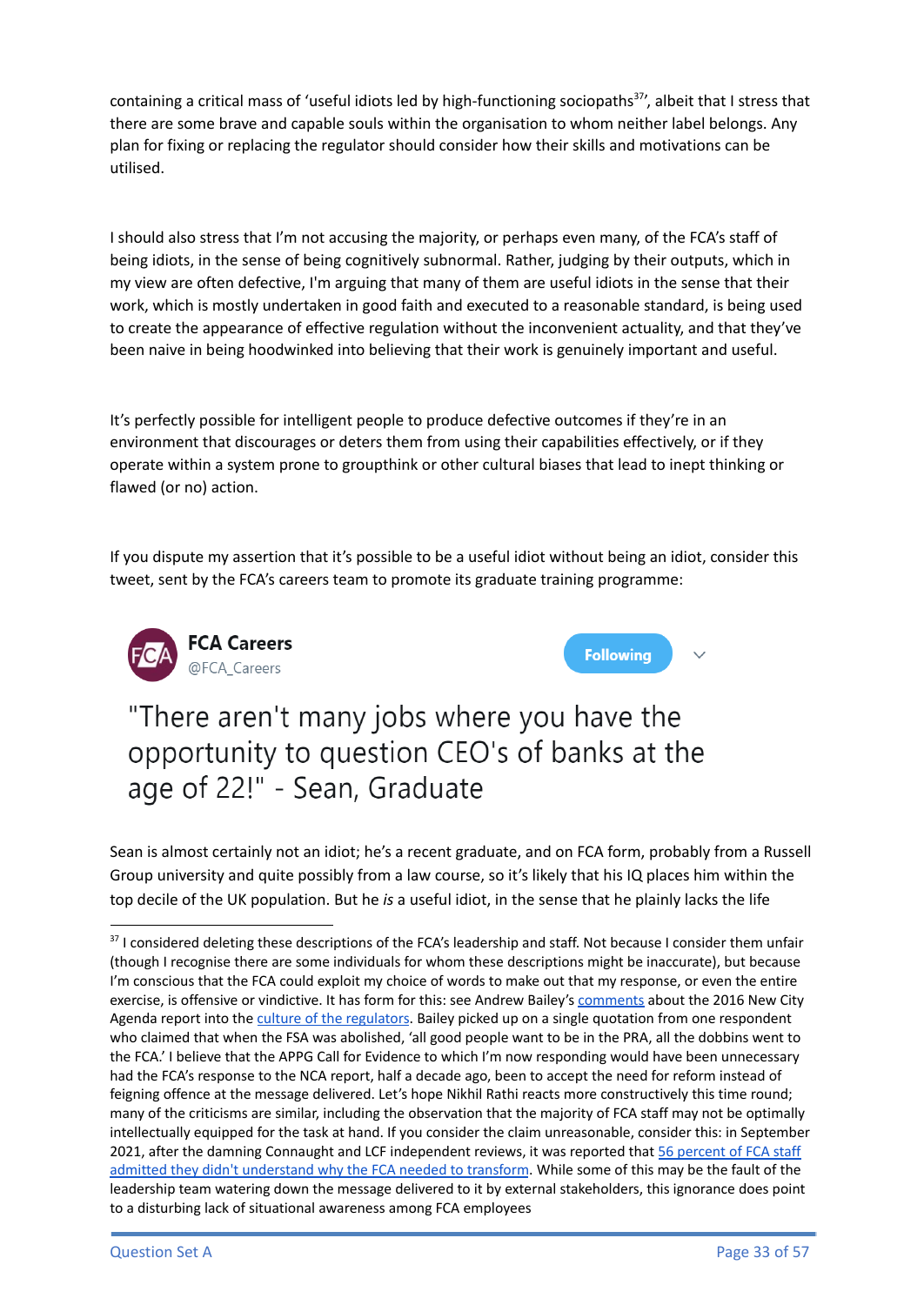containing a critical mass of 'useful idiots led by high-functioning sociopaths[37]', albeit that I stress that there are some brave and capable souls within the organisation to whom neither label belongs. Any plan for fixing or replacing the regulator should consider how their skills and motivations can be utilised.

I should also stress that I'm not accusing the majority, or perhaps even many, of the FCA's staff of being idiots, in the sense of being cognitively subnormal. Rather, judging by their outputs, which in my view are often defective, I'm arguing that many of them are useful idiots in the sense that their work, which is mostly undertaken in good faith and executed to a reasonable standard, is being used to create the appearance of effective regulation without the inconvenient actuality, and that they've been naive in being hoodwinked into believing that their work is genuinely important and useful.

It's perfectly possible for intelligent people to produce defective outcomes if they're in an environment that discourages or deters them from using their capabilities effectively, or if they operate within a system prone to groupthink or other cultural biases that lead to inept thinking or flawed (or no) action.

If you dispute my assertion that it's possible to be a useful idiot without being an idiot, consider this tweet, sent by the FCA's careers team to promote its graduate training programme:

> **FCA Careers**
> @FCA_Careers
>
> "There aren't many jobs where you have the opportunity to question CEO's of banks at the age of 22!" - Sean, Graduate

Sean is almost certainly not an idiot; he's a recent graduate, and on FCA form, probably from a Russell Group university and quite possibly from a law course, so it's likely that his IQ places him within the top decile of the UK population. But he *is* a useful idiot, in the sense that he plainly lacks the life

---

[37] I considered deleting these descriptions of the FCA's leadership and staff. Not because I consider them unfair (though I recognise there are some individuals for whom these descriptions might be inaccurate), but because I'm conscious that the FCA could exploit my choice of words to make out that my response, or even the entire exercise, is offensive or vindictive. It has form for this: see Andrew Bailey's comments about the 2016 New City Agenda report into the culture of the regulators. Bailey picked up on a single quotation from one respondent who claimed that when the FSA was abolished, 'all good people want to be in the PRA, all the dobbins went to the FCA.' I believe that the APPG Call for Evidence to which I'm now responding would have been unnecessary had the FCA's response to the NCA report, half a decade ago, been to accept the need for reform instead of feigning offence at the message delivered. Let's hope Nikhil Rathi reacts more constructively this time round; many of the criticisms are similar, including the observation that the majority of FCA staff may not be optimally intellectually equipped for the task at hand. If you consider the claim unreasonable, consider this: in September 2021, after the damning Connaught and LCF independent reviews, it was reported that 56 percent of FCA staff admitted they didn't understand why the FCA needed to transform. While some of this may be the fault of the leadership team watering down the message delivered to it by external stakeholders, this ignorance does point to a disturbing lack of situational awareness among FCA employees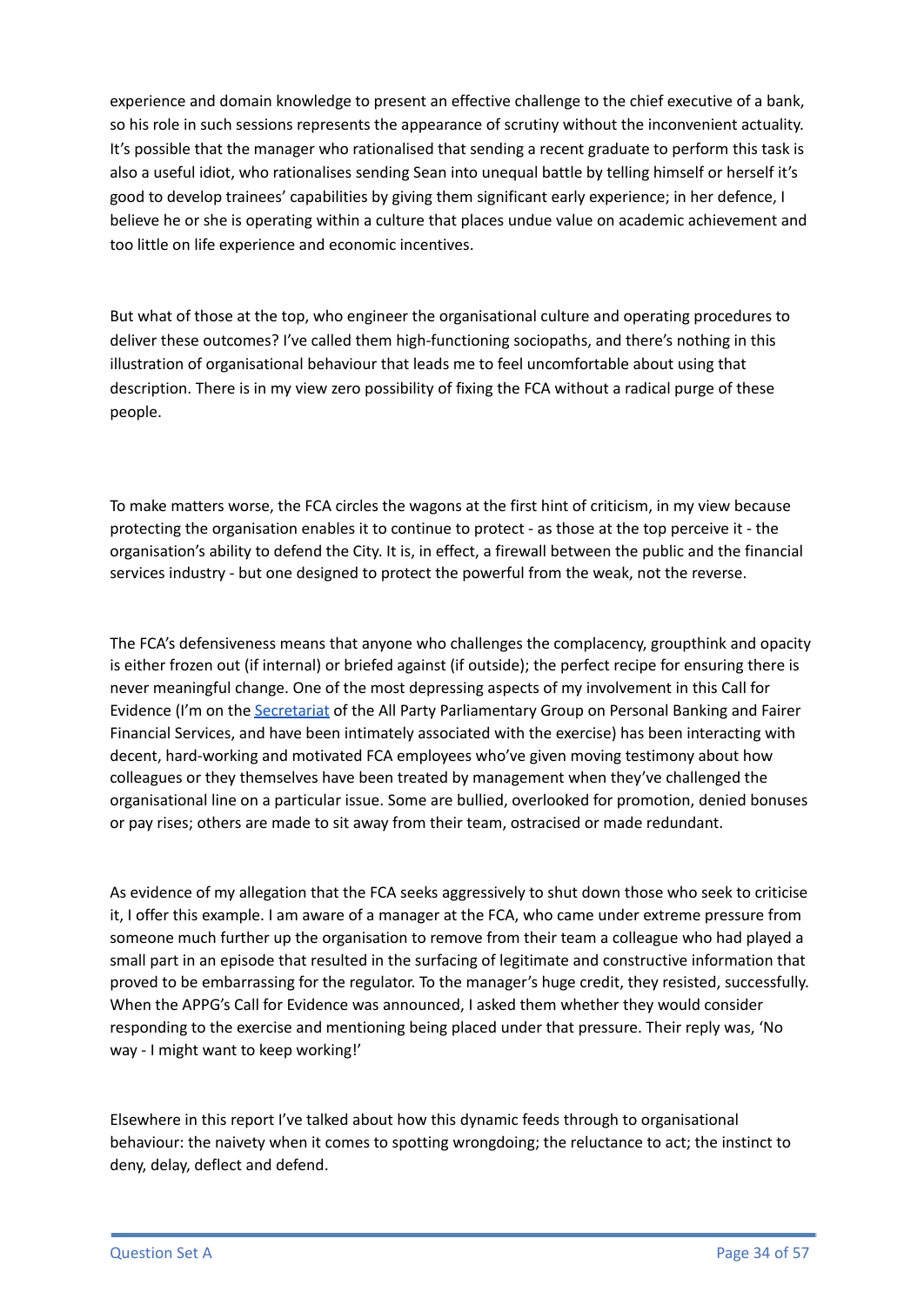experience and domain knowledge to present an effective challenge to the chief executive of a bank, so his role in such sessions represents the appearance of scrutiny without the inconvenient actuality. It's possible that the manager who rationalised that sending a recent graduate to perform this task is also a useful idiot, who rationalises sending Sean into unequal battle by telling himself or herself it's good to develop trainees' capabilities by giving them significant early experience; in her defence, I believe he or she is operating within a culture that places undue value on academic achievement and too little on life experience and economic incentives.

But what of those at the top, who engineer the organisational culture and operating procedures to deliver these outcomes? I've called them high-functioning sociopaths, and there's nothing in this illustration of organisational behaviour that leads me to feel uncomfortable about using that description. There is in my view zero possibility of fixing the FCA without a radical purge of these people.

To make matters worse, the FCA circles the wagons at the first hint of criticism, in my view because protecting the organisation enables it to continue to protect - as those at the top perceive it - the organisation's ability to defend the City. It is, in effect, a firewall between the public and the financial services industry - but one designed to protect the powerful from the weak, not the reverse.

The FCA's defensiveness means that anyone who challenges the complacency, groupthink and opacity is either frozen out (if internal) or briefed against (if outside); the perfect recipe for ensuring there is never meaningful change. One of the most depressing aspects of my involvement in this Call for Evidence (I'm on the Secretariat of the All Party Parliamentary Group on Personal Banking and Fairer Financial Services, and have been intimately associated with the exercise) has been interacting with decent, hard-working and motivated FCA employees who've given moving testimony about how colleagues or they themselves have been treated by management when they've challenged the organisational line on a particular issue. Some are bullied, overlooked for promotion, denied bonuses or pay rises; others are made to sit away from their team, ostracised or made redundant.

As evidence of my allegation that the FCA seeks aggressively to shut down those who seek to criticise it, I offer this example. I am aware of a manager at the FCA, who came under extreme pressure from someone much further up the organisation to remove from their team a colleague who had played a small part in an episode that resulted in the surfacing of legitimate and constructive information that proved to be embarrassing for the regulator. To the manager's huge credit, they resisted, successfully. When the APPG's Call for Evidence was announced, I asked them whether they would consider responding to the exercise and mentioning being placed under that pressure. Their reply was, 'No way - I might want to keep working!'

Elsewhere in this report I've talked about how this dynamic feeds through to organisational behaviour: the naivety when it comes to spotting wrongdoing; the reluctance to act; the instinct to deny, delay, deflect and defend.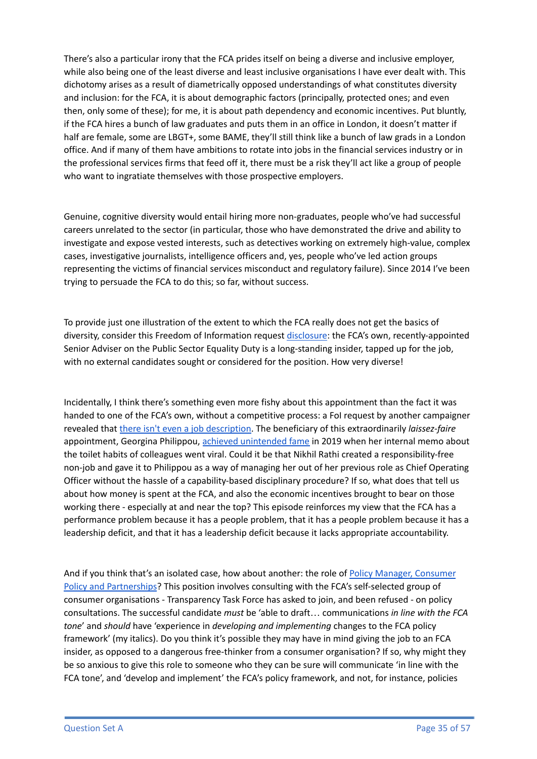There's also a particular irony that the FCA prides itself on being a diverse and inclusive employer, while also being one of the least diverse and least inclusive organisations I have ever dealt with. This dichotomy arises as a result of diametrically opposed understandings of what constitutes diversity and inclusion: for the FCA, it is about demographic factors (principally, protected ones; and even then, only some of these); for me, it is about path dependency and economic incentives. Put bluntly, if the FCA hires a bunch of law graduates and puts them in an office in London, it doesn't matter if half are female, some are LBGT+, some BAME, they'll still think like a bunch of law grads in a London office. And if many of them have ambitions to rotate into jobs in the financial services industry or in the professional services firms that feed off it, there must be a risk they'll act like a group of people who want to ingratiate themselves with those prospective employers.

Genuine, cognitive diversity would entail hiring more non-graduates, people who've had successful careers unrelated to the sector (in particular, those who have demonstrated the drive and ability to investigate and expose vested interests, such as detectives working on extremely high-value, complex cases, investigative journalists, intelligence officers and, yes, people who've led action groups representing the victims of financial services misconduct and regulatory failure). Since 2014 I've been trying to persuade the FCA to do this; so far, without success.

To provide just one illustration of the extent to which the FCA really does not get the basics of diversity, consider this Freedom of Information request [disclosure](): the FCA's own, recently-appointed Senior Adviser on the Public Sector Equality Duty is a long-standing insider, tapped up for the job, with no external candidates sought or considered for the position. How very diverse!

Incidentally, I think there's something even more fishy about this appointment than the fact it was handed to one of the FCA's own, without a competitive process: a FoI request by another campaigner revealed that [there isn't even a job description](). The beneficiary of this extraordinarily *laissez-faire* appointment, Georgina Philippou, [achieved unintended fame]() in 2019 when her internal memo about the toilet habits of colleagues went viral. Could it be that Nikhil Rathi created a responsibility-free non-job and gave it to Philippou as a way of managing her out of her previous role as Chief Operating Officer without the hassle of a capability-based disciplinary procedure? If so, what does that tell us about how money is spent at the FCA, and also the economic incentives brought to bear on those working there - especially at and near the top? This episode reinforces my view that the FCA has a performance problem because it has a people problem, that it has a people problem because it has a leadership deficit, and that it has a leadership deficit because it lacks appropriate accountability.

And if you think that's an isolated case, how about another: the role of [Policy Manager, Consumer Policy and Partnerships]()? This position involves consulting with the FCA's self-selected group of consumer organisations - Transparency Task Force has asked to join, and been refused - on policy consultations. The successful candidate *must* be 'able to draft… communications *in line with the FCA tone*' and *should* have 'experience in *developing and implementing* changes to the FCA policy framework' (my italics). Do you think it's possible they may have in mind giving the job to an FCA insider, as opposed to a dangerous free-thinker from a consumer organisation? If so, why might they be so anxious to give this role to someone who they can be sure will communicate 'in line with the FCA tone', and 'develop and implement' the FCA's policy framework, and not, for instance, policies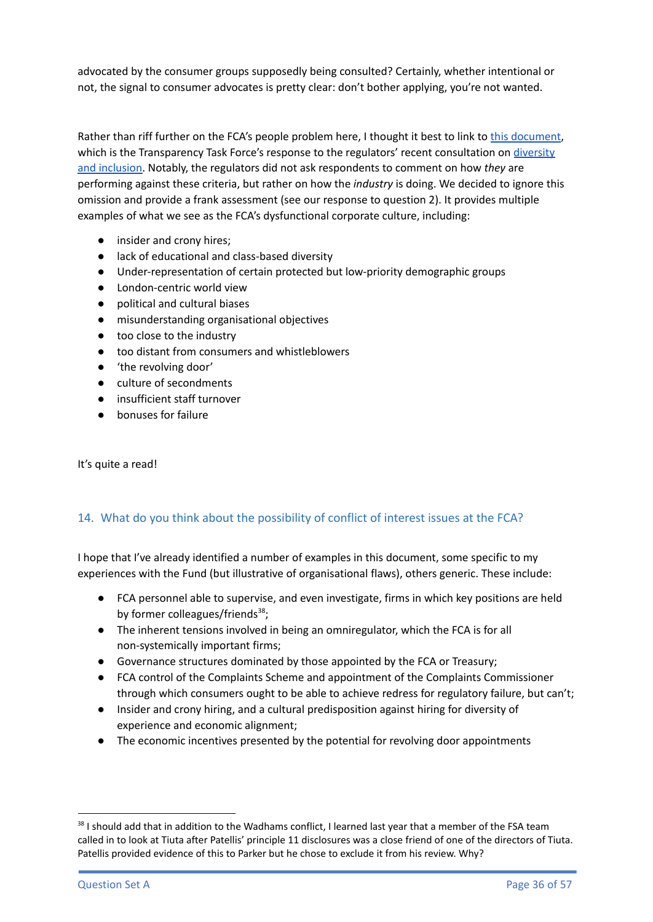advocated by the consumer groups supposedly being consulted? Certainly, whether intentional or not, the signal to consumer advocates is pretty clear: don't bother applying, you're not wanted.

Rather than riff further on the FCA's people problem here, I thought it best to link to [this document](), which is the Transparency Task Force's response to the regulators' recent consultation on [diversity and inclusion](). Notably, the regulators did not ask respondents to comment on how *they* are performing against these criteria, but rather on how the *industry* is doing. We decided to ignore this omission and provide a frank assessment (see our response to question 2). It provides multiple examples of what we see as the FCA's dysfunctional corporate culture, including:

- insider and crony hires;
- lack of educational and class-based diversity
- Under-representation of certain protected but low-priority demographic groups
- London-centric world view
- political and cultural biases
- misunderstanding organisational objectives
- too close to the industry
- too distant from consumers and whistleblowers
- 'the revolving door'
- culture of secondments
- insufficient staff turnover
- bonuses for failure

It's quite a read!

## 14. What do you think about the possibility of conflict of interest issues at the FCA?

I hope that I've already identified a number of examples in this document, some specific to my experiences with the Fund (but illustrative of organisational flaws), others generic. These include:

- FCA personnel able to supervise, and even investigate, firms in which key positions are held by former colleagues/friends[38];
- The inherent tensions involved in being an omniregulator, which the FCA is for all non-systemically important firms;
- Governance structures dominated by those appointed by the FCA or Treasury;
- FCA control of the Complaints Scheme and appointment of the Complaints Commissioner through which consumers ought to be able to achieve redress for regulatory failure, but can't;
- Insider and crony hiring, and a cultural predisposition against hiring for diversity of experience and economic alignment;
- The economic incentives presented by the potential for revolving door appointments

[38] I should add that in addition to the Wadhams conflict, I learned last year that a member of the FSA team called in to look at Tiuta after Patellis' principle 11 disclosures was a close friend of one of the directors of Tiuta. Patellis provided evidence of this to Parker but he chose to exclude it from his review. Why?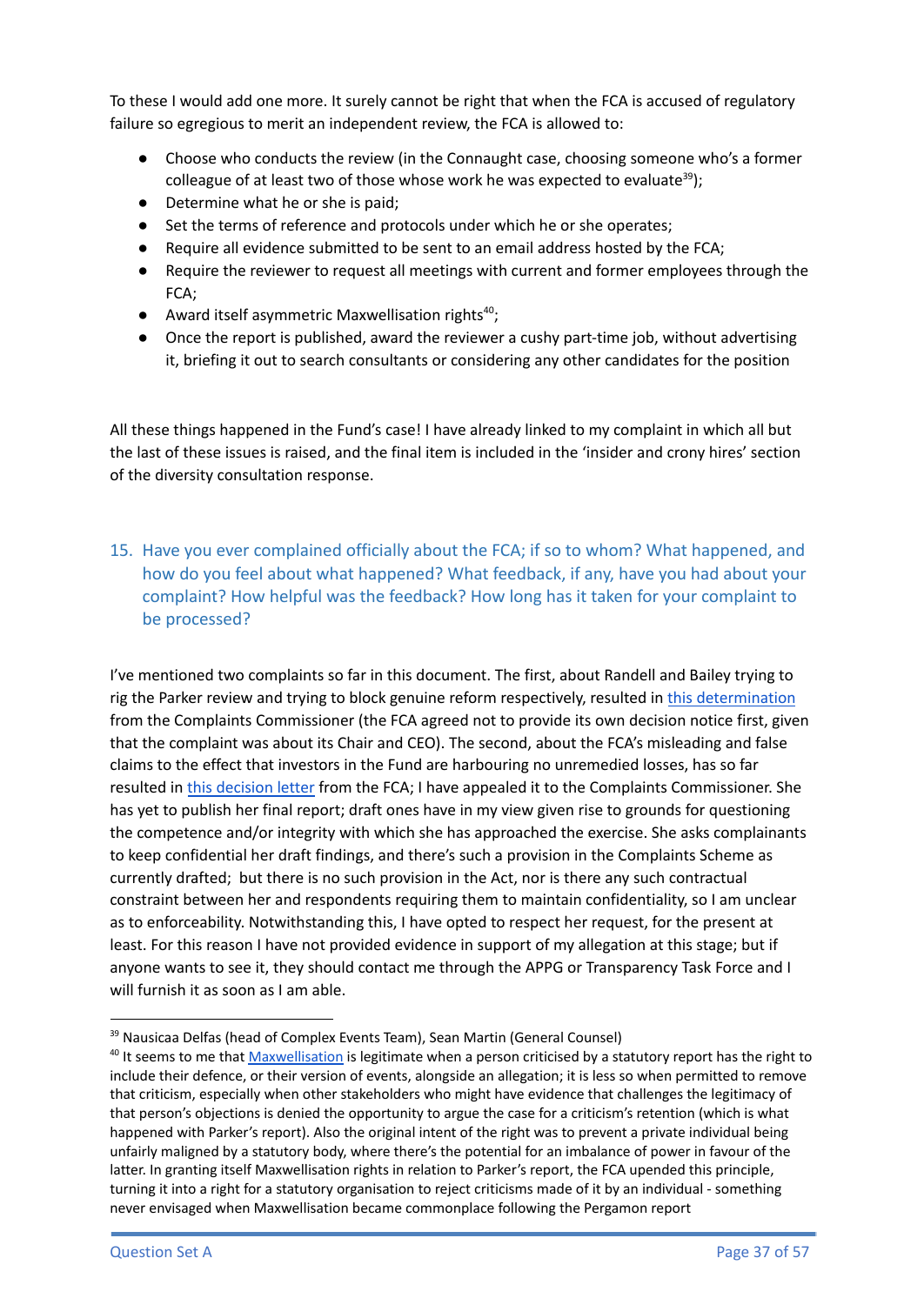To these I would add one more. It surely cannot be right that when the FCA is accused of regulatory failure so egregious to merit an independent review, the FCA is allowed to:

- Choose who conducts the review (in the Connaught case, choosing someone who's a former colleague of at least two of those whose work he was expected to evaluate[39]);
- Determine what he or she is paid;
- Set the terms of reference and protocols under which he or she operates;
- Require all evidence submitted to be sent to an email address hosted by the FCA;
- Require the reviewer to request all meetings with current and former employees through the FCA;
- Award itself asymmetric Maxwellisation rights[40];
- Once the report is published, award the reviewer a cushy part-time job, without advertising it, briefing it out to search consultants or considering any other candidates for the position

All these things happened in the Fund's case! I have already linked to my complaint in which all but the last of these issues is raised, and the final item is included in the 'insider and crony hires' section of the diversity consultation response.

## 15. Have you ever complained officially about the FCA; if so to whom? What happened, and how do you feel about what happened? What feedback, if any, have you had about your complaint? How helpful was the feedback? How long has it taken for your complaint to be processed?

I've mentioned two complaints so far in this document. The first, about Randell and Bailey trying to rig the Parker review and trying to block genuine reform respectively, resulted in this determination from the Complaints Commissioner (the FCA agreed not to provide its own decision notice first, given that the complaint was about its Chair and CEO). The second, about the FCA's misleading and false claims to the effect that investors in the Fund are harbouring no unremedied losses, has so far resulted in this decision letter from the FCA; I have appealed it to the Complaints Commissioner. She has yet to publish her final report; draft ones have in my view given rise to grounds for questioning the competence and/or integrity with which she has approached the exercise. She asks complainants to keep confidential her draft findings, and there's such a provision in the Complaints Scheme as currently drafted; but there is no such provision in the Act, nor is there any such contractual constraint between her and respondents requiring them to maintain confidentiality, so I am unclear as to enforceability. Notwithstanding this, I have opted to respect her request, for the present at least. For this reason I have not provided evidence in support of my allegation at this stage; but if anyone wants to see it, they should contact me through the APPG or Transparency Task Force and I will furnish it as soon as I am able.

---

[39] Nausicaa Delfas (head of Complex Events Team), Sean Martin (General Counsel)

[40] It seems to me that Maxwellisation is legitimate when a person criticised by a statutory report has the right to include their defence, or their version of events, alongside an allegation; it is less so when permitted to remove that criticism, especially when other stakeholders who might have evidence that challenges the legitimacy of that person's objections is denied the opportunity to argue the case for a criticism's retention (which is what happened with Parker's report). Also the original intent of the right was to prevent a private individual being unfairly maligned by a statutory body, where there's the potential for an imbalance of power in favour of the latter. In granting itself Maxwellisation rights in relation to Parker's report, the FCA upended this principle, turning it into a right for a statutory organisation to reject criticisms made of it by an individual - something never envisaged when Maxwellisation became commonplace following the Pergamon report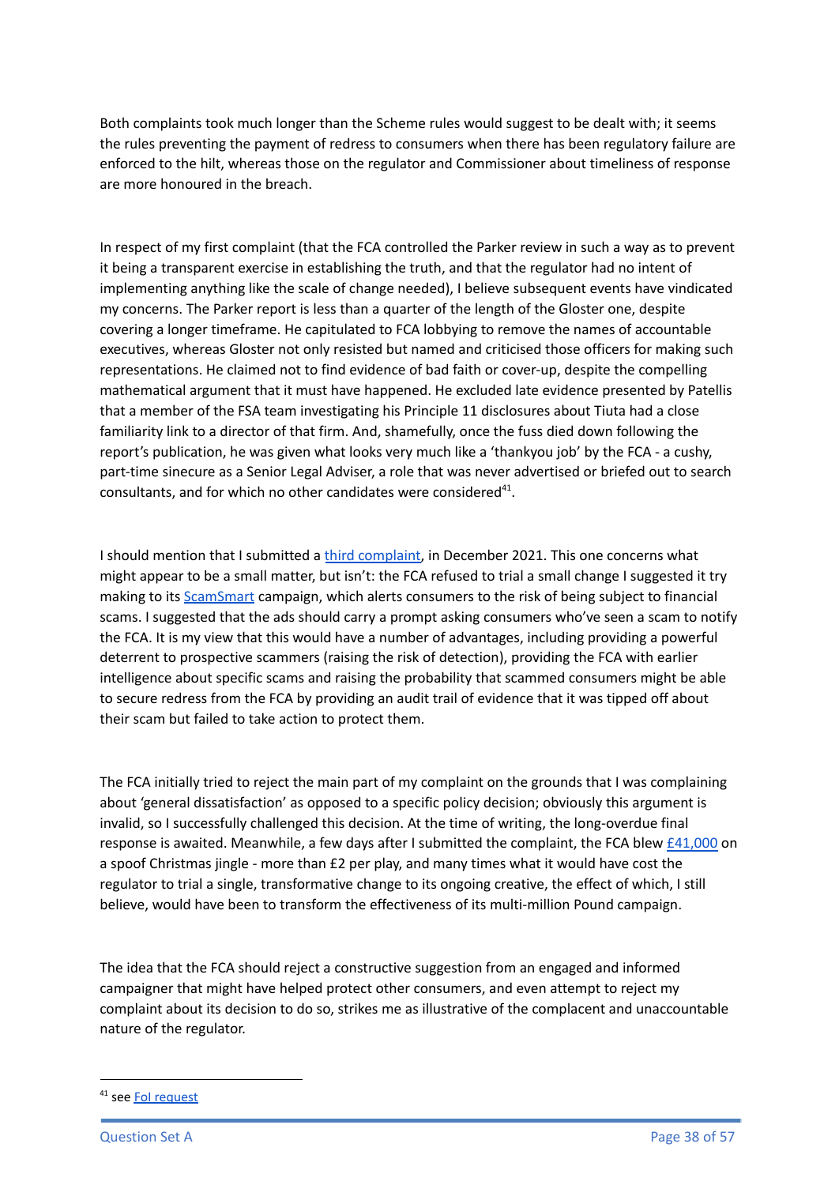Both complaints took much longer than the Scheme rules would suggest to be dealt with; it seems the rules preventing the payment of redress to consumers when there has been regulatory failure are enforced to the hilt, whereas those on the regulator and Commissioner about timeliness of response are more honoured in the breach.

In respect of my first complaint (that the FCA controlled the Parker review in such a way as to prevent it being a transparent exercise in establishing the truth, and that the regulator had no intent of implementing anything like the scale of change needed), I believe subsequent events have vindicated my concerns. The Parker report is less than a quarter of the length of the Gloster one, despite covering a longer timeframe. He capitulated to FCA lobbying to remove the names of accountable executives, whereas Gloster not only resisted but named and criticised those officers for making such representations. He claimed not to find evidence of bad faith or cover-up, despite the compelling mathematical argument that it must have happened. He excluded late evidence presented by Patellis that a member of the FSA team investigating his Principle 11 disclosures about Tiuta had a close familiarity link to a director of that firm. And, shamefully, once the fuss died down following the report's publication, he was given what looks very much like a 'thankyou job' by the FCA - a cushy, part-time sinecure as a Senior Legal Adviser, a role that was never advertised or briefed out to search consultants, and for which no other candidates were considered[41].

I should mention that I submitted a third complaint, in December 2021. This one concerns what might appear to be a small matter, but isn't: the FCA refused to trial a small change I suggested it try making to its ScamSmart campaign, which alerts consumers to the risk of being subject to financial scams. I suggested that the ads should carry a prompt asking consumers who've seen a scam to notify the FCA. It is my view that this would have a number of advantages, including providing a powerful deterrent to prospective scammers (raising the risk of detection), providing the FCA with earlier intelligence about specific scams and raising the probability that scammed consumers might be able to secure redress from the FCA by providing an audit trail of evidence that it was tipped off about their scam but failed to take action to protect them.

The FCA initially tried to reject the main part of my complaint on the grounds that I was complaining about 'general dissatisfaction' as opposed to a specific policy decision; obviously this argument is invalid, so I successfully challenged this decision. At the time of writing, the long-overdue final response is awaited. Meanwhile, a few days after I submitted the complaint, the FCA blew £41,000 on a spoof Christmas jingle - more than £2 per play, and many times what it would have cost the regulator to trial a single, transformative change to its ongoing creative, the effect of which, I still believe, would have been to transform the effectiveness of its multi-million Pound campaign.

The idea that the FCA should reject a constructive suggestion from an engaged and informed campaigner that might have helped protect other consumers, and even attempt to reject my complaint about its decision to do so, strikes me as illustrative of the complacent and unaccountable nature of the regulator.

---

[41] see FoI request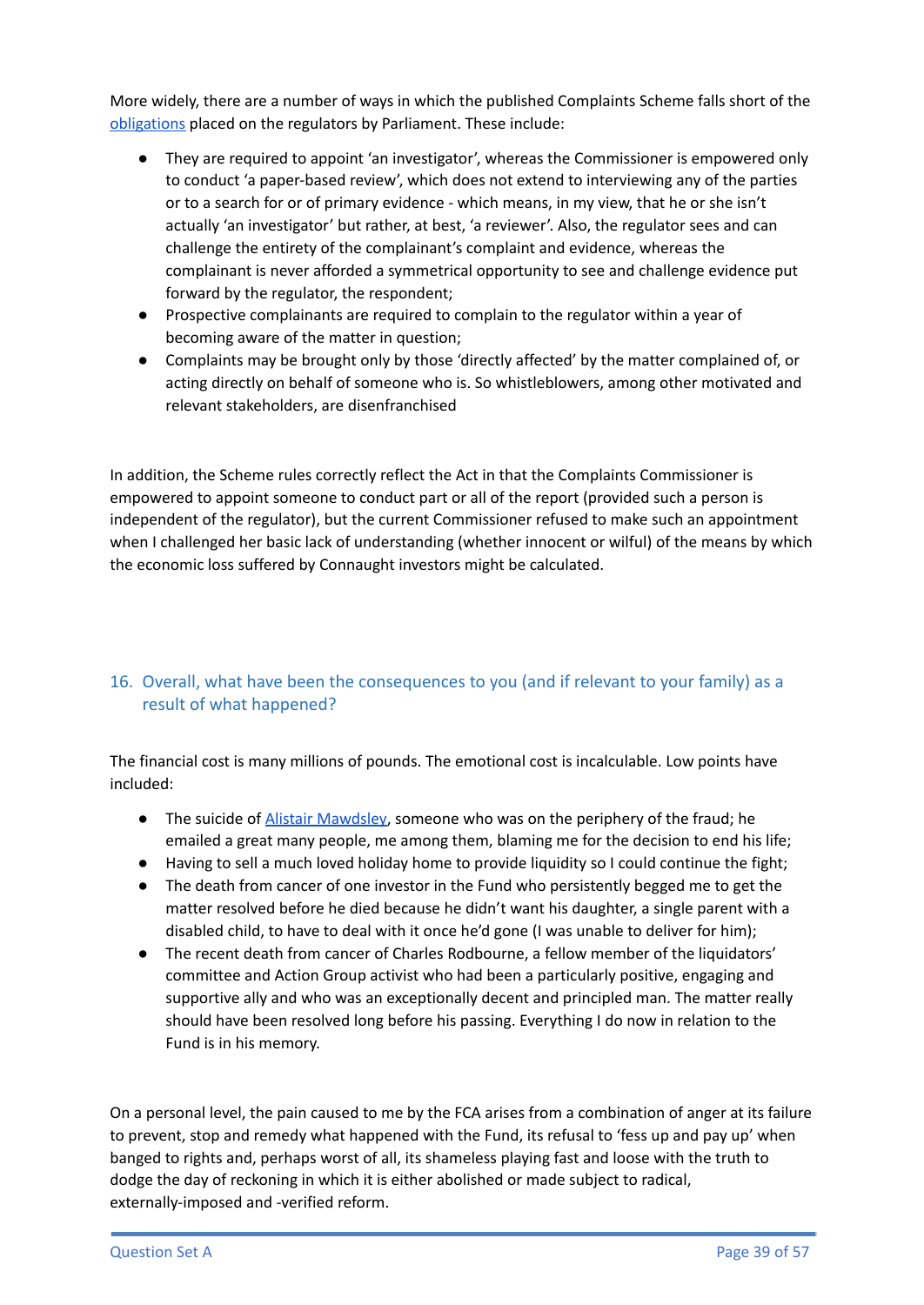More widely, there are a number of ways in which the published Complaints Scheme falls short of the obligations placed on the regulators by Parliament. These include:

- They are required to appoint 'an investigator', whereas the Commissioner is empowered only to conduct 'a paper-based review', which does not extend to interviewing any of the parties or to a search for or of primary evidence - which means, in my view, that he or she isn't actually 'an investigator' but rather, at best, 'a reviewer'. Also, the regulator sees and can challenge the entirety of the complainant's complaint and evidence, whereas the complainant is never afforded a symmetrical opportunity to see and challenge evidence put forward by the regulator, the respondent;
- Prospective complainants are required to complain to the regulator within a year of becoming aware of the matter in question;
- Complaints may be brought only by those 'directly affected' by the matter complained of, or acting directly on behalf of someone who is. So whistleblowers, among other motivated and relevant stakeholders, are disenfranchised

In addition, the Scheme rules correctly reflect the Act in that the Complaints Commissioner is empowered to appoint someone to conduct part or all of the report (provided such a person is independent of the regulator), but the current Commissioner refused to make such an appointment when I challenged her basic lack of understanding (whether innocent or wilful) of the means by which the economic loss suffered by Connaught investors might be calculated.

## 16. Overall, what have been the consequences to you (and if relevant to your family) as a result of what happened?

The financial cost is many millions of pounds. The emotional cost is incalculable. Low points have included:

- The suicide of Alistair Mawdsley, someone who was on the periphery of the fraud; he emailed a great many people, me among them, blaming me for the decision to end his life;
- Having to sell a much loved holiday home to provide liquidity so I could continue the fight;
- The death from cancer of one investor in the Fund who persistently begged me to get the matter resolved before he died because he didn't want his daughter, a single parent with a disabled child, to have to deal with it once he'd gone (I was unable to deliver for him);
- The recent death from cancer of Charles Rodbourne, a fellow member of the liquidators' committee and Action Group activist who had been a particularly positive, engaging and supportive ally and who was an exceptionally decent and principled man. The matter really should have been resolved long before his passing. Everything I do now in relation to the Fund is in his memory.

On a personal level, the pain caused to me by the FCA arises from a combination of anger at its failure to prevent, stop and remedy what happened with the Fund, its refusal to 'fess up and pay up' when banged to rights and, perhaps worst of all, its shameless playing fast and loose with the truth to dodge the day of reckoning in which it is either abolished or made subject to radical, externally-imposed and -verified reform.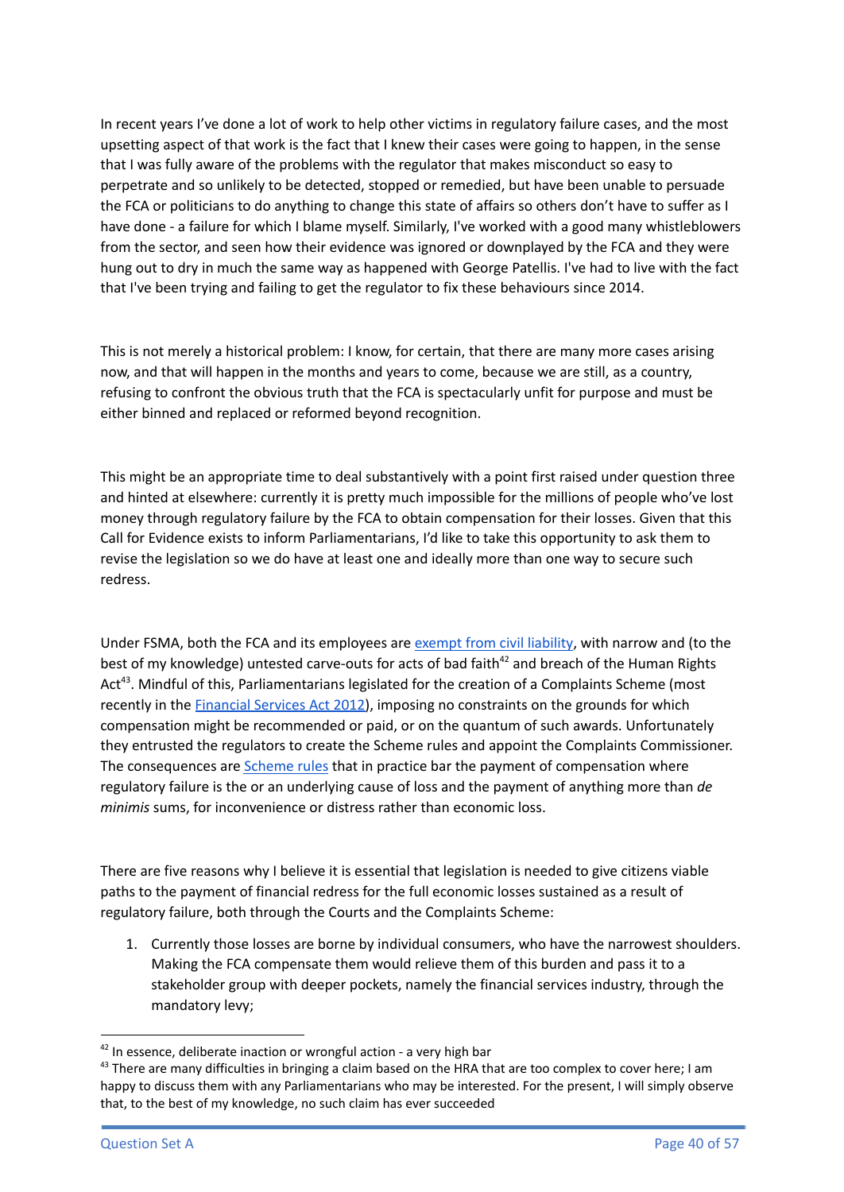In recent years I've done a lot of work to help other victims in regulatory failure cases, and the most upsetting aspect of that work is the fact that I knew their cases were going to happen, in the sense that I was fully aware of the problems with the regulator that makes misconduct so easy to perpetrate and so unlikely to be detected, stopped or remedied, but have been unable to persuade the FCA or politicians to do anything to change this state of affairs so others don't have to suffer as I have done - a failure for which I blame myself. Similarly, I've worked with a good many whistleblowers from the sector, and seen how their evidence was ignored or downplayed by the FCA and they were hung out to dry in much the same way as happened with George Patellis. I've had to live with the fact that I've been trying and failing to get the regulator to fix these behaviours since 2014.

This is not merely a historical problem: I know, for certain, that there are many more cases arising now, and that will happen in the months and years to come, because we are still, as a country, refusing to confront the obvious truth that the FCA is spectacularly unfit for purpose and must be either binned and replaced or reformed beyond recognition.

This might be an appropriate time to deal substantively with a point first raised under question three and hinted at elsewhere: currently it is pretty much impossible for the millions of people who've lost money through regulatory failure by the FCA to obtain compensation for their losses. Given that this Call for Evidence exists to inform Parliamentarians, I'd like to take this opportunity to ask them to revise the legislation so we do have at least one and ideally more than one way to secure such redress.

Under FSMA, both the FCA and its employees are exempt from civil liability, with narrow and (to the best of my knowledge) untested carve-outs for acts of bad faith[42] and breach of the Human Rights Act[43]. Mindful of this, Parliamentarians legislated for the creation of a Complaints Scheme (most recently in the Financial Services Act 2012), imposing no constraints on the grounds for which compensation might be recommended or paid, or on the quantum of such awards. Unfortunately they entrusted the regulators to create the Scheme rules and appoint the Complaints Commissioner. The consequences are Scheme rules that in practice bar the payment of compensation where regulatory failure is the or an underlying cause of loss and the payment of anything more than *de minimis* sums, for inconvenience or distress rather than economic loss.

There are five reasons why I believe it is essential that legislation is needed to give citizens viable paths to the payment of financial redress for the full economic losses sustained as a result of regulatory failure, both through the Courts and the Complaints Scheme:

1. Currently those losses are borne by individual consumers, who have the narrowest shoulders. Making the FCA compensate them would relieve them of this burden and pass it to a stakeholder group with deeper pockets, namely the financial services industry, through the mandatory levy;

[42] In essence, deliberate inaction or wrongful action - a very high bar

[43] There are many difficulties in bringing a claim based on the HRA that are too complex to cover here; I am happy to discuss them with any Parliamentarians who may be interested. For the present, I will simply observe that, to the best of my knowledge, no such claim has ever succeeded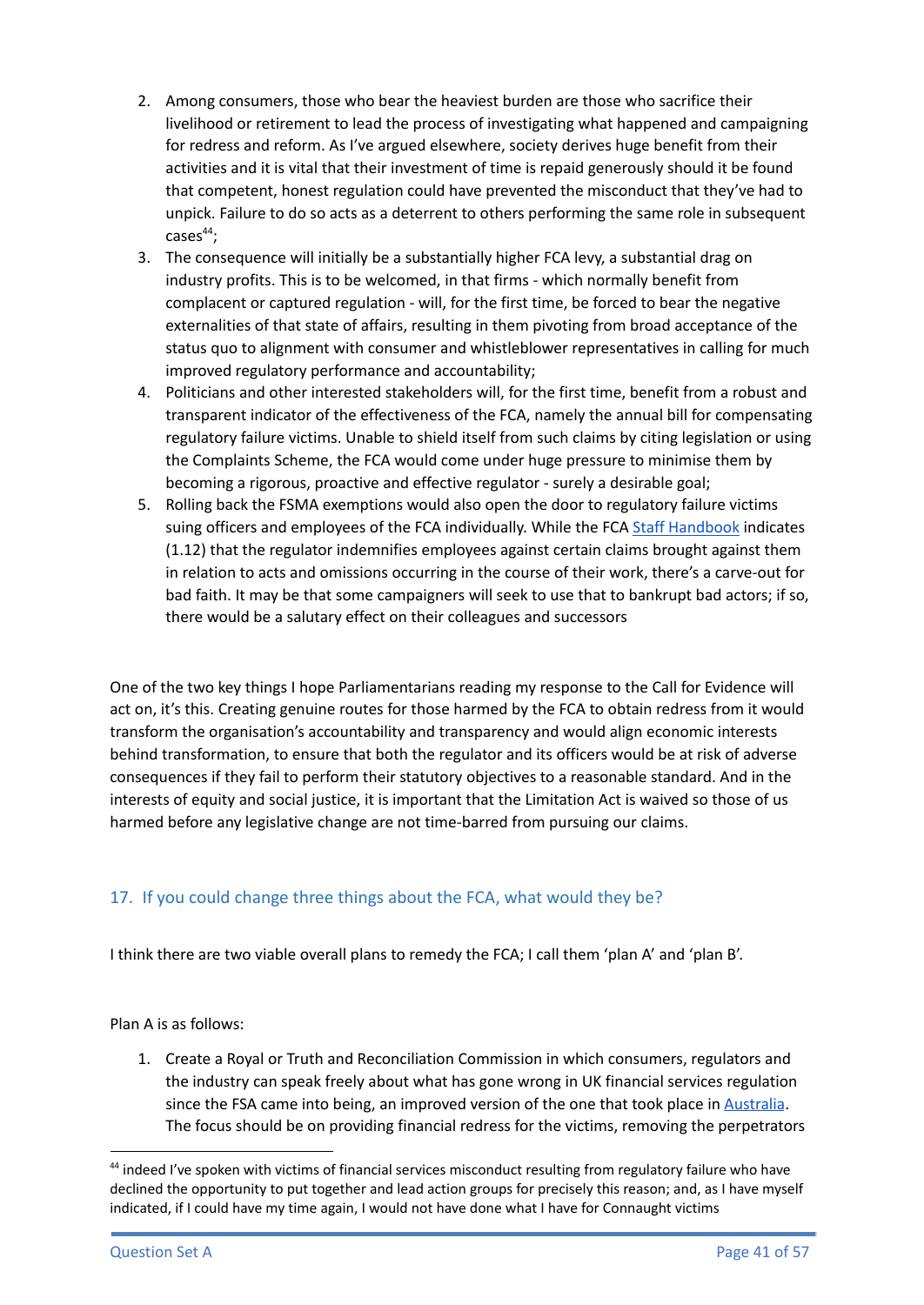2. Among consumers, those who bear the heaviest burden are those who sacrifice their livelihood or retirement to lead the process of investigating what happened and campaigning for redress and reform. As I've argued elsewhere, society derives huge benefit from their activities and it is vital that their investment of time is repaid generously should it be found that competent, honest regulation could have prevented the misconduct that they've had to unpick. Failure to do so acts as a deterrent to others performing the same role in subsequent cases[44];
3. The consequence will initially be a substantially higher FCA levy, a substantial drag on industry profits. This is to be welcomed, in that firms - which normally benefit from complacent or captured regulation - will, for the first time, be forced to bear the negative externalities of that state of affairs, resulting in them pivoting from broad acceptance of the status quo to alignment with consumer and whistleblower representatives in calling for much improved regulatory performance and accountability;
4. Politicians and other interested stakeholders will, for the first time, benefit from a robust and transparent indicator of the effectiveness of the FCA, namely the annual bill for compensating regulatory failure victims. Unable to shield itself from such claims by citing legislation or using the Complaints Scheme, the FCA would come under huge pressure to minimise them by becoming a rigorous, proactive and effective regulator - surely a desirable goal;
5. Rolling back the FSMA exemptions would also open the door to regulatory failure victims suing officers and employees of the FCA individually. While the FCA Staff Handbook indicates (1.12) that the regulator indemnifies employees against certain claims brought against them in relation to acts and omissions occurring in the course of their work, there's a carve-out for bad faith. It may be that some campaigners will seek to use that to bankrupt bad actors; if so, there would be a salutary effect on their colleagues and successors

One of the two key things I hope Parliamentarians reading my response to the Call for Evidence will act on, it's this. Creating genuine routes for those harmed by the FCA to obtain redress from it would transform the organisation's accountability and transparency and would align economic interests behind transformation, to ensure that both the regulator and its officers would be at risk of adverse consequences if they fail to perform their statutory objectives to a reasonable standard. And in the interests of equity and social justice, it is important that the Limitation Act is waived so those of us harmed before any legislative change are not time-barred from pursuing our claims.

## 17. If you could change three things about the FCA, what would they be?

I think there are two viable overall plans to remedy the FCA; I call them 'plan A' and 'plan B'.

Plan A is as follows:

1. Create a Royal or Truth and Reconciliation Commission in which consumers, regulators and the industry can speak freely about what has gone wrong in UK financial services regulation since the FSA came into being, an improved version of the one that took place in Australia. The focus should be on providing financial redress for the victims, removing the perpetrators

[44] indeed I've spoken with victims of financial services misconduct resulting from regulatory failure who have declined the opportunity to put together and lead action groups for precisely this reason; and, as I have myself indicated, if I could have my time again, I would not have done what I have for Connaught victims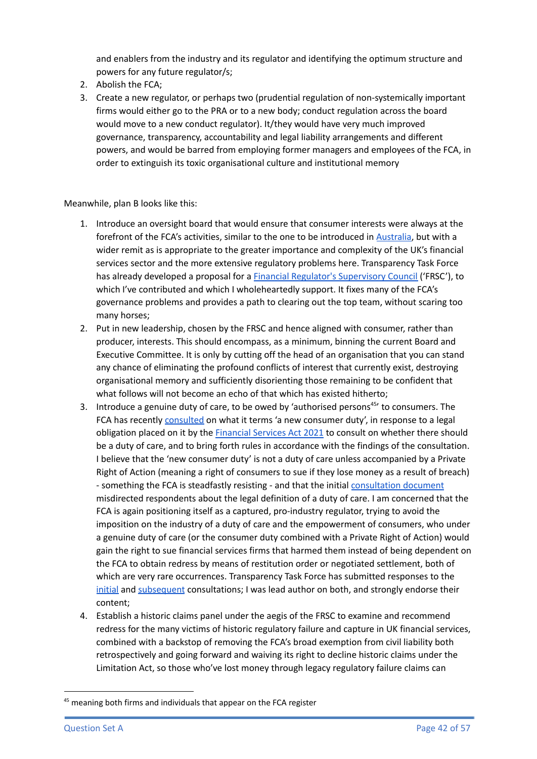and enablers from the industry and its regulator and identifying the optimum structure and powers for any future regulator/s;
2. Abolish the FCA;
3. Create a new regulator, or perhaps two (prudential regulation of non-systemically important firms would either go to the PRA or to a new body; conduct regulation across the board would move to a new conduct regulator). It/they would have very much improved governance, transparency, accountability and legal liability arrangements and different powers, and would be barred from employing former managers and employees of the FCA, in order to extinguish its toxic organisational culture and institutional memory

Meanwhile, plan B looks like this:

1. Introduce an oversight board that would ensure that consumer interests were always at the forefront of the FCA's activities, similar to the one to be introduced in Australia, but with a wider remit as is appropriate to the greater importance and complexity of the UK's financial services sector and the more extensive regulatory problems here. Transparency Task Force has already developed a proposal for a Financial Regulator's Supervisory Council ('FRSC'), to which I've contributed and which I wholeheartedly support. It fixes many of the FCA's governance problems and provides a path to clearing out the top team, without scaring too many horses;
2. Put in new leadership, chosen by the FRSC and hence aligned with consumer, rather than producer, interests. This should encompass, as a minimum, binning the current Board and Executive Committee. It is only by cutting off the head of an organisation that you can stand any chance of eliminating the profound conflicts of interest that currently exist, destroying organisational memory and sufficiently disorienting those remaining to be confident that what follows will not become an echo of that which has existed hitherto;
3. Introduce a genuine duty of care, to be owed by 'authorised persons[45]' to consumers. The FCA has recently consulted on what it terms 'a new consumer duty', in response to a legal obligation placed on it by the Financial Services Act 2021 to consult on whether there should be a duty of care, and to bring forth rules in accordance with the findings of the consultation. I believe that the 'new consumer duty' is not a duty of care unless accompanied by a Private Right of Action (meaning a right of consumers to sue if they lose money as a result of breach) - something the FCA is steadfastly resisting - and that the initial consultation document misdirected respondents about the legal definition of a duty of care. I am concerned that the FCA is again positioning itself as a captured, pro-industry regulator, trying to avoid the imposition on the industry of a duty of care and the empowerment of consumers, who under a genuine duty of care (or the consumer duty combined with a Private Right of Action) would gain the right to sue financial services firms that harmed them instead of being dependent on the FCA to obtain redress by means of restitution order or negotiated settlement, both of which are very rare occurrences. Transparency Task Force has submitted responses to the initial and subsequent consultations; I was lead author on both, and strongly endorse their content;
4. Establish a historic claims panel under the aegis of the FRSC to examine and recommend redress for the many victims of historic regulatory failure and capture in UK financial services, combined with a backstop of removing the FCA's broad exemption from civil liability both retrospectively and going forward and waiving its right to decline historic claims under the Limitation Act, so those who've lost money through legacy regulatory failure claims can

[45] meaning both firms and individuals that appear on the FCA register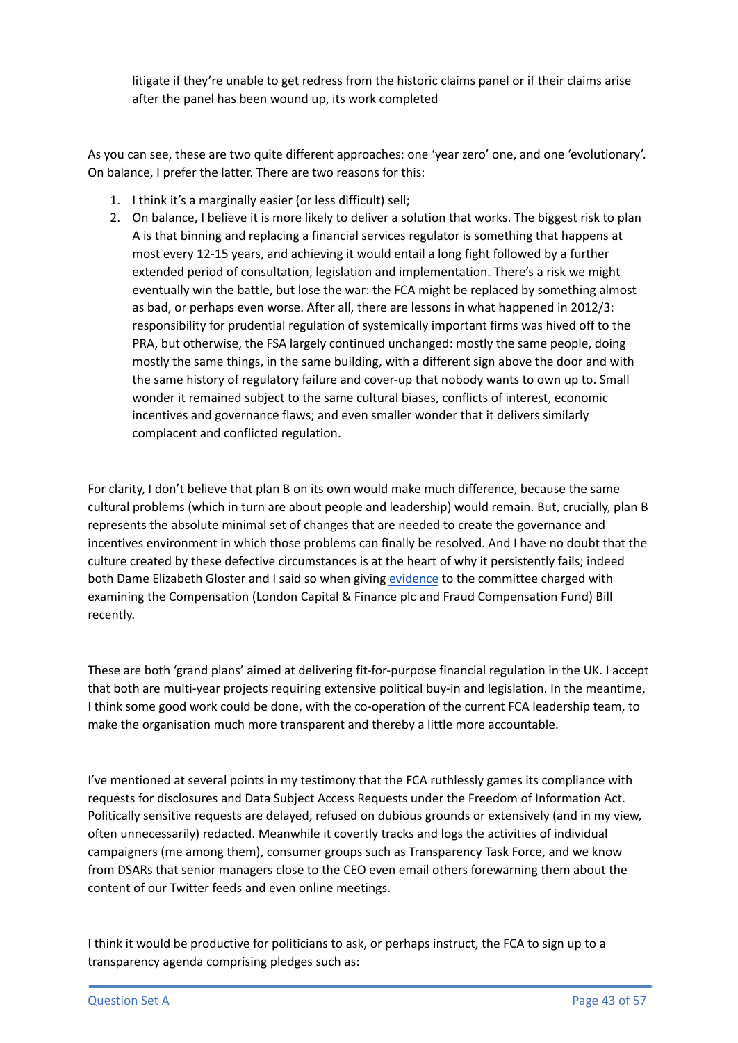litigate if they're unable to get redress from the historic claims panel or if their claims arise after the panel has been wound up, its work completed

As you can see, these are two quite different approaches: one 'year zero' one, and one 'evolutionary'. On balance, I prefer the latter. There are two reasons for this:

1. I think it's a marginally easier (or less difficult) sell;
2. On balance, I believe it is more likely to deliver a solution that works. The biggest risk to plan A is that binning and replacing a financial services regulator is something that happens at most every 12-15 years, and achieving it would entail a long fight followed by a further extended period of consultation, legislation and implementation. There's a risk we might eventually win the battle, but lose the war: the FCA might be replaced by something almost as bad, or perhaps even worse. After all, there are lessons in what happened in 2012/3: responsibility for prudential regulation of systemically important firms was hived off to the PRA, but otherwise, the FSA largely continued unchanged: mostly the same people, doing mostly the same things, in the same building, with a different sign above the door and with the same history of regulatory failure and cover-up that nobody wants to own up to. Small wonder it remained subject to the same cultural biases, conflicts of interest, economic incentives and governance flaws; and even smaller wonder that it delivers similarly complacent and conflicted regulation.

For clarity, I don't believe that plan B on its own would make much difference, because the same cultural problems (which in turn are about people and leadership) would remain. But, crucially, plan B represents the absolute minimal set of changes that are needed to create the governance and incentives environment in which those problems can finally be resolved. And I have no doubt that the culture created by these defective circumstances is at the heart of why it persistently fails; indeed both Dame Elizabeth Gloster and I said so when giving evidence to the committee charged with examining the Compensation (London Capital & Finance plc and Fraud Compensation Fund) Bill recently.

These are both 'grand plans' aimed at delivering fit-for-purpose financial regulation in the UK. I accept that both are multi-year projects requiring extensive political buy-in and legislation. In the meantime, I think some good work could be done, with the co-operation of the current FCA leadership team, to make the organisation much more transparent and thereby a little more accountable.

I've mentioned at several points in my testimony that the FCA ruthlessly games its compliance with requests for disclosures and Data Subject Access Requests under the Freedom of Information Act. Politically sensitive requests are delayed, refused on dubious grounds or extensively (and in my view, often unnecessarily) redacted. Meanwhile it covertly tracks and logs the activities of individual campaigners (me among them), consumer groups such as Transparency Task Force, and we know from DSARs that senior managers close to the CEO even email others forewarning them about the content of our Twitter feeds and even online meetings.

I think it would be productive for politicians to ask, or perhaps instruct, the FCA to sign up to a transparency agenda comprising pledges such as: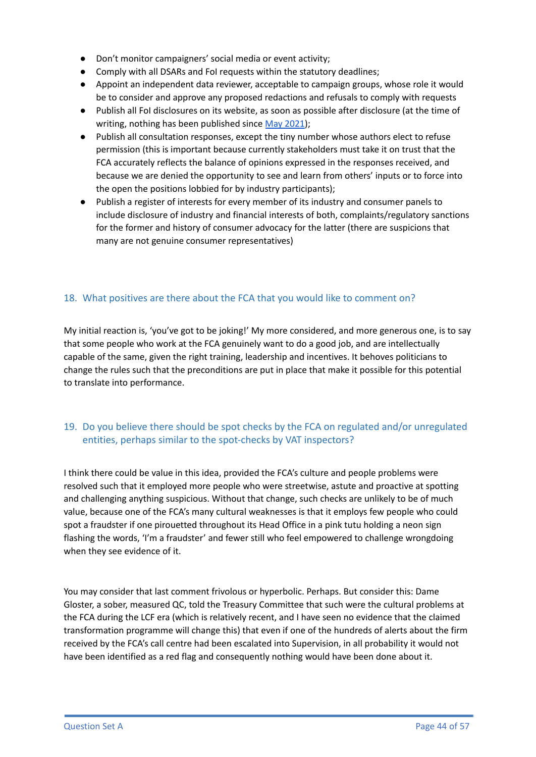- Don't monitor campaigners' social media or event activity;
- Comply with all DSARs and FoI requests within the statutory deadlines;
- Appoint an independent data reviewer, acceptable to campaign groups, whose role it would be to consider and approve any proposed redactions and refusals to comply with requests
- Publish all FoI disclosures on its website, as soon as possible after disclosure (at the time of writing, nothing has been published since May 2021);
- Publish all consultation responses, except the tiny number whose authors elect to refuse permission (this is important because currently stakeholders must take it on trust that the FCA accurately reflects the balance of opinions expressed in the responses received, and because we are denied the opportunity to see and learn from others' inputs or to force into the open the positions lobbied for by industry participants);
- Publish a register of interests for every member of its industry and consumer panels to include disclosure of industry and financial interests of both, complaints/regulatory sanctions for the former and history of consumer advocacy for the latter (there are suspicions that many are not genuine consumer representatives)

## 18. What positives are there about the FCA that you would like to comment on?

My initial reaction is, 'you've got to be joking!' My more considered, and more generous one, is to say that some people who work at the FCA genuinely want to do a good job, and are intellectually capable of the same, given the right training, leadership and incentives. It behoves politicians to change the rules such that the preconditions are put in place that make it possible for this potential to translate into performance.

## 19. Do you believe there should be spot checks by the FCA on regulated and/or unregulated entities, perhaps similar to the spot-checks by VAT inspectors?

I think there could be value in this idea, provided the FCA's culture and people problems were resolved such that it employed more people who were streetwise, astute and proactive at spotting and challenging anything suspicious. Without that change, such checks are unlikely to be of much value, because one of the FCA's many cultural weaknesses is that it employs few people who could spot a fraudster if one pirouetted throughout its Head Office in a pink tutu holding a neon sign flashing the words, 'I'm a fraudster' and fewer still who feel empowered to challenge wrongdoing when they see evidence of it.

You may consider that last comment frivolous or hyperbolic. Perhaps. But consider this: Dame Gloster, a sober, measured QC, told the Treasury Committee that such were the cultural problems at the FCA during the LCF era (which is relatively recent, and I have seen no evidence that the claimed transformation programme will change this) that even if one of the hundreds of alerts about the firm received by the FCA's call centre had been escalated into Supervision, in all probability it would not have been identified as a red flag and consequently nothing would have been done about it.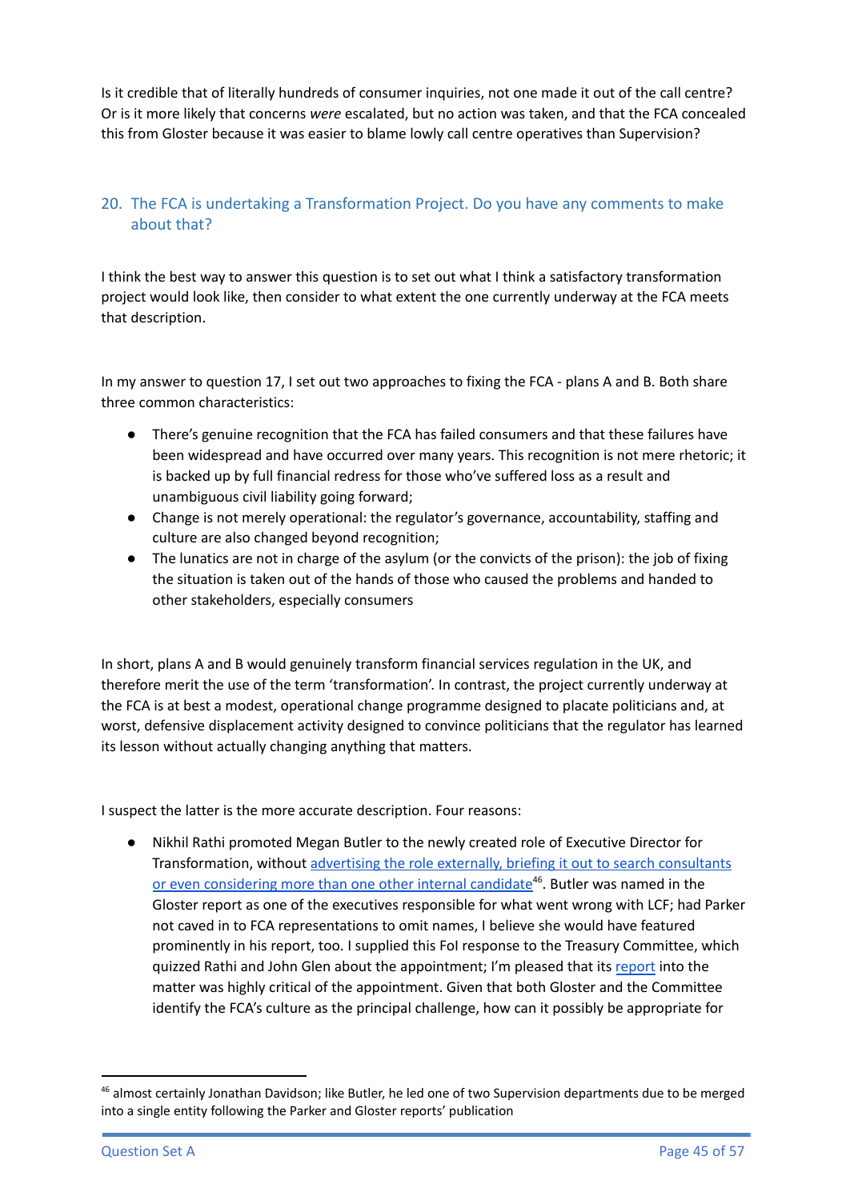Is it credible that of literally hundreds of consumer inquiries, not one made it out of the call centre? Or is it more likely that concerns *were* escalated, but no action was taken, and that the FCA concealed this from Gloster because it was easier to blame lowly call centre operatives than Supervision?

## 20. The FCA is undertaking a Transformation Project. Do you have any comments to make about that?

I think the best way to answer this question is to set out what I think a satisfactory transformation project would look like, then consider to what extent the one currently underway at the FCA meets that description.

In my answer to question 17, I set out two approaches to fixing the FCA - plans A and B. Both share three common characteristics:

- There's genuine recognition that the FCA has failed consumers and that these failures have been widespread and have occurred over many years. This recognition is not mere rhetoric; it is backed up by full financial redress for those who've suffered loss as a result and unambiguous civil liability going forward;
- Change is not merely operational: the regulator's governance, accountability, staffing and culture are also changed beyond recognition;
- The lunatics are not in charge of the asylum (or the convicts of the prison): the job of fixing the situation is taken out of the hands of those who caused the problems and handed to other stakeholders, especially consumers

In short, plans A and B would genuinely transform financial services regulation in the UK, and therefore merit the use of the term 'transformation'. In contrast, the project currently underway at the FCA is at best a modest, operational change programme designed to placate politicians and, at worst, defensive displacement activity designed to convince politicians that the regulator has learned its lesson without actually changing anything that matters.

I suspect the latter is the more accurate description. Four reasons:

- Nikhil Rathi promoted Megan Butler to the newly created role of Executive Director for Transformation, without advertising the role externally, briefing it out to search consultants or even considering more than one other internal candidate[46]. Butler was named in the Gloster report as one of the executives responsible for what went wrong with LCF; had Parker not caved in to FCA representations to omit names, I believe she would have featured prominently in his report, too. I supplied this FoI response to the Treasury Committee, which quizzed Rathi and John Glen about the appointment; I'm pleased that its report into the matter was highly critical of the appointment. Given that both Gloster and the Committee identify the FCA's culture as the principal challenge, how can it possibly be appropriate for

[46] almost certainly Jonathan Davidson; like Butler, he led one of two Supervision departments due to be merged into a single entity following the Parker and Gloster reports' publication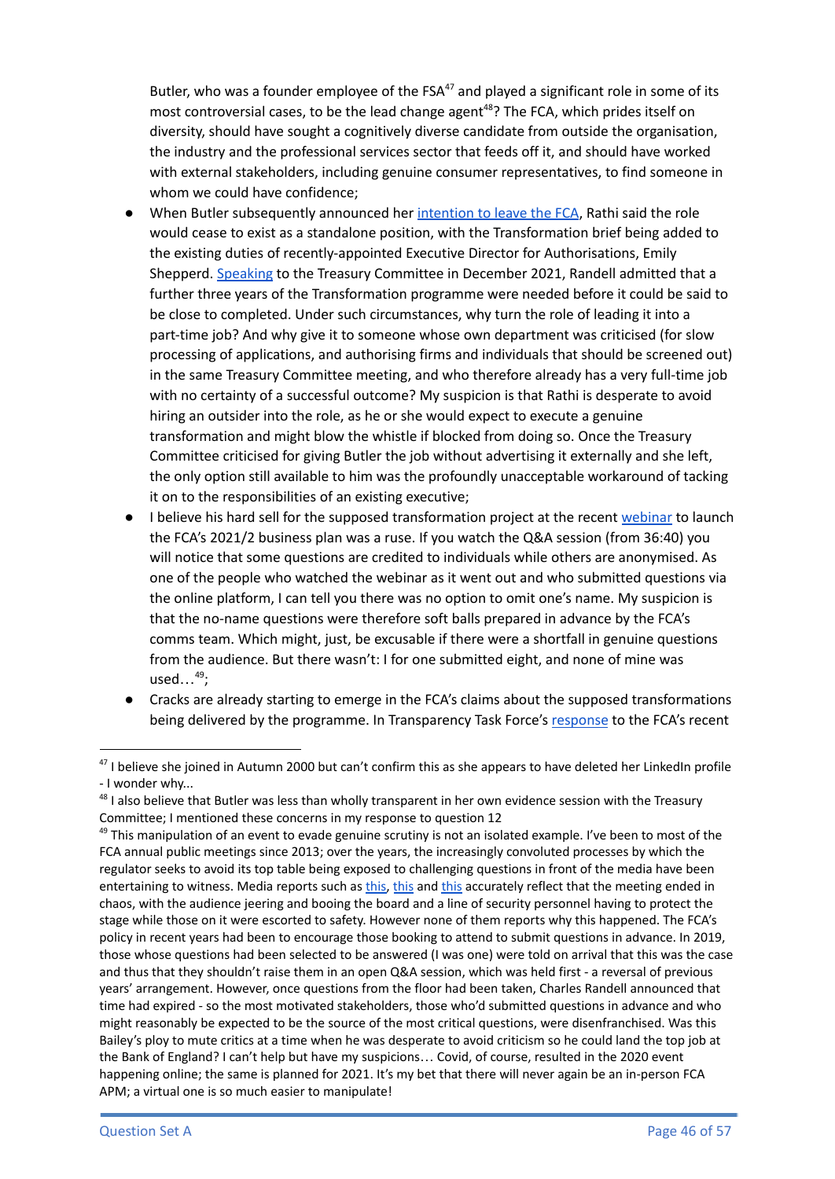Butler, who was a founder employee of the FSA[47] and played a significant role in some of its most controversial cases, to be the lead change agent[48]? The FCA, which prides itself on diversity, should have sought a cognitively diverse candidate from outside the organisation, the industry and the professional services sector that feeds off it, and should have worked with external stakeholders, including genuine consumer representatives, to find someone in whom we could have confidence;

- When Butler subsequently announced her intention to leave the FCA, Rathi said the role would cease to exist as a standalone position, with the Transformation brief being added to the existing duties of recently-appointed Executive Director for Authorisations, Emily Shepperd. Speaking to the Treasury Committee in December 2021, Randell admitted that a further three years of the Transformation programme were needed before it could be said to be close to completed. Under such circumstances, why turn the role of leading it into a part-time job? And why give it to someone whose own department was criticised (for slow processing of applications, and authorising firms and individuals that should be screened out) in the same Treasury Committee meeting, and who therefore already has a very full-time job with no certainty of a successful outcome? My suspicion is that Rathi is desperate to avoid hiring an outsider into the role, as he or she would expect to execute a genuine transformation and might blow the whistle if blocked from doing so. Once the Treasury Committee criticised for giving Butler the job without advertising it externally and she left, the only option still available to him was the profoundly unacceptable workaround of tacking it on to the responsibilities of an existing executive;
- I believe his hard sell for the supposed transformation project at the recent webinar to launch the FCA's 2021/2 business plan was a ruse. If you watch the Q&A session (from 36:40) you will notice that some questions are credited to individuals while others are anonymised. As one of the people who watched the webinar as it went out and who submitted questions via the online platform, I can tell you there was no option to omit one's name. My suspicion is that the no-name questions were therefore soft balls prepared in advance by the FCA's comms team. Which might, just, be excusable if there were a shortfall in genuine questions from the audience. But there wasn't: I for one submitted eight, and none of mine was used…[49];
- Cracks are already starting to emerge in the FCA's claims about the supposed transformations being delivered by the programme. In Transparency Task Force's response to the FCA's recent

---

[47] I believe she joined in Autumn 2000 but can't confirm this as she appears to have deleted her LinkedIn profile - I wonder why...

[48] I also believe that Butler was less than wholly transparent in her own evidence session with the Treasury Committee; I mentioned these concerns in my response to question 12

[49] This manipulation of an event to evade genuine scrutiny is not an isolated example. I've been to most of the FCA annual public meetings since 2013; over the years, the increasingly convoluted processes by which the regulator seeks to avoid its top table being exposed to challenging questions in front of the media have been entertaining to witness. Media reports such as this, this and this accurately reflect that the meeting ended in chaos, with the audience jeering and booing the board and a line of security personnel having to protect the stage while those on it were escorted to safety. However none of them reports why this happened. The FCA's policy in recent years had been to encourage those booking to attend to submit questions in advance. In 2019, those whose questions had been selected to be answered (I was one) were told on arrival that this was the case and thus that they shouldn't raise them in an open Q&A session, which was held first - a reversal of previous years' arrangement. However, once questions from the floor had been taken, Charles Randell announced that time had expired - so the most motivated stakeholders, those who'd submitted questions in advance and who might reasonably be expected to be the source of the most critical questions, were disenfranchised. Was this Bailey's ploy to mute critics at a time when he was desperate to avoid criticism so he could land the top job at the Bank of England? I can't help but have my suspicions… Covid, of course, resulted in the 2020 event happening online; the same is planned for 2021. It's my bet that there will never again be an in-person FCA APM; a virtual one is so much easier to manipulate!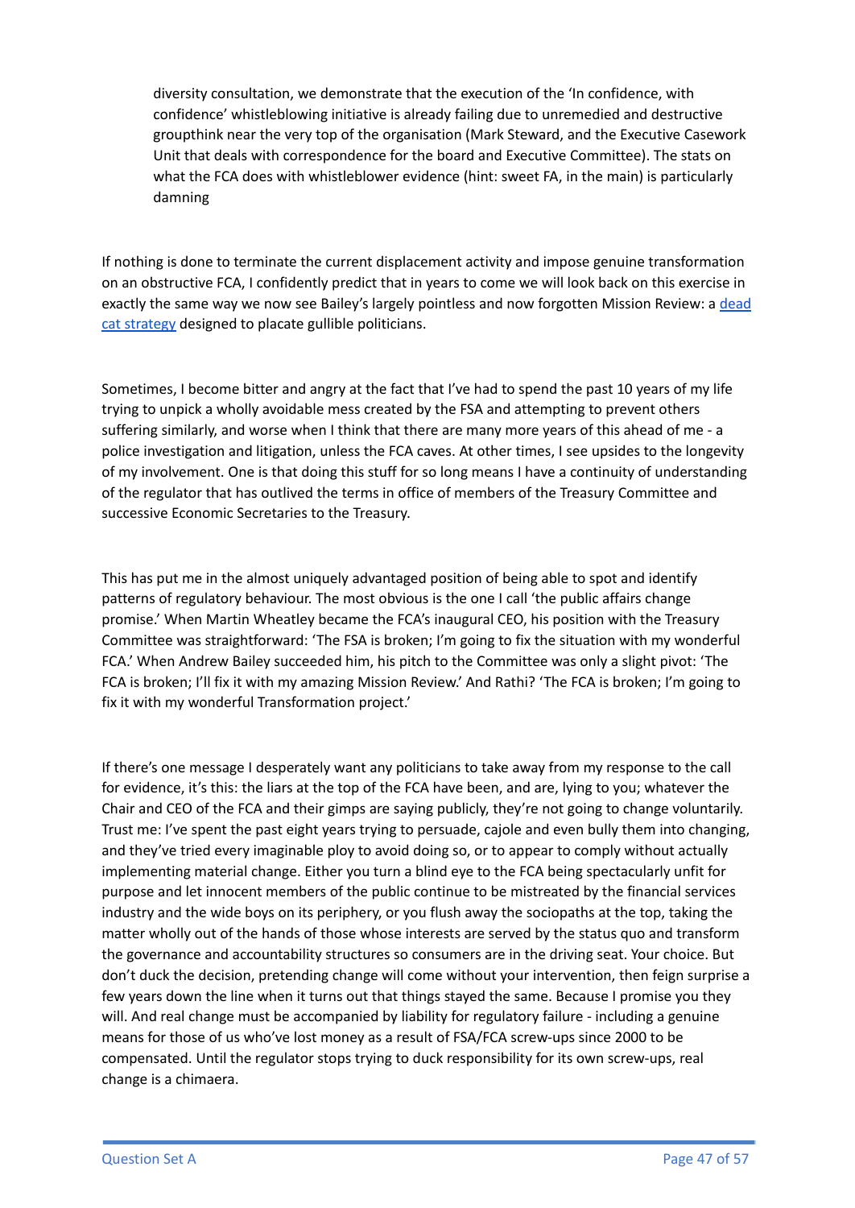diversity consultation, we demonstrate that the execution of the 'In confidence, with confidence' whistleblowing initiative is already failing due to unremedied and destructive groupthink near the very top of the organisation (Mark Steward, and the Executive Casework Unit that deals with correspondence for the board and Executive Committee). The stats on what the FCA does with whistleblower evidence (hint: sweet FA, in the main) is particularly damning

If nothing is done to terminate the current displacement activity and impose genuine transformation on an obstructive FCA, I confidently predict that in years to come we will look back on this exercise in exactly the same way we now see Bailey's largely pointless and now forgotten Mission Review: a dead cat strategy designed to placate gullible politicians.

Sometimes, I become bitter and angry at the fact that I've had to spend the past 10 years of my life trying to unpick a wholly avoidable mess created by the FSA and attempting to prevent others suffering similarly, and worse when I think that there are many more years of this ahead of me - a police investigation and litigation, unless the FCA caves. At other times, I see upsides to the longevity of my involvement. One is that doing this stuff for so long means I have a continuity of understanding of the regulator that has outlived the terms in office of members of the Treasury Committee and successive Economic Secretaries to the Treasury.

This has put me in the almost uniquely advantaged position of being able to spot and identify patterns of regulatory behaviour. The most obvious is the one I call 'the public affairs change promise.' When Martin Wheatley became the FCA's inaugural CEO, his position with the Treasury Committee was straightforward: 'The FSA is broken; I'm going to fix the situation with my wonderful FCA.' When Andrew Bailey succeeded him, his pitch to the Committee was only a slight pivot: 'The FCA is broken; I'll fix it with my amazing Mission Review.' And Rathi? 'The FCA is broken; I'm going to fix it with my wonderful Transformation project.'

If there's one message I desperately want any politicians to take away from my response to the call for evidence, it's this: the liars at the top of the FCA have been, and are, lying to you; whatever the Chair and CEO of the FCA and their gimps are saying publicly, they're not going to change voluntarily. Trust me: I've spent the past eight years trying to persuade, cajole and even bully them into changing, and they've tried every imaginable ploy to avoid doing so, or to appear to comply without actually implementing material change. Either you turn a blind eye to the FCA being spectacularly unfit for purpose and let innocent members of the public continue to be mistreated by the financial services industry and the wide boys on its periphery, or you flush away the sociopaths at the top, taking the matter wholly out of the hands of those whose interests are served by the status quo and transform the governance and accountability structures so consumers are in the driving seat. Your choice. But don't duck the decision, pretending change will come without your intervention, then feign surprise a few years down the line when it turns out that things stayed the same. Because I promise you they will. And real change must be accompanied by liability for regulatory failure - including a genuine means for those of us who've lost money as a result of FSA/FCA screw-ups since 2000 to be compensated. Until the regulator stops trying to duck responsibility for its own screw-ups, real change is a chimaera.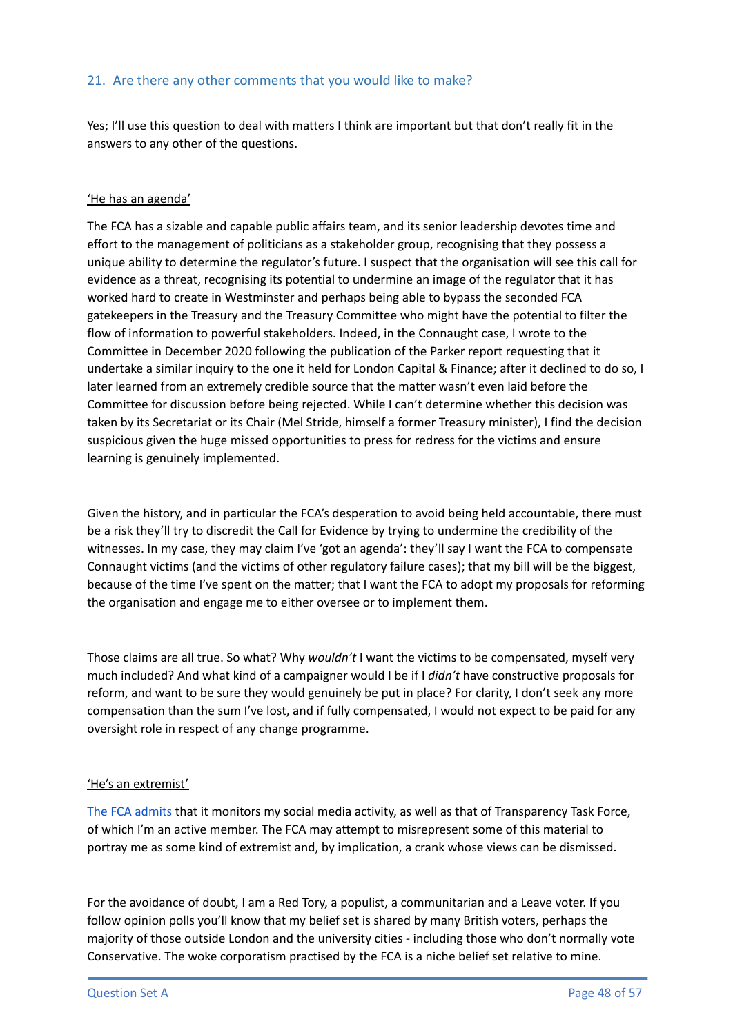## 21. Are there any other comments that you would like to make?

Yes; I'll use this question to deal with matters I think are important but that don't really fit in the answers to any other of the questions.

<u>'He has an agenda'</u>

The FCA has a sizable and capable public affairs team, and its senior leadership devotes time and effort to the management of politicians as a stakeholder group, recognising that they possess a unique ability to determine the regulator's future. I suspect that the organisation will see this call for evidence as a threat, recognising its potential to undermine an image of the regulator that it has worked hard to create in Westminster and perhaps being able to bypass the seconded FCA gatekeepers in the Treasury and the Treasury Committee who might have the potential to filter the flow of information to powerful stakeholders. Indeed, in the Connaught case, I wrote to the Committee in December 2020 following the publication of the Parker report requesting that it undertake a similar inquiry to the one it held for London Capital & Finance; after it declined to do so, I later learned from an extremely credible source that the matter wasn't even laid before the Committee for discussion before being rejected. While I can't determine whether this decision was taken by its Secretariat or its Chair (Mel Stride, himself a former Treasury minister), I find the decision suspicious given the huge missed opportunities to press for redress for the victims and ensure learning is genuinely implemented.

Given the history, and in particular the FCA's desperation to avoid being held accountable, there must be a risk they'll try to discredit the Call for Evidence by trying to undermine the credibility of the witnesses. In my case, they may claim I've 'got an agenda': they'll say I want the FCA to compensate Connaught victims (and the victims of other regulatory failure cases); that my bill will be the biggest, because of the time I've spent on the matter; that I want the FCA to adopt my proposals for reforming the organisation and engage me to either oversee or to implement them.

Those claims are all true. So what? Why *wouldn't* I want the victims to be compensated, myself very much included? And what kind of a campaigner would I be if I *didn't* have constructive proposals for reform, and want to be sure they would genuinely be put in place? For clarity, I don't seek any more compensation than the sum I've lost, and if fully compensated, I would not expect to be paid for any oversight role in respect of any change programme.

<u>'He's an extremist'</u>

[The FCA admits] that it monitors my social media activity, as well as that of Transparency Task Force, of which I'm an active member. The FCA may attempt to misrepresent some of this material to portray me as some kind of extremist and, by implication, a crank whose views can be dismissed.

For the avoidance of doubt, I am a Red Tory, a populist, a communitarian and a Leave voter. If you follow opinion polls you'll know that my belief set is shared by many British voters, perhaps the majority of those outside London and the university cities - including those who don't normally vote Conservative. The woke corporatism practised by the FCA is a niche belief set relative to mine.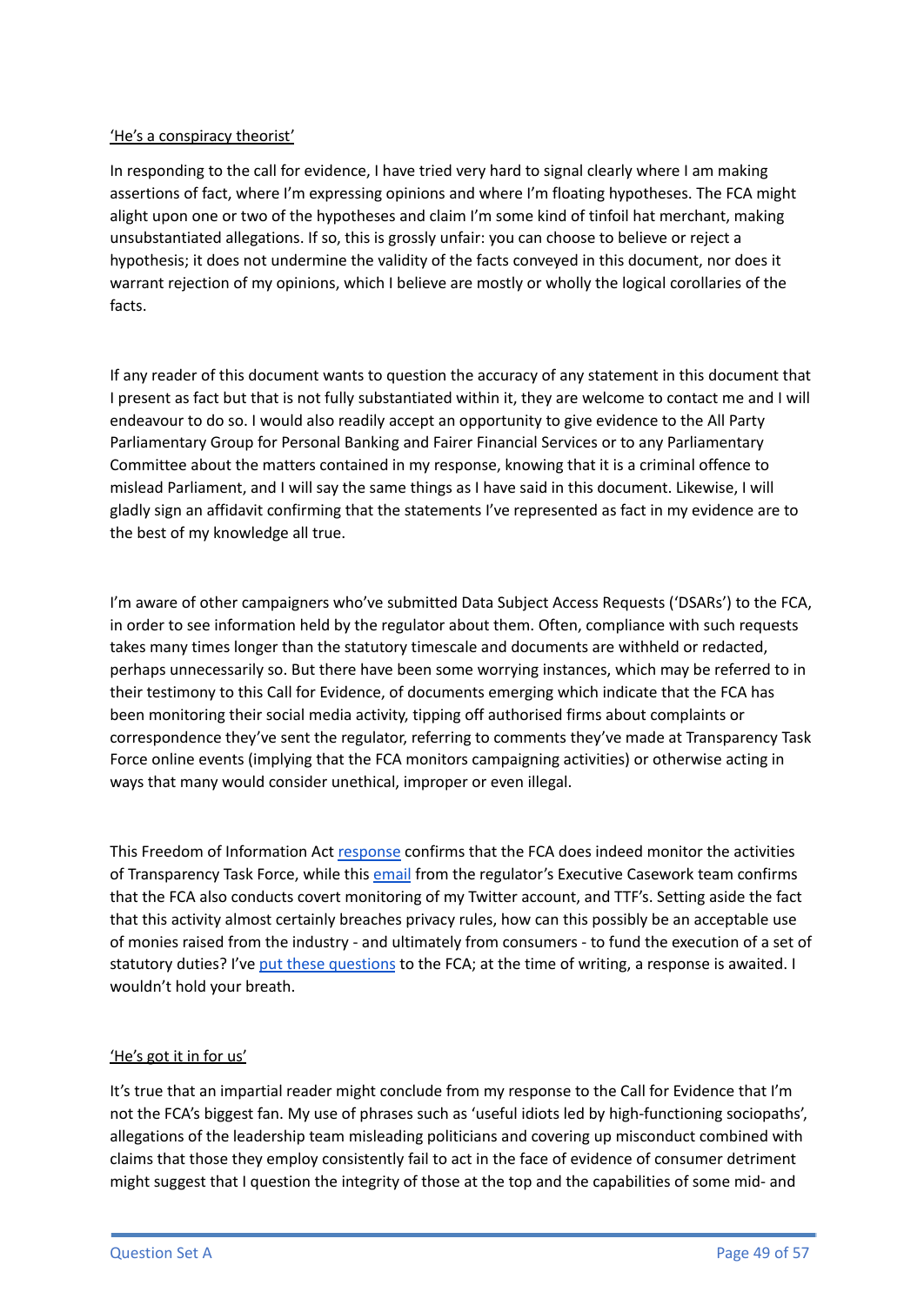<u>'He's a conspiracy theorist'</u>

In responding to the call for evidence, I have tried very hard to signal clearly where I am making assertions of fact, where I'm expressing opinions and where I'm floating hypotheses. The FCA might alight upon one or two of the hypotheses and claim I'm some kind of tinfoil hat merchant, making unsubstantiated allegations. If so, this is grossly unfair: you can choose to believe or reject a hypothesis; it does not undermine the validity of the facts conveyed in this document, nor does it warrant rejection of my opinions, which I believe are mostly or wholly the logical corollaries of the facts.

If any reader of this document wants to question the accuracy of any statement in this document that I present as fact but that is not fully substantiated within it, they are welcome to contact me and I will endeavour to do so. I would also readily accept an opportunity to give evidence to the All Party Parliamentary Group for Personal Banking and Fairer Financial Services or to any Parliamentary Committee about the matters contained in my response, knowing that it is a criminal offence to mislead Parliament, and I will say the same things as I have said in this document. Likewise, I will gladly sign an affidavit confirming that the statements I've represented as fact in my evidence are to the best of my knowledge all true.

I'm aware of other campaigners who've submitted Data Subject Access Requests ('DSARs') to the FCA, in order to see information held by the regulator about them. Often, compliance with such requests takes many times longer than the statutory timescale and documents are withheld or redacted, perhaps unnecessarily so. But there have been some worrying instances, which may be referred to in their testimony to this Call for Evidence, of documents emerging which indicate that the FCA has been monitoring their social media activity, tipping off authorised firms about complaints or correspondence they've sent the regulator, referring to comments they've made at Transparency Task Force online events (implying that the FCA monitors campaigning activities) or otherwise acting in ways that many would consider unethical, improper or even illegal.

This Freedom of Information Act <u>response</u> confirms that the FCA does indeed monitor the activities of Transparency Task Force, while this <u>email</u> from the regulator's Executive Casework team confirms that the FCA also conducts covert monitoring of my Twitter account, and TTF's. Setting aside the fact that this activity almost certainly breaches privacy rules, how can this possibly be an acceptable use of monies raised from the industry - and ultimately from consumers - to fund the execution of a set of statutory duties? I've <u>put these questions</u> to the FCA; at the time of writing, a response is awaited. I wouldn't hold your breath.

<u>'He's got it in for us'</u>

It's true that an impartial reader might conclude from my response to the Call for Evidence that I'm not the FCA's biggest fan. My use of phrases such as 'useful idiots led by high-functioning sociopaths', allegations of the leadership team misleading politicians and covering up misconduct combined with claims that those they employ consistently fail to act in the face of evidence of consumer detriment might suggest that I question the integrity of those at the top and the capabilities of some mid- and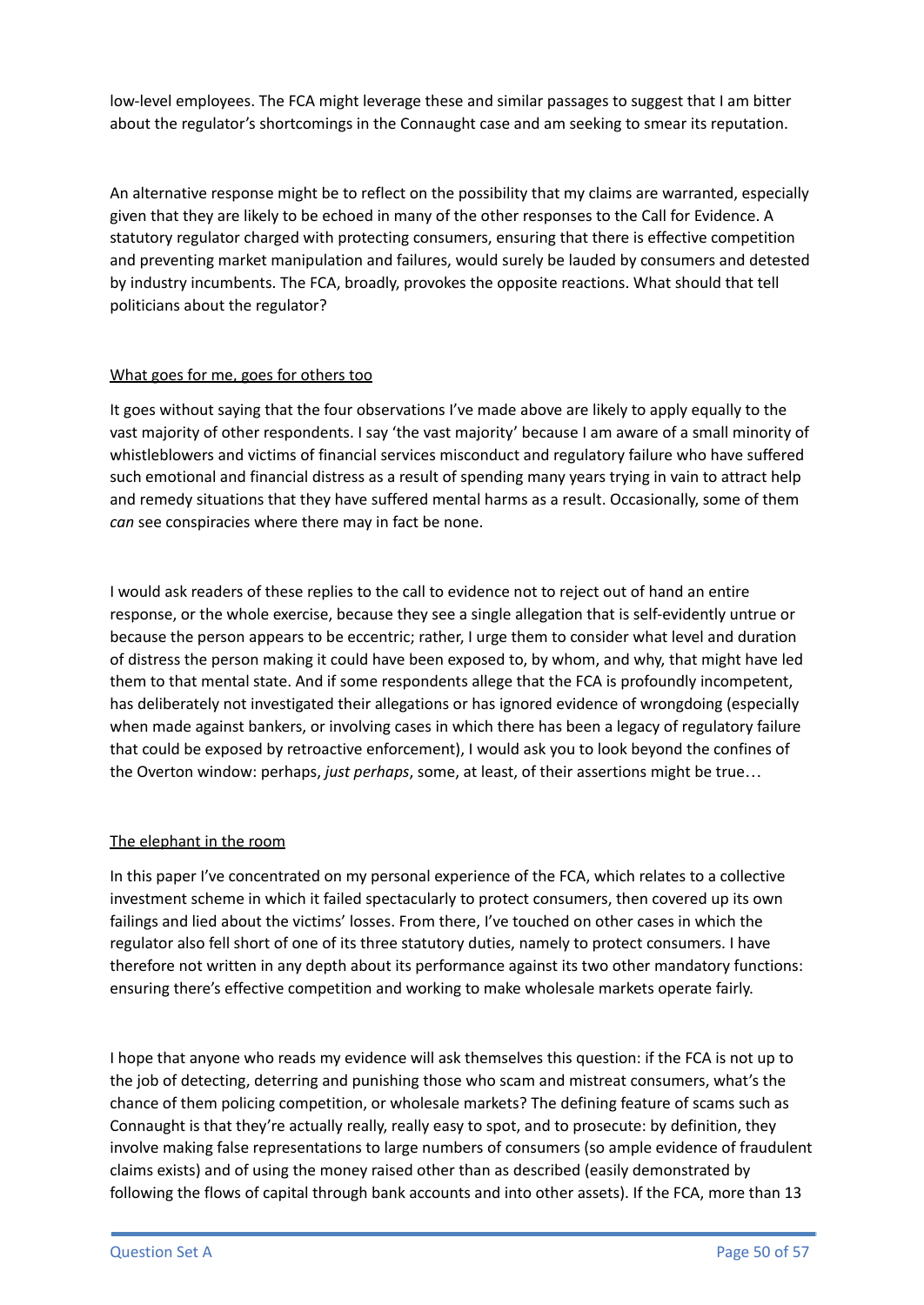low-level employees. The FCA might leverage these and similar passages to suggest that I am bitter about the regulator's shortcomings in the Connaught case and am seeking to smear its reputation.

An alternative response might be to reflect on the possibility that my claims are warranted, especially given that they are likely to be echoed in many of the other responses to the Call for Evidence. A statutory regulator charged with protecting consumers, ensuring that there is effective competition and preventing market manipulation and failures, would surely be lauded by consumers and detested by industry incumbents. The FCA, broadly, provokes the opposite reactions. What should that tell politicians about the regulator?

<u>What goes for me, goes for others too</u>

It goes without saying that the four observations I've made above are likely to apply equally to the vast majority of other respondents. I say 'the vast majority' because I am aware of a small minority of whistleblowers and victims of financial services misconduct and regulatory failure who have suffered such emotional and financial distress as a result of spending many years trying in vain to attract help and remedy situations that they have suffered mental harms as a result. Occasionally, some of them *can* see conspiracies where there may in fact be none.

I would ask readers of these replies to the call to evidence not to reject out of hand an entire response, or the whole exercise, because they see a single allegation that is self-evidently untrue or because the person appears to be eccentric; rather, I urge them to consider what level and duration of distress the person making it could have been exposed to, by whom, and why, that might have led them to that mental state. And if some respondents allege that the FCA is profoundly incompetent, has deliberately not investigated their allegations or has ignored evidence of wrongdoing (especially when made against bankers, or involving cases in which there has been a legacy of regulatory failure that could be exposed by retroactive enforcement), I would ask you to look beyond the confines of the Overton window: perhaps, *just perhaps*, some, at least, of their assertions might be true…

<u>The elephant in the room</u>

In this paper I've concentrated on my personal experience of the FCA, which relates to a collective investment scheme in which it failed spectacularly to protect consumers, then covered up its own failings and lied about the victims' losses. From there, I've touched on other cases in which the regulator also fell short of one of its three statutory duties, namely to protect consumers. I have therefore not written in any depth about its performance against its two other mandatory functions: ensuring there's effective competition and working to make wholesale markets operate fairly.

I hope that anyone who reads my evidence will ask themselves this question: if the FCA is not up to the job of detecting, deterring and punishing those who scam and mistreat consumers, what's the chance of them policing competition, or wholesale markets? The defining feature of scams such as Connaught is that they're actually really, really easy to spot, and to prosecute: by definition, they involve making false representations to large numbers of consumers (so ample evidence of fraudulent claims exists) and of using the money raised other than as described (easily demonstrated by following the flows of capital through bank accounts and into other assets). If the FCA, more than 13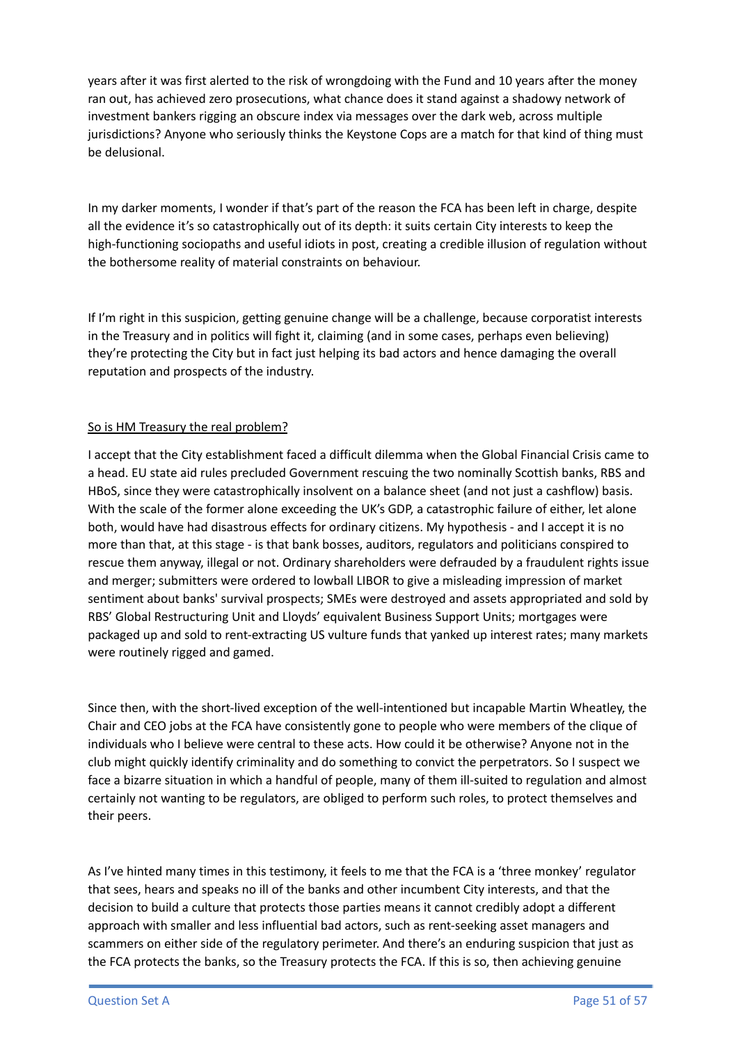years after it was first alerted to the risk of wrongdoing with the Fund and 10 years after the money ran out, has achieved zero prosecutions, what chance does it stand against a shadowy network of investment bankers rigging an obscure index via messages over the dark web, across multiple jurisdictions? Anyone who seriously thinks the Keystone Cops are a match for that kind of thing must be delusional.

In my darker moments, I wonder if that's part of the reason the FCA has been left in charge, despite all the evidence it's so catastrophically out of its depth: it suits certain City interests to keep the high-functioning sociopaths and useful idiots in post, creating a credible illusion of regulation without the bothersome reality of material constraints on behaviour.

If I'm right in this suspicion, getting genuine change will be a challenge, because corporatist interests in the Treasury and in politics will fight it, claiming (and in some cases, perhaps even believing) they're protecting the City but in fact just helping its bad actors and hence damaging the overall reputation and prospects of the industry.

<u>So is HM Treasury the real problem?</u>

I accept that the City establishment faced a difficult dilemma when the Global Financial Crisis came to a head. EU state aid rules precluded Government rescuing the two nominally Scottish banks, RBS and HBoS, since they were catastrophically insolvent on a balance sheet (and not just a cashflow) basis. With the scale of the former alone exceeding the UK's GDP, a catastrophic failure of either, let alone both, would have had disastrous effects for ordinary citizens. My hypothesis - and I accept it is no more than that, at this stage - is that bank bosses, auditors, regulators and politicians conspired to rescue them anyway, illegal or not. Ordinary shareholders were defrauded by a fraudulent rights issue and merger; submitters were ordered to lowball LIBOR to give a misleading impression of market sentiment about banks' survival prospects; SMEs were destroyed and assets appropriated and sold by RBS' Global Restructuring Unit and Lloyds' equivalent Business Support Units; mortgages were packaged up and sold to rent-extracting US vulture funds that yanked up interest rates; many markets were routinely rigged and gamed.

Since then, with the short-lived exception of the well-intentioned but incapable Martin Wheatley, the Chair and CEO jobs at the FCA have consistently gone to people who were members of the clique of individuals who I believe were central to these acts. How could it be otherwise? Anyone not in the club might quickly identify criminality and do something to convict the perpetrators. So I suspect we face a bizarre situation in which a handful of people, many of them ill-suited to regulation and almost certainly not wanting to be regulators, are obliged to perform such roles, to protect themselves and their peers.

As I've hinted many times in this testimony, it feels to me that the FCA is a 'three monkey' regulator that sees, hears and speaks no ill of the banks and other incumbent City interests, and that the decision to build a culture that protects those parties means it cannot credibly adopt a different approach with smaller and less influential bad actors, such as rent-seeking asset managers and scammers on either side of the regulatory perimeter. And there's an enduring suspicion that just as the FCA protects the banks, so the Treasury protects the FCA. If this is so, then achieving genuine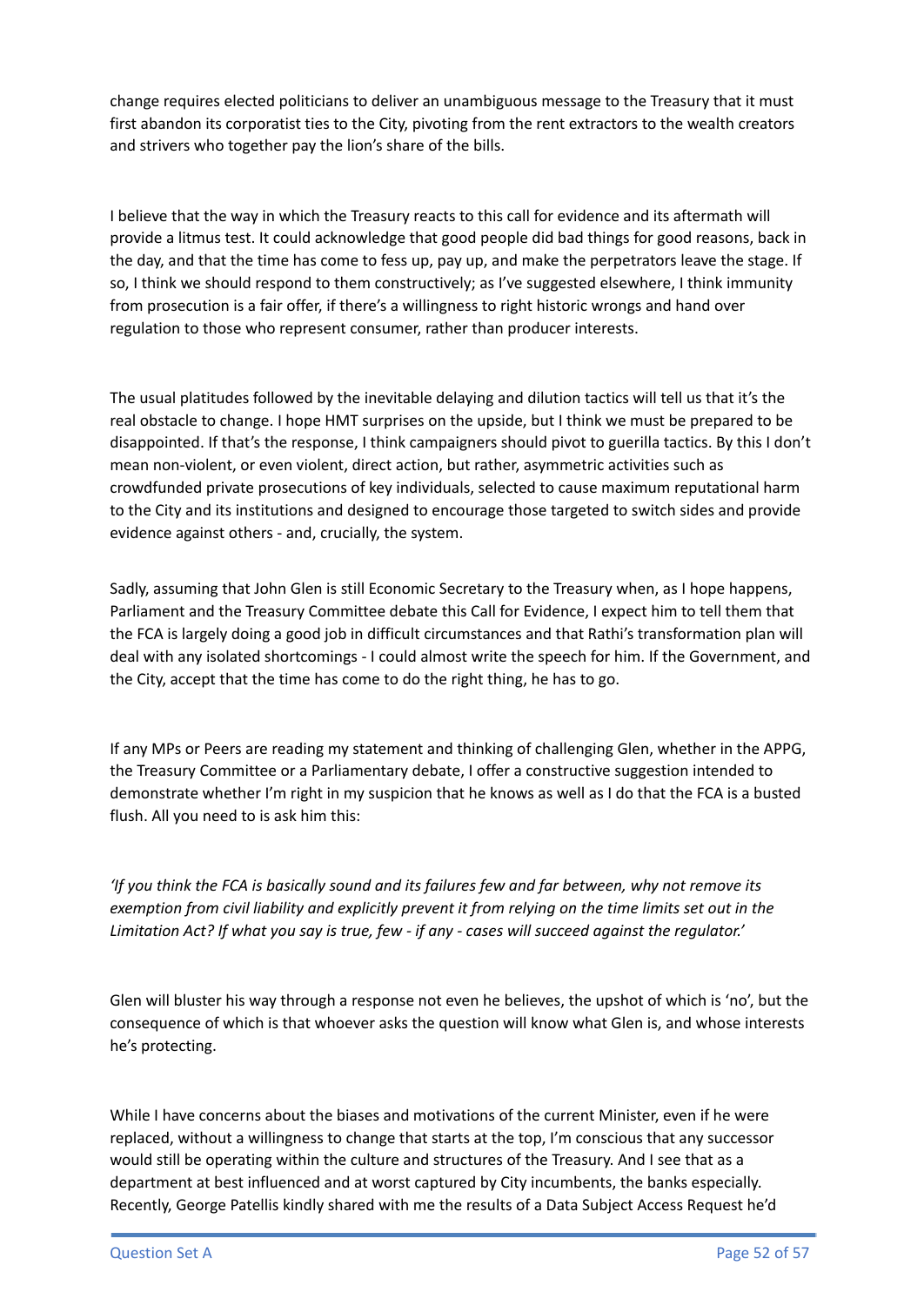change requires elected politicians to deliver an unambiguous message to the Treasury that it must first abandon its corporatist ties to the City, pivoting from the rent extractors to the wealth creators and strivers who together pay the lion's share of the bills.

I believe that the way in which the Treasury reacts to this call for evidence and its aftermath will provide a litmus test. It could acknowledge that good people did bad things for good reasons, back in the day, and that the time has come to fess up, pay up, and make the perpetrators leave the stage. If so, I think we should respond to them constructively; as I've suggested elsewhere, I think immunity from prosecution is a fair offer, if there's a willingness to right historic wrongs and hand over regulation to those who represent consumer, rather than producer interests.

The usual platitudes followed by the inevitable delaying and dilution tactics will tell us that it's the real obstacle to change. I hope HMT surprises on the upside, but I think we must be prepared to be disappointed. If that's the response, I think campaigners should pivot to guerilla tactics. By this I don't mean non-violent, or even violent, direct action, but rather, asymmetric activities such as crowdfunded private prosecutions of key individuals, selected to cause maximum reputational harm to the City and its institutions and designed to encourage those targeted to switch sides and provide evidence against others - and, crucially, the system.

Sadly, assuming that John Glen is still Economic Secretary to the Treasury when, as I hope happens, Parliament and the Treasury Committee debate this Call for Evidence, I expect him to tell them that the FCA is largely doing a good job in difficult circumstances and that Rathi's transformation plan will deal with any isolated shortcomings - I could almost write the speech for him. If the Government, and the City, accept that the time has come to do the right thing, he has to go.

If any MPs or Peers are reading my statement and thinking of challenging Glen, whether in the APPG, the Treasury Committee or a Parliamentary debate, I offer a constructive suggestion intended to demonstrate whether I'm right in my suspicion that he knows as well as I do that the FCA is a busted flush. All you need to is ask him this:

*'If you think the FCA is basically sound and its failures few and far between, why not remove its exemption from civil liability and explicitly prevent it from relying on the time limits set out in the Limitation Act? If what you say is true, few - if any - cases will succeed against the regulator.'*

Glen will bluster his way through a response not even he believes, the upshot of which is 'no', but the consequence of which is that whoever asks the question will know what Glen is, and whose interests he's protecting.

While I have concerns about the biases and motivations of the current Minister, even if he were replaced, without a willingness to change that starts at the top, I'm conscious that any successor would still be operating within the culture and structures of the Treasury. And I see that as a department at best influenced and at worst captured by City incumbents, the banks especially. Recently, George Patellis kindly shared with me the results of a Data Subject Access Request he'd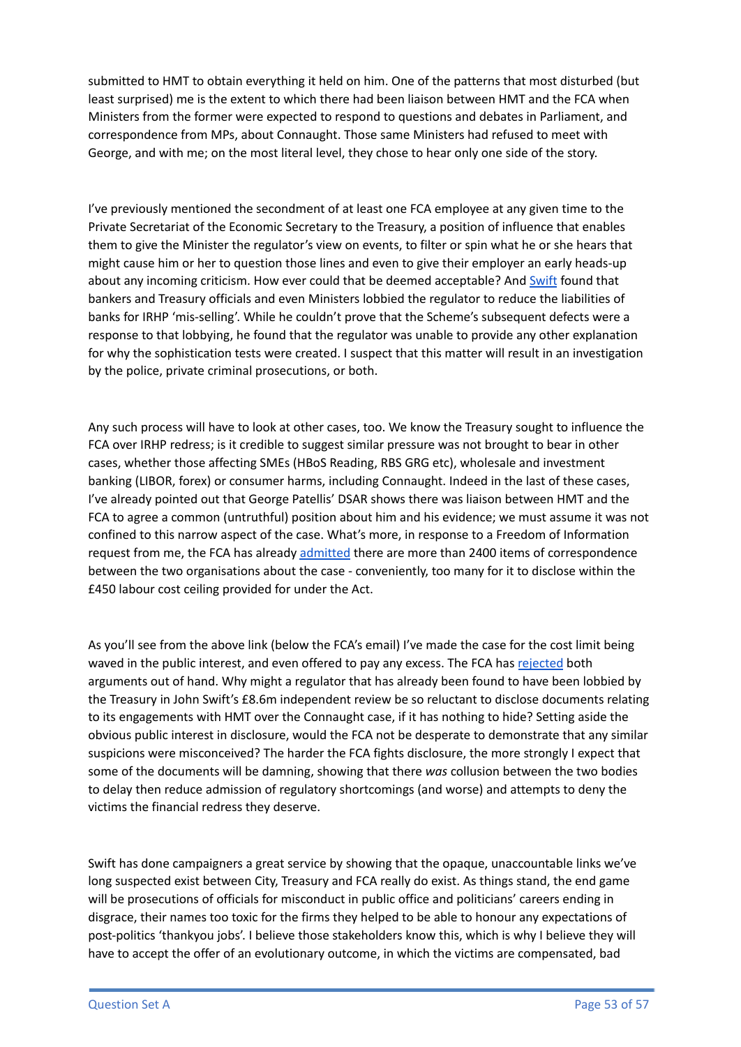submitted to HMT to obtain everything it held on him. One of the patterns that most disturbed (but least surprised) me is the extent to which there had been liaison between HMT and the FCA when Ministers from the former were expected to respond to questions and debates in Parliament, and correspondence from MPs, about Connaught. Those same Ministers had refused to meet with George, and with me; on the most literal level, they chose to hear only one side of the story.

I've previously mentioned the secondment of at least one FCA employee at any given time to the Private Secretariat of the Economic Secretary to the Treasury, a position of influence that enables them to give the Minister the regulator's view on events, to filter or spin what he or she hears that might cause him or her to question those lines and even to give their employer an early heads-up about any incoming criticism. How ever could that be deemed acceptable? And Swift found that bankers and Treasury officials and even Ministers lobbied the regulator to reduce the liabilities of banks for IRHP 'mis-selling'. While he couldn't prove that the Scheme's subsequent defects were a response to that lobbying, he found that the regulator was unable to provide any other explanation for why the sophistication tests were created. I suspect that this matter will result in an investigation by the police, private criminal prosecutions, or both.

Any such process will have to look at other cases, too. We know the Treasury sought to influence the FCA over IRHP redress; is it credible to suggest similar pressure was not brought to bear in other cases, whether those affecting SMEs (HBoS Reading, RBS GRG etc), wholesale and investment banking (LIBOR, forex) or consumer harms, including Connaught. Indeed in the last of these cases, I've already pointed out that George Patellis' DSAR shows there was liaison between HMT and the FCA to agree a common (untruthful) position about him and his evidence; we must assume it was not confined to this narrow aspect of the case. What's more, in response to a Freedom of Information request from me, the FCA has already admitted there are more than 2400 items of correspondence between the two organisations about the case - conveniently, too many for it to disclose within the £450 labour cost ceiling provided for under the Act.

As you'll see from the above link (below the FCA's email) I've made the case for the cost limit being waved in the public interest, and even offered to pay any excess. The FCA has rejected both arguments out of hand. Why might a regulator that has already been found to have been lobbied by the Treasury in John Swift's £8.6m independent review be so reluctant to disclose documents relating to its engagements with HMT over the Connaught case, if it has nothing to hide? Setting aside the obvious public interest in disclosure, would the FCA not be desperate to demonstrate that any similar suspicions were misconceived? The harder the FCA fights disclosure, the more strongly I expect that some of the documents will be damning, showing that there *was* collusion between the two bodies to delay then reduce admission of regulatory shortcomings (and worse) and attempts to deny the victims the financial redress they deserve.

Swift has done campaigners a great service by showing that the opaque, unaccountable links we've long suspected exist between City, Treasury and FCA really do exist. As things stand, the end game will be prosecutions of officials for misconduct in public office and politicians' careers ending in disgrace, their names too toxic for the firms they helped to be able to honour any expectations of post-politics 'thankyou jobs'. I believe those stakeholders know this, which is why I believe they will have to accept the offer of an evolutionary outcome, in which the victims are compensated, bad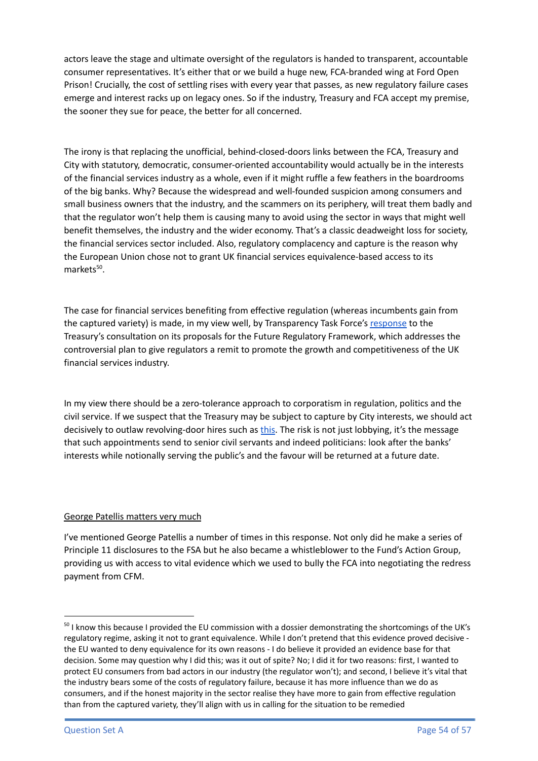actors leave the stage and ultimate oversight of the regulators is handed to transparent, accountable consumer representatives. It's either that or we build a huge new, FCA-branded wing at Ford Open Prison! Crucially, the cost of settling rises with every year that passes, as new regulatory failure cases emerge and interest racks up on legacy ones. So if the industry, Treasury and FCA accept my premise, the sooner they sue for peace, the better for all concerned.

The irony is that replacing the unofficial, behind-closed-doors links between the FCA, Treasury and City with statutory, democratic, consumer-oriented accountability would actually be in the interests of the financial services industry as a whole, even if it might ruffle a few feathers in the boardrooms of the big banks. Why? Because the widespread and well-founded suspicion among consumers and small business owners that the industry, and the scammers on its periphery, will treat them badly and that the regulator won't help them is causing many to avoid using the sector in ways that might well benefit themselves, the industry and the wider economy. That's a classic deadweight loss for society, the financial services sector included. Also, regulatory complacency and capture is the reason why the European Union chose not to grant UK financial services equivalence-based access to its markets[50].

The case for financial services benefiting from effective regulation (whereas incumbents gain from the captured variety) is made, in my view well, by Transparency Task Force's [response](#) to the Treasury's consultation on its proposals for the Future Regulatory Framework, which addresses the controversial plan to give regulators a remit to promote the growth and competitiveness of the UK financial services industry.

In my view there should be a zero-tolerance approach to corporatism in regulation, politics and the civil service. If we suspect that the Treasury may be subject to capture by City interests, we should act decisively to outlaw revolving-door hires such as [this](#). The risk is not just lobbying, it's the message that such appointments send to senior civil servants and indeed politicians: look after the banks' interests while notionally serving the public's and the favour will be returned at a future date.

<u>George Patellis matters very much</u>

I've mentioned George Patellis a number of times in this response. Not only did he make a series of Principle 11 disclosures to the FSA but he also became a whistleblower to the Fund's Action Group, providing us with access to vital evidence which we used to bully the FCA into negotiating the redress payment from CFM.

---

[50] I know this because I provided the EU commission with a dossier demonstrating the shortcomings of the UK's regulatory regime, asking it not to grant equivalence. While I don't pretend that this evidence proved decisive - the EU wanted to deny equivalence for its own reasons - I do believe it provided an evidence base for that decision. Some may question why I did this; was it out of spite? No; I did it for two reasons: first, I wanted to protect EU consumers from bad actors in our industry (the regulator won't); and second, I believe it's vital that the industry bears some of the costs of regulatory failure, because it has more influence than we do as consumers, and if the honest majority in the sector realise they have more to gain from effective regulation than from the captured variety, they'll align with us in calling for the situation to be remedied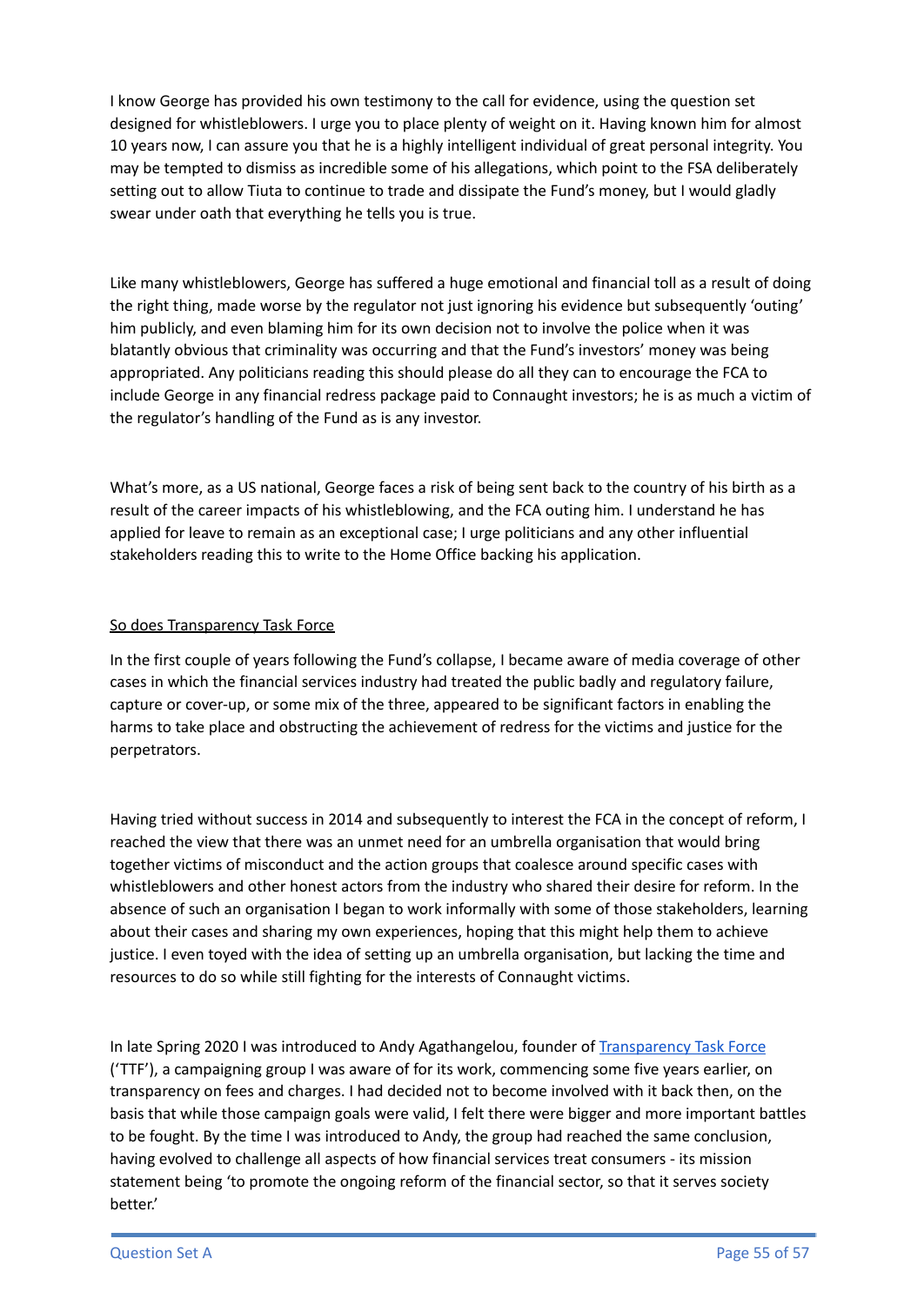I know George has provided his own testimony to the call for evidence, using the question set designed for whistleblowers. I urge you to place plenty of weight on it. Having known him for almost 10 years now, I can assure you that he is a highly intelligent individual of great personal integrity. You may be tempted to dismiss as incredible some of his allegations, which point to the FSA deliberately setting out to allow Tiuta to continue to trade and dissipate the Fund's money, but I would gladly swear under oath that everything he tells you is true.

Like many whistleblowers, George has suffered a huge emotional and financial toll as a result of doing the right thing, made worse by the regulator not just ignoring his evidence but subsequently 'outing' him publicly, and even blaming him for its own decision not to involve the police when it was blatantly obvious that criminality was occurring and that the Fund's investors' money was being appropriated. Any politicians reading this should please do all they can to encourage the FCA to include George in any financial redress package paid to Connaught investors; he is as much a victim of the regulator's handling of the Fund as is any investor.

What's more, as a US national, George faces a risk of being sent back to the country of his birth as a result of the career impacts of his whistleblowing, and the FCA outing him. I understand he has applied for leave to remain as an exceptional case; I urge politicians and any other influential stakeholders reading this to write to the Home Office backing his application.

<u>So does Transparency Task Force</u>

In the first couple of years following the Fund's collapse, I became aware of media coverage of other cases in which the financial services industry had treated the public badly and regulatory failure, capture or cover-up, or some mix of the three, appeared to be significant factors in enabling the harms to take place and obstructing the achievement of redress for the victims and justice for the perpetrators.

Having tried without success in 2014 and subsequently to interest the FCA in the concept of reform, I reached the view that there was an unmet need for an umbrella organisation that would bring together victims of misconduct and the action groups that coalesce around specific cases with whistleblowers and other honest actors from the industry who shared their desire for reform. In the absence of such an organisation I began to work informally with some of those stakeholders, learning about their cases and sharing my own experiences, hoping that this might help them to achieve justice. I even toyed with the idea of setting up an umbrella organisation, but lacking the time and resources to do so while still fighting for the interests of Connaught victims.

In late Spring 2020 I was introduced to Andy Agathangelou, founder of [Transparency Task Force](https://www.transparencytaskforce.org/) ('TTF'), a campaigning group I was aware of for its work, commencing some five years earlier, on transparency on fees and charges. I had decided not to become involved with it back then, on the basis that while those campaign goals were valid, I felt there were bigger and more important battles to be fought. By the time I was introduced to Andy, the group had reached the same conclusion, having evolved to challenge all aspects of how financial services treat consumers - its mission statement being 'to promote the ongoing reform of the financial sector, so that it serves society better.'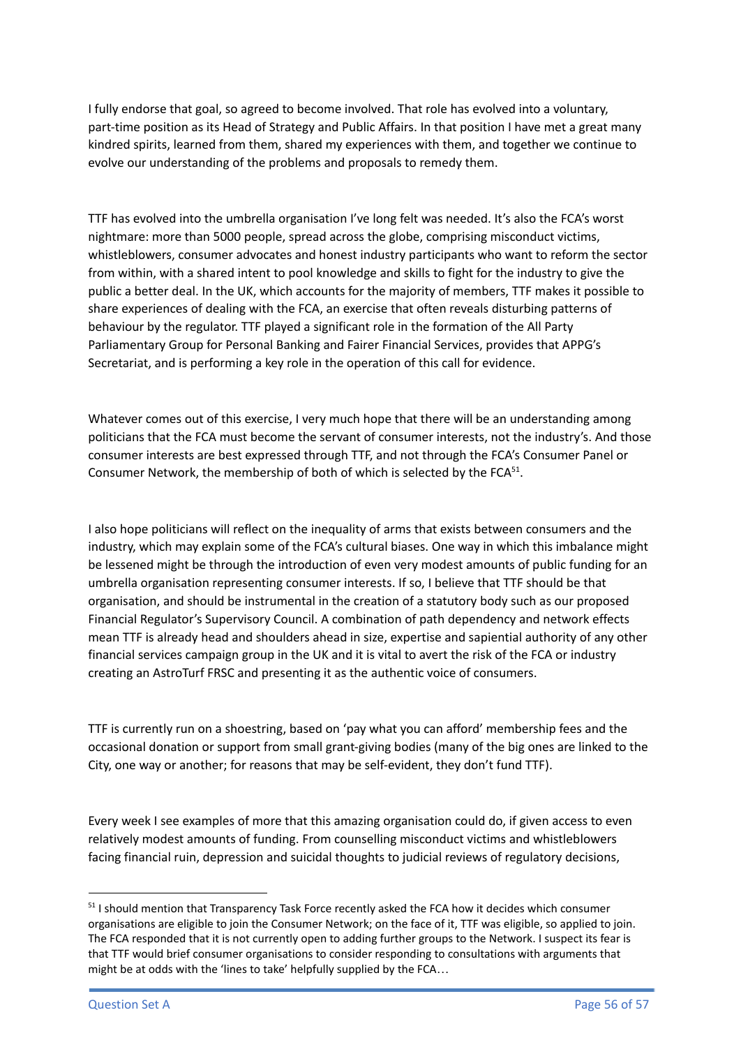I fully endorse that goal, so agreed to become involved. That role has evolved into a voluntary, part-time position as its Head of Strategy and Public Affairs. In that position I have met a great many kindred spirits, learned from them, shared my experiences with them, and together we continue to evolve our understanding of the problems and proposals to remedy them.

TTF has evolved into the umbrella organisation I've long felt was needed. It's also the FCA's worst nightmare: more than 5000 people, spread across the globe, comprising misconduct victims, whistleblowers, consumer advocates and honest industry participants who want to reform the sector from within, with a shared intent to pool knowledge and skills to fight for the industry to give the public a better deal. In the UK, which accounts for the majority of members, TTF makes it possible to share experiences of dealing with the FCA, an exercise that often reveals disturbing patterns of behaviour by the regulator. TTF played a significant role in the formation of the All Party Parliamentary Group for Personal Banking and Fairer Financial Services, provides that APPG's Secretariat, and is performing a key role in the operation of this call for evidence.

Whatever comes out of this exercise, I very much hope that there will be an understanding among politicians that the FCA must become the servant of consumer interests, not the industry's. And those consumer interests are best expressed through TTF, and not through the FCA's Consumer Panel or Consumer Network, the membership of both of which is selected by the FCA[51].

I also hope politicians will reflect on the inequality of arms that exists between consumers and the industry, which may explain some of the FCA's cultural biases. One way in which this imbalance might be lessened might be through the introduction of even very modest amounts of public funding for an umbrella organisation representing consumer interests. If so, I believe that TTF should be that organisation, and should be instrumental in the creation of a statutory body such as our proposed Financial Regulator's Supervisory Council. A combination of path dependency and network effects mean TTF is already head and shoulders ahead in size, expertise and sapiential authority of any other financial services campaign group in the UK and it is vital to avert the risk of the FCA or industry creating an AstroTurf FRSC and presenting it as the authentic voice of consumers.

TTF is currently run on a shoestring, based on 'pay what you can afford' membership fees and the occasional donation or support from small grant-giving bodies (many of the big ones are linked to the City, one way or another; for reasons that may be self-evident, they don't fund TTF).

Every week I see examples of more that this amazing organisation could do, if given access to even relatively modest amounts of funding. From counselling misconduct victims and whistleblowers facing financial ruin, depression and suicidal thoughts to judicial reviews of regulatory decisions,

---

[51] I should mention that Transparency Task Force recently asked the FCA how it decides which consumer organisations are eligible to join the Consumer Network; on the face of it, TTF was eligible, so applied to join. The FCA responded that it is not currently open to adding further groups to the Network. I suspect its fear is that TTF would brief consumer organisations to consider responding to consultations with arguments that might be at odds with the 'lines to take' helpfully supplied by the FCA…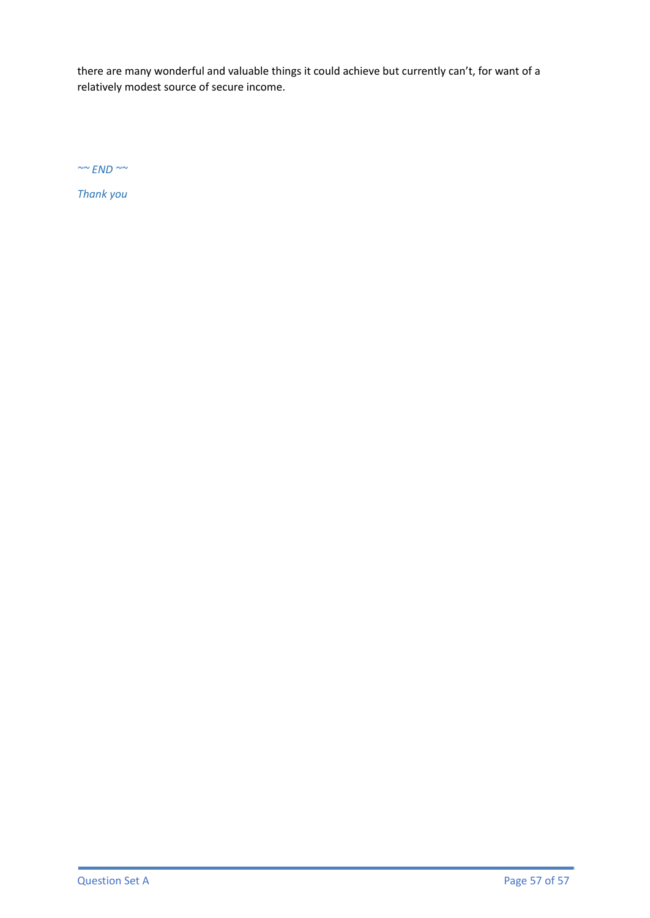there are many wonderful and valuable things it could achieve but currently can't, for want of a relatively modest source of secure income.

*~~ END ~~*

*Thank you*